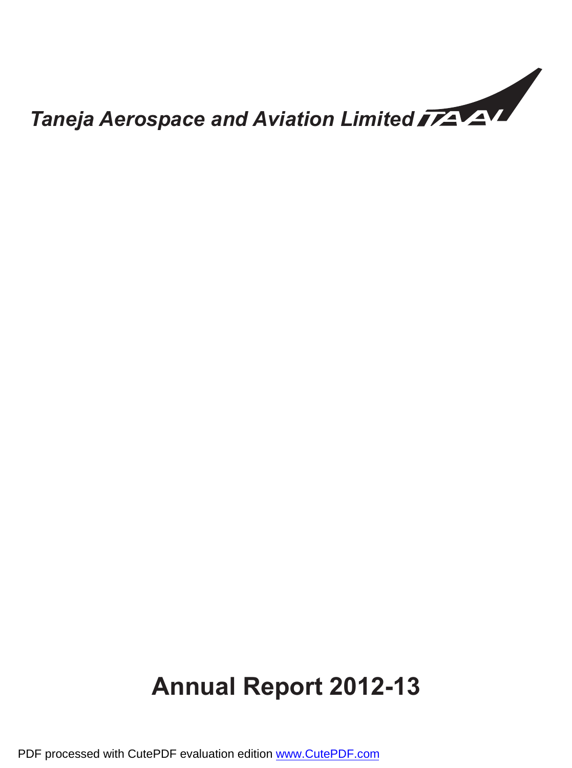*Taneja Aerospace and Aviation Limited*

# Annual Report 2012-13

PDF processed with CutePDF evaluation edition www.CutePDF.com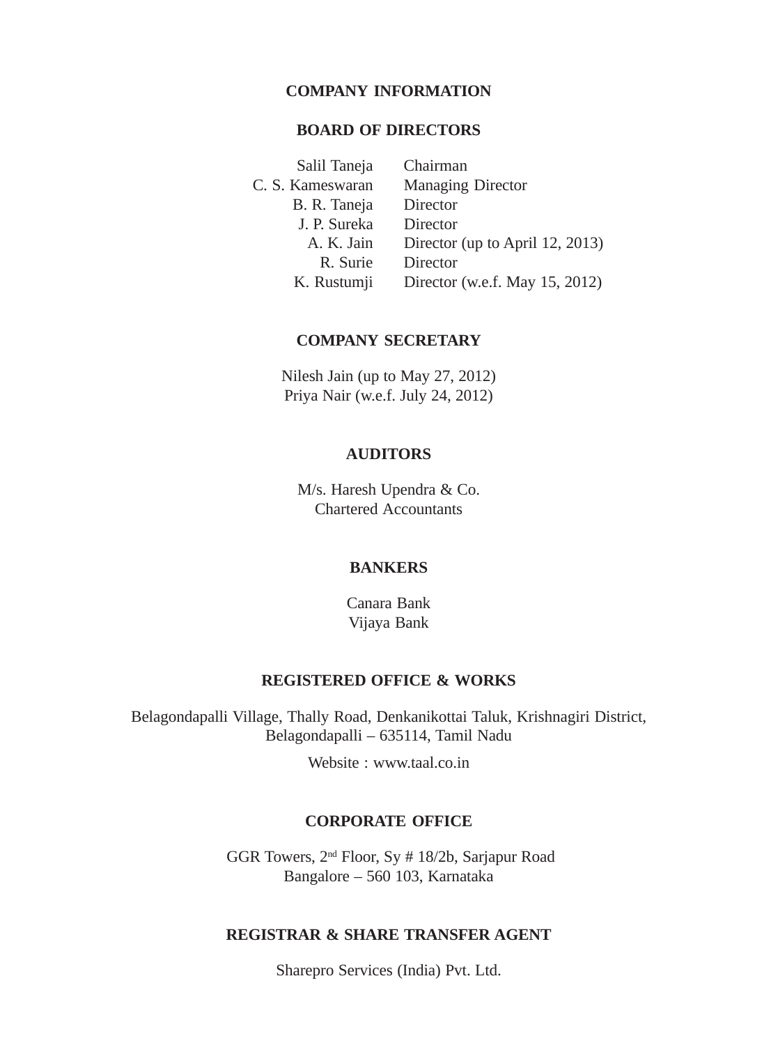# COMPANY INFORMATION

## BOARD OF DIRECTORS

| | |
|---|---|
| Salil Taneja | Chairman |
| C. S. Kameswaran | Managing Director |
| B. R. Taneja | Director |
| J. P. Sureka | Director |
| A. K. Jain | Director (up to April 12, 2013) |
| R. Surie | Director |
| K. Rustumji | Director (w.e.f. May 15, 2012) |

## COMPANY SECRETARY

Nilesh Jain (up to May 27, 2012)
Priya Nair (w.e.f. July 24, 2012)

## AUDITORS

M/s. Haresh Upendra & Co.
Chartered Accountants

## BANKERS

Canara Bank
Vijaya Bank

## REGISTERED OFFICE & WORKS

Belagondapalli Village, Thally Road, Denkanikottai Taluk, Krishnagiri District,
Belagondapalli – 635114, Tamil Nadu

Website : www.taal.co.in

## CORPORATE OFFICE

GGR Towers, 2nd Floor, Sy # 18/2b, Sarjapur Road
Bangalore – 560 103, Karnataka

## REGISTRAR & SHARE TRANSFER AGENT

Sharepro Services (India) Pvt. Ltd.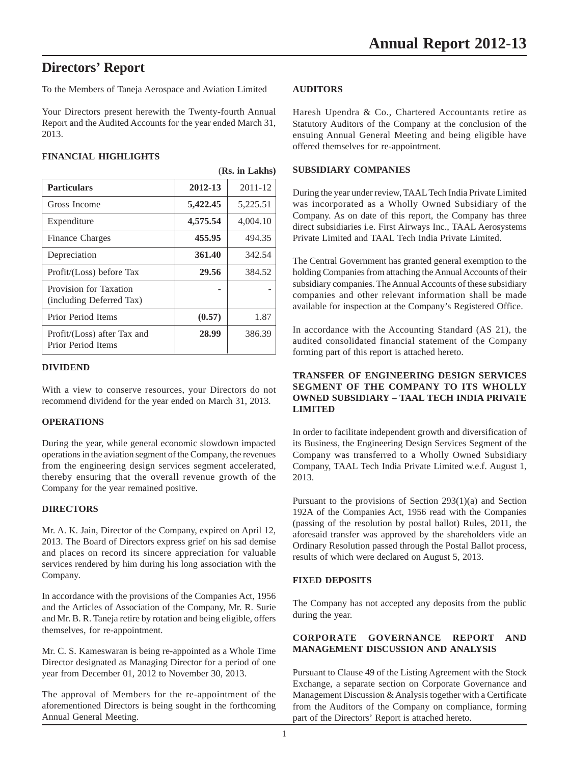# Directors' Report

To the Members of Taneja Aerospace and Aviation Limited

Your Directors present herewith the Twenty-fourth Annual Report and the Audited Accounts for the year ended March 31, 2013.

## FINANCIAL HIGHLIGHTS

(**Rs. in Lakhs**)

| Particulars | 2012-13 | 2011-12 |
|---|---|---|
| Gross Income | **5,422.45** | 5,225.51 |
| Expenditure | **4,575.54** | 4,004.10 |
| Finance Charges | **455.95** | 494.35 |
| Depreciation | **361.40** | 342.54 |
| Profit/(Loss) before Tax | **29.56** | 384.52 |
| Provision for Taxation (including Deferred Tax) | - | - |
| Prior Period Items | **(0.57)** | 1.87 |
| Profit/(Loss) after Tax and Prior Period Items | **28.99** | 386.39 |

## DIVIDEND

With a view to conserve resources, your Directors do not recommend dividend for the year ended on March 31, 2013.

## OPERATIONS

During the year, while general economic slowdown impacted operations in the aviation segment of the Company, the revenues from the engineering design services segment accelerated, thereby ensuring that the overall revenue growth of the Company for the year remained positive.

## DIRECTORS

Mr. A. K. Jain, Director of the Company, expired on April 12, 2013. The Board of Directors express grief on his sad demise and places on record its sincere appreciation for valuable services rendered by him during his long association with the Company.

In accordance with the provisions of the Companies Act, 1956 and the Articles of Association of the Company, Mr. R. Surie and Mr. B. R. Taneja retire by rotation and being eligible, offers themselves, for re-appointment.

Mr. C. S. Kameswaran is being re-appointed as a Whole Time Director designated as Managing Director for a period of one year from December 01, 2012 to November 30, 2013.

The approval of Members for the re-appointment of the aforementioned Directors is being sought in the forthcoming Annual General Meeting.

## AUDITORS

Haresh Upendra & Co., Chartered Accountants retire as Statutory Auditors of the Company at the conclusion of the ensuing Annual General Meeting and being eligible have offered themselves for re-appointment.

## SUBSIDIARY COMPANIES

During the year under review, TAAL Tech India Private Limited was incorporated as a Wholly Owned Subsidiary of the Company. As on date of this report, the Company has three direct subsidiaries i.e. First Airways Inc., TAAL Aerosystems Private Limited and TAAL Tech India Private Limited.

The Central Government has granted general exemption to the holding Companies from attaching the Annual Accounts of their subsidiary companies. The Annual Accounts of these subsidiary companies and other relevant information shall be made available for inspection at the Company's Registered Office.

In accordance with the Accounting Standard (AS 21), the audited consolidated financial statement of the Company forming part of this report is attached hereto.

## TRANSFER OF ENGINEERING DESIGN SERVICES SEGMENT OF THE COMPANY TO ITS WHOLLY OWNED SUBSIDIARY – TAAL TECH INDIA PRIVATE LIMITED

In order to facilitate independent growth and diversification of its Business, the Engineering Design Services Segment of the Company was transferred to a Wholly Owned Subsidiary Company, TAAL Tech India Private Limited w.e.f. August 1, 2013.

Pursuant to the provisions of Section 293(1)(a) and Section 192A of the Companies Act, 1956 read with the Companies (passing of the resolution by postal ballot) Rules, 2011, the aforesaid transfer was approved by the shareholders vide an Ordinary Resolution passed through the Postal Ballot process, results of which were declared on August 5, 2013.

## FIXED DEPOSITS

The Company has not accepted any deposits from the public during the year.

## CORPORATE GOVERNANCE REPORT AND MANAGEMENT DISCUSSION AND ANALYSIS

Pursuant to Clause 49 of the Listing Agreement with the Stock Exchange, a separate section on Corporate Governance and Management Discussion & Analysis together with a Certificate from the Auditors of the Company on compliance, forming part of the Directors' Report is attached hereto.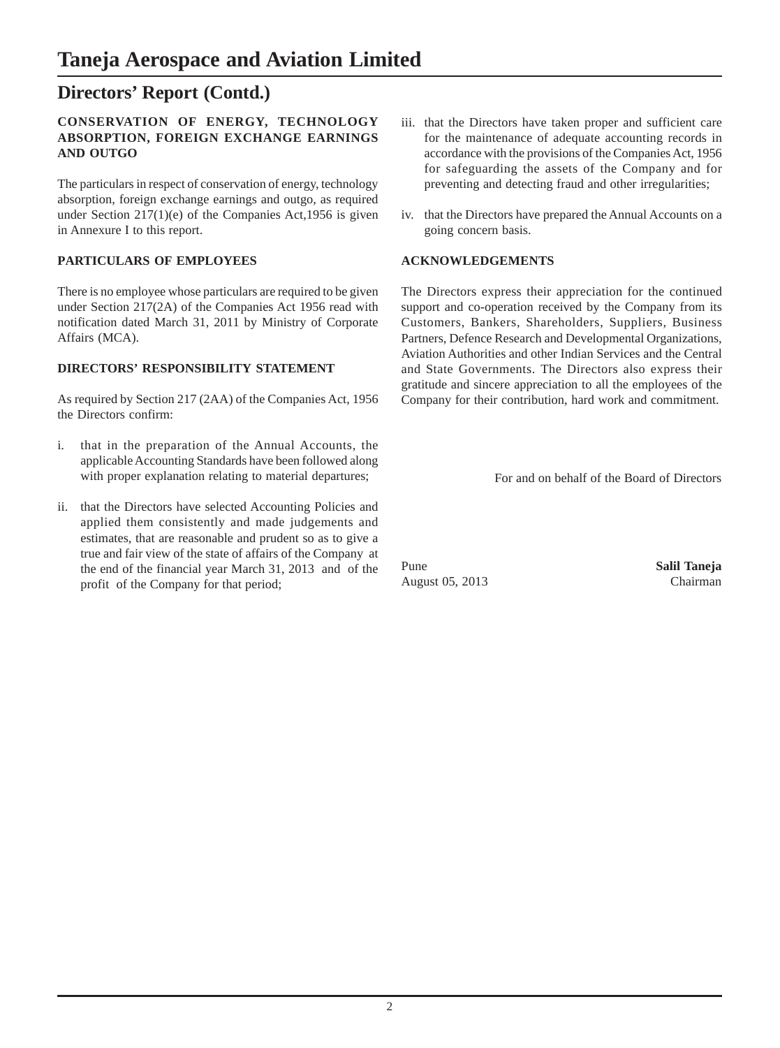# Taneja Aerospace and Aviation Limited

## Directors' Report (Contd.)

### CONSERVATION OF ENERGY, TECHNOLOGY ABSORPTION, FOREIGN EXCHANGE EARNINGS AND OUTGO

The particulars in respect of conservation of energy, technology absorption, foreign exchange earnings and outgo, as required under Section 217(1)(e) of the Companies Act,1956 is given in Annexure I to this report.

### PARTICULARS OF EMPLOYEES

There is no employee whose particulars are required to be given under Section 217(2A) of the Companies Act 1956 read with notification dated March 31, 2011 by Ministry of Corporate Affairs (MCA).

### DIRECTORS' RESPONSIBILITY STATEMENT

As required by Section 217 (2AA) of the Companies Act, 1956 the Directors confirm:

i. that in the preparation of the Annual Accounts, the applicable Accounting Standards have been followed along with proper explanation relating to material departures;

ii. that the Directors have selected Accounting Policies and applied them consistently and made judgements and estimates, that are reasonable and prudent so as to give a true and fair view of the state of affairs of the Company at the end of the financial year March 31, 2013 and of the profit of the Company for that period;

iii. that the Directors have taken proper and sufficient care for the maintenance of adequate accounting records in accordance with the provisions of the Companies Act, 1956 for safeguarding the assets of the Company and for preventing and detecting fraud and other irregularities;

iv. that the Directors have prepared the Annual Accounts on a going concern basis.

### ACKNOWLEDGEMENTS

The Directors express their appreciation for the continued support and co-operation received by the Company from its Customers, Bankers, Shareholders, Suppliers, Business Partners, Defence Research and Developmental Organizations, Aviation Authorities and other Indian Services and the Central and State Governments. The Directors also express their gratitude and sincere appreciation to all the employees of the Company for their contribution, hard work and commitment.

For and on behalf of the Board of Directors

Pune
August 05, 2013

**Salil Taneja**
Chairman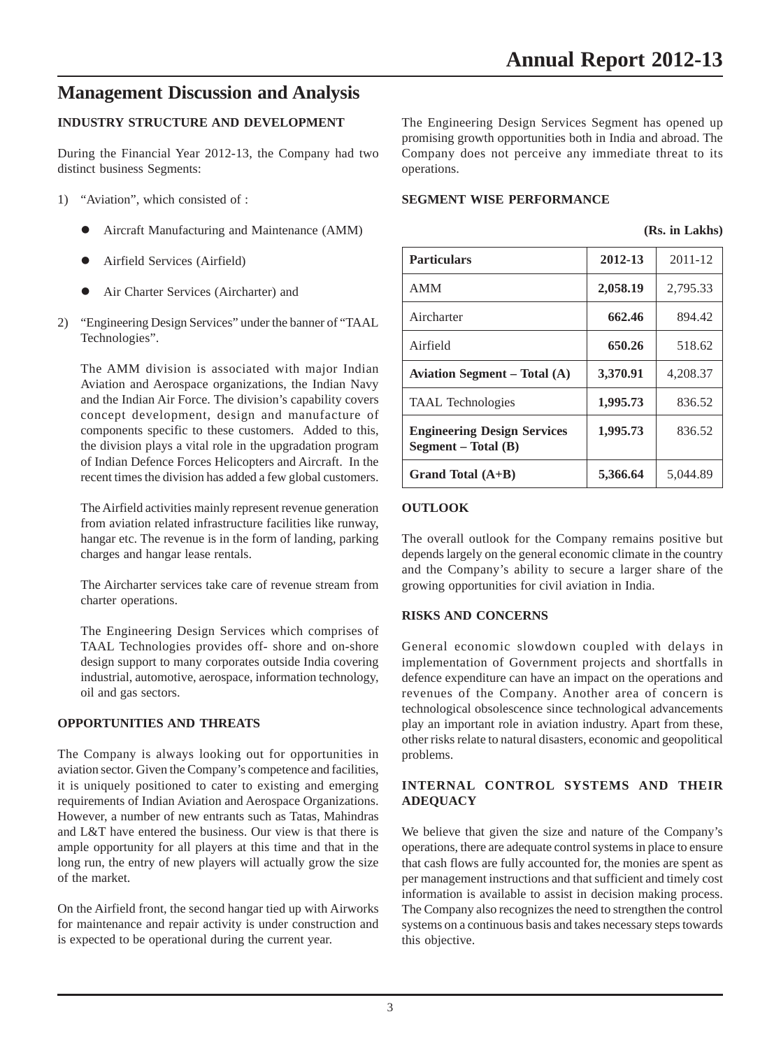# Management Discussion and Analysis

**INDUSTRY STRUCTURE AND DEVELOPMENT**

During the Financial Year 2012-13, the Company had two distinct business Segments:

1) "Aviation", which consisted of :
   - Aircraft Manufacturing and Maintenance (AMM)
   - Airfield Services (Airfield)
   - Air Charter Services (Aircharter) and
2) "Engineering Design Services" under the banner of "TAAL Technologies".

   The AMM division is associated with major Indian Aviation and Aerospace organizations, the Indian Navy and the Indian Air Force. The division's capability covers concept development, design and manufacture of components specific to these customers. Added to this, the division plays a vital role in the upgradation program of Indian Defence Forces Helicopters and Aircraft. In the recent times the division has added a few global customers.

   The Airfield activities mainly represent revenue generation from aviation related infrastructure facilities like runway, hangar etc. The revenue is in the form of landing, parking charges and hangar lease rentals.

   The Aircharter services take care of revenue stream from charter operations.

   The Engineering Design Services which comprises of TAAL Technologies provides off- shore and on-shore design support to many corporates outside India covering industrial, automotive, aerospace, information technology, oil and gas sectors.

**OPPORTUNITIES AND THREATS**

The Company is always looking out for opportunities in aviation sector. Given the Company's competence and facilities, it is uniquely positioned to cater to existing and emerging requirements of Indian Aviation and Aerospace Organizations. However, a number of new entrants such as Tatas, Mahindras and L&T have entered the business. Our view is that there is ample opportunity for all players at this time and that in the long run, the entry of new players will actually grow the size of the market.

On the Airfield front, the second hangar tied up with Airworks for maintenance and repair activity is under construction and is expected to be operational during the current year.

The Engineering Design Services Segment has opened up promising growth opportunities both in India and abroad. The Company does not perceive any immediate threat to its operations.

**SEGMENT WISE PERFORMANCE**

**(Rs. in Lakhs)**

| Particulars | 2012-13 | 2011-12 |
|---|---|---|
| AMM | **2,058.19** | 2,795.33 |
| Aircharter | **662.46** | 894.42 |
| Airfield | **650.26** | 518.62 |
| **Aviation Segment – Total (A)** | **3,370.91** | 4,208.37 |
| TAAL Technologies | **1,995.73** | 836.52 |
| **Engineering Design Services Segment – Total (B)** | **1,995.73** | 836.52 |
| **Grand Total (A+B)** | **5,366.64** | 5,044.89 |

**OUTLOOK**

The overall outlook for the Company remains positive but depends largely on the general economic climate in the country and the Company's ability to secure a larger share of the growing opportunities for civil aviation in India.

**RISKS AND CONCERNS**

General economic slowdown coupled with delays in implementation of Government projects and shortfalls in defence expenditure can have an impact on the operations and revenues of the Company. Another area of concern is technological obsolescence since technological advancements play an important role in aviation industry. Apart from these, other risks relate to natural disasters, economic and geopolitical problems.

**INTERNAL CONTROL SYSTEMS AND THEIR ADEQUACY**

We believe that given the size and nature of the Company's operations, there are adequate control systems in place to ensure that cash flows are fully accounted for, the monies are spent as per management instructions and that sufficient and timely cost information is available to assist in decision making process. The Company also recognizes the need to strengthen the control systems on a continuous basis and takes necessary steps towards this objective.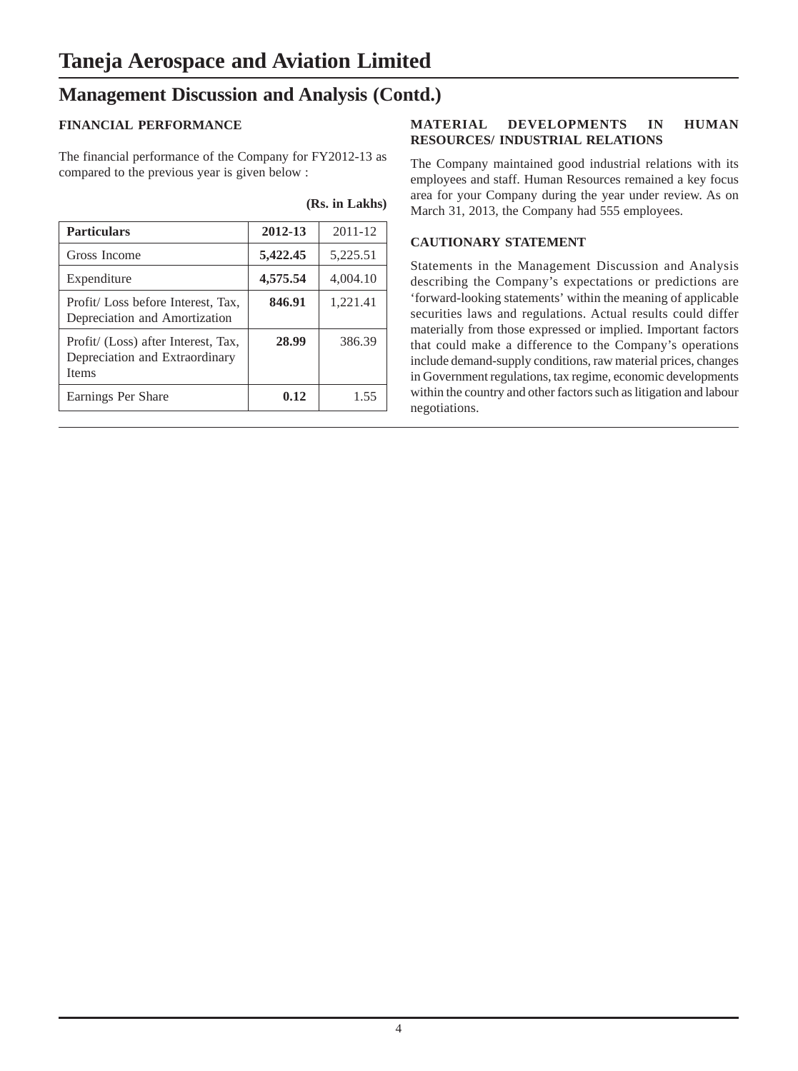# Taneja Aerospace and Aviation Limited

## Management Discussion and Analysis (Contd.)

### FINANCIAL PERFORMANCE

The financial performance of the Company for FY2012-13 as compared to the previous year is given below :

**(Rs. in Lakhs)**

| Particulars | 2012-13 | 2011-12 |
|---|---|---|
| Gross Income | **5,422.45** | 5,225.51 |
| Expenditure | **4,575.54** | 4,004.10 |
| Profit/ Loss before Interest, Tax, Depreciation and Amortization | **846.91** | 1,221.41 |
| Profit/ (Loss) after Interest, Tax, Depreciation and Extraordinary Items | **28.99** | 386.39 |
| Earnings Per Share | **0.12** | 1.55 |

### MATERIAL DEVELOPMENTS IN HUMAN RESOURCES/ INDUSTRIAL RELATIONS

The Company maintained good industrial relations with its employees and staff. Human Resources remained a key focus area for your Company during the year under review. As on March 31, 2013, the Company had 555 employees.

### CAUTIONARY STATEMENT

Statements in the Management Discussion and Analysis describing the Company's expectations or predictions are 'forward-looking statements' within the meaning of applicable securities laws and regulations. Actual results could differ materially from those expressed or implied. Important factors that could make a difference to the Company's operations include demand-supply conditions, raw material prices, changes in Government regulations, tax regime, economic developments within the country and other factors such as litigation and labour negotiations.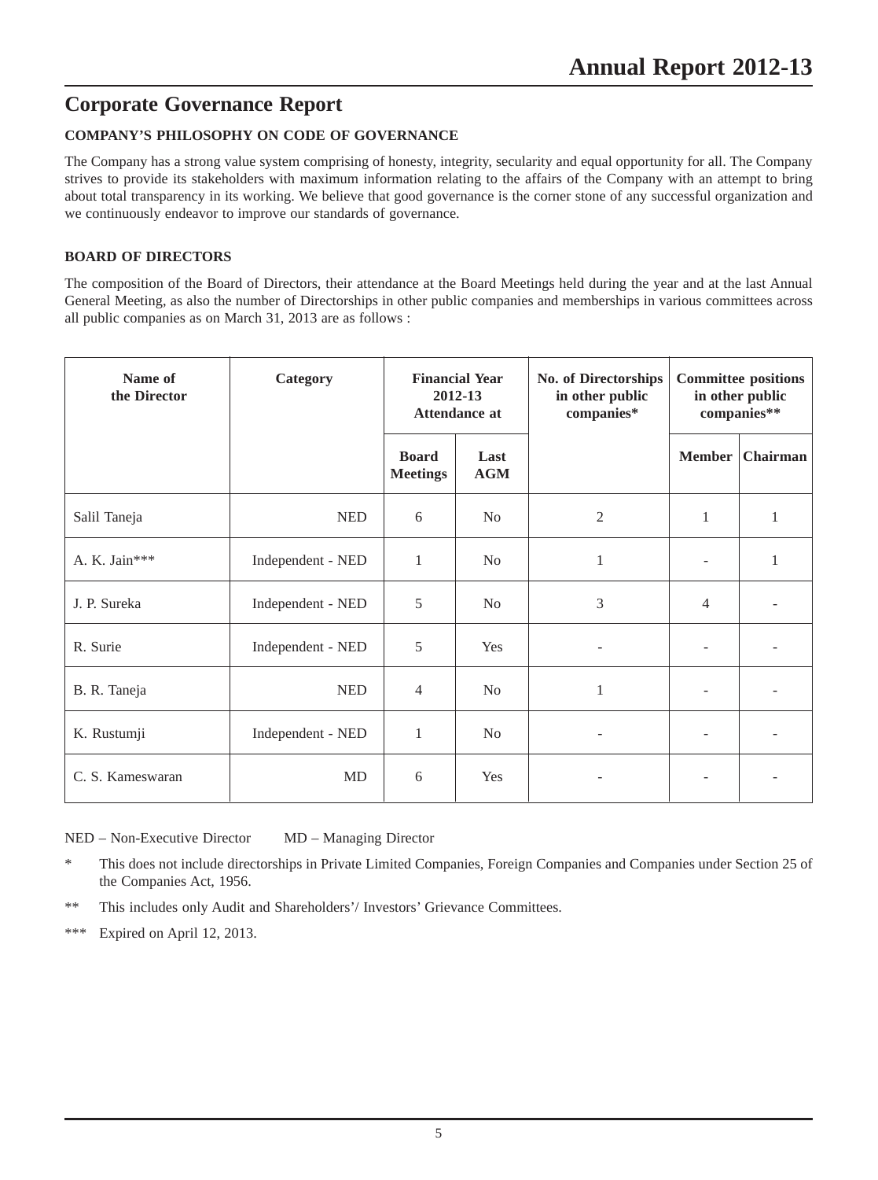## Corporate Governance Report

### COMPANY'S PHILOSOPHY ON CODE OF GOVERNANCE

The Company has a strong value system comprising of honesty, integrity, secularity and equal opportunity for all. The Company strives to provide its stakeholders with maximum information relating to the affairs of the Company with an attempt to bring about total transparency in its working. We believe that good governance is the corner stone of any successful organization and we continuously endeavor to improve our standards of governance.

### BOARD OF DIRECTORS

The composition of the Board of Directors, their attendance at the Board Meetings held during the year and at the last Annual General Meeting, as also the number of Directorships in other public companies and memberships in various committees across all public companies as on March 31, 2013 are as follows :

| Name of the Director | Category | Financial Year 2012-13 Attendance at | | No. of Directorships in other public companies* | Committee positions in other public companies** | |
|---|---|---|---|---|---|---|
| | | Board Meetings | Last AGM | | Member | Chairman |
| Salil Taneja | NED | 6 | No | 2 | 1 | 1 |
| A. K. Jain*** | Independent - NED | 1 | No | 1 | - | 1 |
| J. P. Sureka | Independent - NED | 5 | No | 3 | 4 | - |
| R. Surie | Independent - NED | 5 | Yes | - | - | - |
| B. R. Taneja | NED | 4 | No | 1 | - | - |
| K. Rustumji | Independent - NED | 1 | No | - | - | - |
| C. S. Kameswaran | MD | 6 | Yes | - | - | - |

NED – Non-Executive Director MD – Managing Director

\* This does not include directorships in Private Limited Companies, Foreign Companies and Companies under Section 25 of the Companies Act, 1956.

** This includes only Audit and Shareholders'/ Investors' Grievance Committees.

*** Expired on April 12, 2013.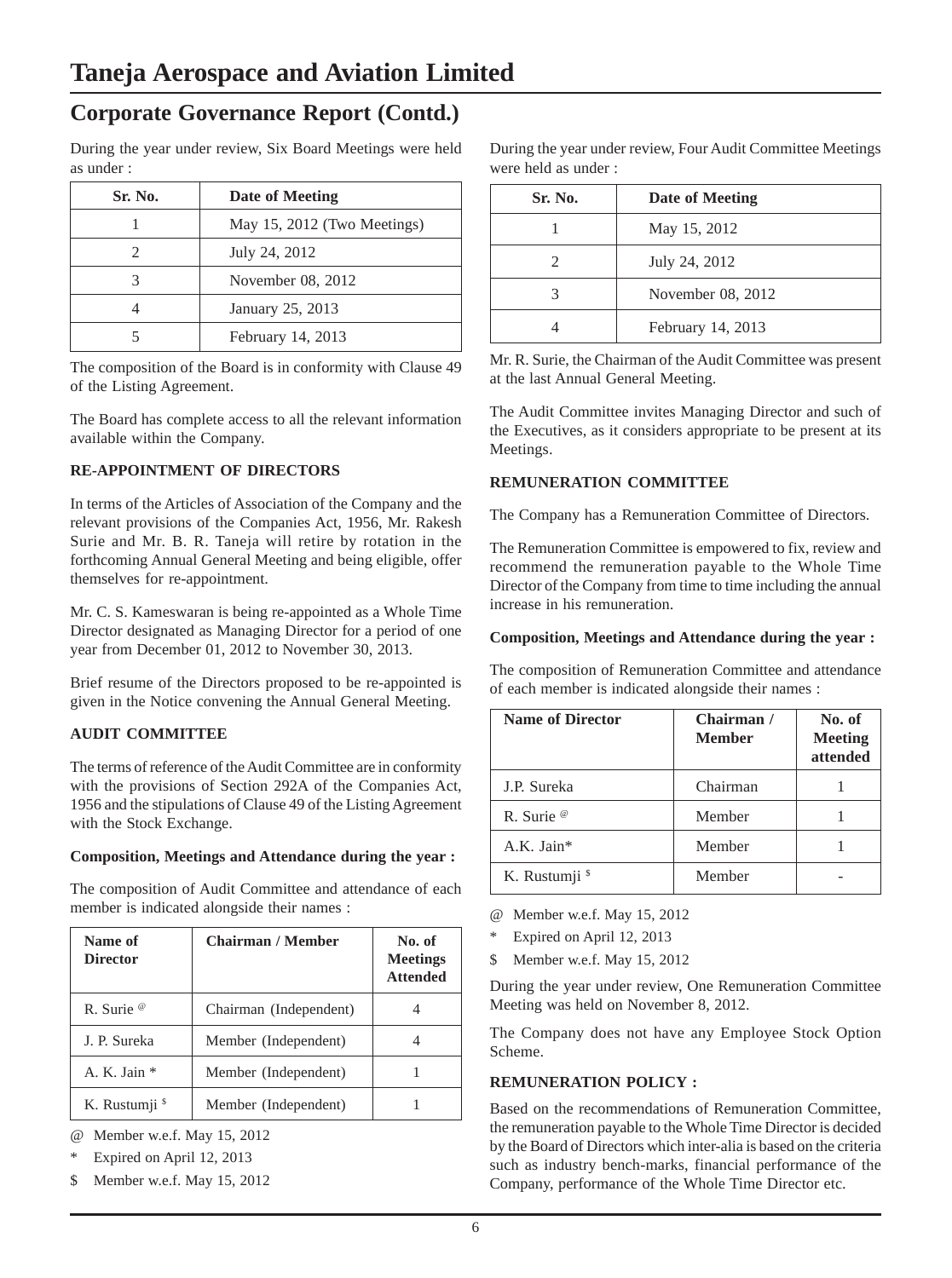# Taneja Aerospace and Aviation Limited

## Corporate Governance Report (Contd.)

During the year under review, Six Board Meetings were held as under :

| Sr. No. | Date of Meeting |
|---|---|
| 1 | May 15, 2012 (Two Meetings) |
| 2 | July 24, 2012 |
| 3 | November 08, 2012 |
| 4 | January 25, 2013 |
| 5 | February 14, 2013 |

The composition of the Board is in conformity with Clause 49 of the Listing Agreement.

The Board has complete access to all the relevant information available within the Company.

### RE-APPOINTMENT OF DIRECTORS

In terms of the Articles of Association of the Company and the relevant provisions of the Companies Act, 1956, Mr. Rakesh Surie and Mr. B. R. Taneja will retire by rotation in the forthcoming Annual General Meeting and being eligible, offer themselves for re-appointment.

Mr. C. S. Kameswaran is being re-appointed as a Whole Time Director designated as Managing Director for a period of one year from December 01, 2012 to November 30, 2013.

Brief resume of the Directors proposed to be re-appointed is given in the Notice convening the Annual General Meeting.

### AUDIT COMMITTEE

The terms of reference of the Audit Committee are in conformity with the provisions of Section 292A of the Companies Act, 1956 and the stipulations of Clause 49 of the Listing Agreement with the Stock Exchange.

**Composition, Meetings and Attendance during the year :**

The composition of Audit Committee and attendance of each member is indicated alongside their names :

| Name of Director | Chairman / Member | No. of Meetings Attended |
|---|---|---|
| R. Surie @ | Chairman (Independent) | 4 |
| J. P. Sureka | Member (Independent) | 4 |
| A. K. Jain * | Member (Independent) | 1 |
| K. Rustumji $ | Member (Independent) | 1 |

@ Member w.e.f. May 15, 2012

\* Expired on April 12, 2013

$ Member w.e.f. May 15, 2012

During the year under review, Four Audit Committee Meetings were held as under :

| Sr. No. | Date of Meeting |
|---|---|
| 1 | May 15, 2012 |
| 2 | July 24, 2012 |
| 3 | November 08, 2012 |
| 4 | February 14, 2013 |

Mr. R. Surie, the Chairman of the Audit Committee was present at the last Annual General Meeting.

The Audit Committee invites Managing Director and such of the Executives, as it considers appropriate to be present at its Meetings.

### REMUNERATION COMMITTEE

The Company has a Remuneration Committee of Directors.

The Remuneration Committee is empowered to fix, review and recommend the remuneration payable to the Whole Time Director of the Company from time to time including the annual increase in his remuneration.

**Composition, Meetings and Attendance during the year :**

The composition of Remuneration Committee and attendance of each member is indicated alongside their names :

| Name of Director | Chairman / Member | No. of Meeting attended |
|---|---|---|
| J.P. Sureka | Chairman | 1 |
| R. Surie @ | Member | 1 |
| A.K. Jain* | Member | 1 |
| K. Rustumji $ | Member | - |

@ Member w.e.f. May 15, 2012

\* Expired on April 12, 2013

$ Member w.e.f. May 15, 2012

During the year under review, One Remuneration Committee Meeting was held on November 8, 2012.

The Company does not have any Employee Stock Option Scheme.

### REMUNERATION POLICY :

Based on the recommendations of Remuneration Committee, the remuneration payable to the Whole Time Director is decided by the Board of Directors which inter-alia is based on the criteria such as industry bench-marks, financial performance of the Company, performance of the Whole Time Director etc.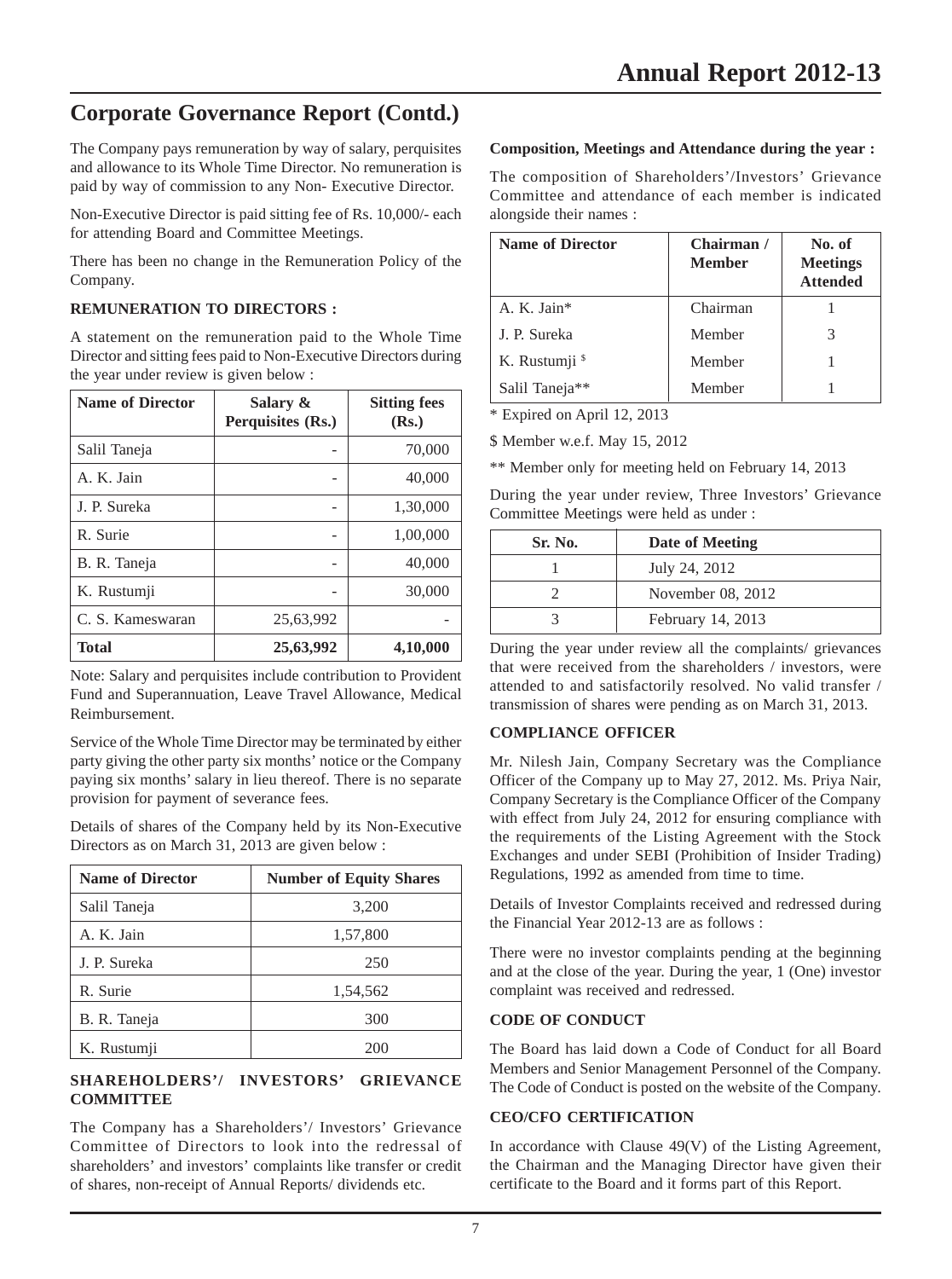## Corporate Governance Report (Contd.)

The Company pays remuneration by way of salary, perquisites and allowance to its Whole Time Director. No remuneration is paid by way of commission to any Non- Executive Director.

Non-Executive Director is paid sitting fee of Rs. 10,000/- each for attending Board and Committee Meetings.

There has been no change in the Remuneration Policy of the Company.

### REMUNERATION TO DIRECTORS :

A statement on the remuneration paid to the Whole Time Director and sitting fees paid to Non-Executive Directors during the year under review is given below :

| Name of Director | Salary & Perquisites (Rs.) | Sitting fees (Rs.) |
|---|---|---|
| Salil Taneja | - | 70,000 |
| A. K. Jain | - | 40,000 |
| J. P. Sureka | - | 1,30,000 |
| R. Surie | - | 1,00,000 |
| B. R. Taneja | - | 40,000 |
| K. Rustumji | - | 30,000 |
| C. S. Kameswaran | 25,63,992 | - |
| **Total** | **25,63,992** | **4,10,000** |

Note: Salary and perquisites include contribution to Provident Fund and Superannuation, Leave Travel Allowance, Medical Reimbursement.

Service of the Whole Time Director may be terminated by either party giving the other party six months' notice or the Company paying six months' salary in lieu thereof. There is no separate provision for payment of severance fees.

Details of shares of the Company held by its Non-Executive Directors as on March 31, 2013 are given below :

| Name of Director | Number of Equity Shares |
|---|---|
| Salil Taneja | 3,200 |
| A. K. Jain | 1,57,800 |
| J. P. Sureka | 250 |
| R. Surie | 1,54,562 |
| B. R. Taneja | 300 |
| K. Rustumji | 200 |

### SHAREHOLDERS'/ INVESTORS' GRIEVANCE COMMITTEE

The Company has a Shareholders'/ Investors' Grievance Committee of Directors to look into the redressal of shareholders' and investors' complaints like transfer or credit of shares, non-receipt of Annual Reports/ dividends etc.

**Composition, Meetings and Attendance during the year :**

The composition of Shareholders'/Investors' Grievance Committee and attendance of each member is indicated alongside their names :

| Name of Director | Chairman / Member | No. of Meetings Attended |
|---|---|---|
| A. K. Jain* | Chairman | 1 |
| J. P. Sureka | Member | 3 |
| K. Rustumji $ | Member | 1 |
| Salil Taneja** | Member | 1 |

* Expired on April 12, 2013

$ Member w.e.f. May 15, 2012

** Member only for meeting held on February 14, 2013

During the year under review, Three Investors' Grievance Committee Meetings were held as under :

| Sr. No. | Date of Meeting |
|---|---|
| 1 | July 24, 2012 |
| 2 | November 08, 2012 |
| 3 | February 14, 2013 |

During the year under review all the complaints/ grievances that were received from the shareholders / investors, were attended to and satisfactorily resolved. No valid transfer / transmission of shares were pending as on March 31, 2013.

### COMPLIANCE OFFICER

Mr. Nilesh Jain, Company Secretary was the Compliance Officer of the Company up to May 27, 2012. Ms. Priya Nair, Company Secretary is the Compliance Officer of the Company with effect from July 24, 2012 for ensuring compliance with the requirements of the Listing Agreement with the Stock Exchanges and under SEBI (Prohibition of Insider Trading) Regulations, 1992 as amended from time to time.

Details of Investor Complaints received and redressed during the Financial Year 2012-13 are as follows :

There were no investor complaints pending at the beginning and at the close of the year. During the year, 1 (One) investor complaint was received and redressed.

### CODE OF CONDUCT

The Board has laid down a Code of Conduct for all Board Members and Senior Management Personnel of the Company. The Code of Conduct is posted on the website of the Company.

### CEO/CFO CERTIFICATION

In accordance with Clause 49(V) of the Listing Agreement, the Chairman and the Managing Director have given their certificate to the Board and it forms part of this Report.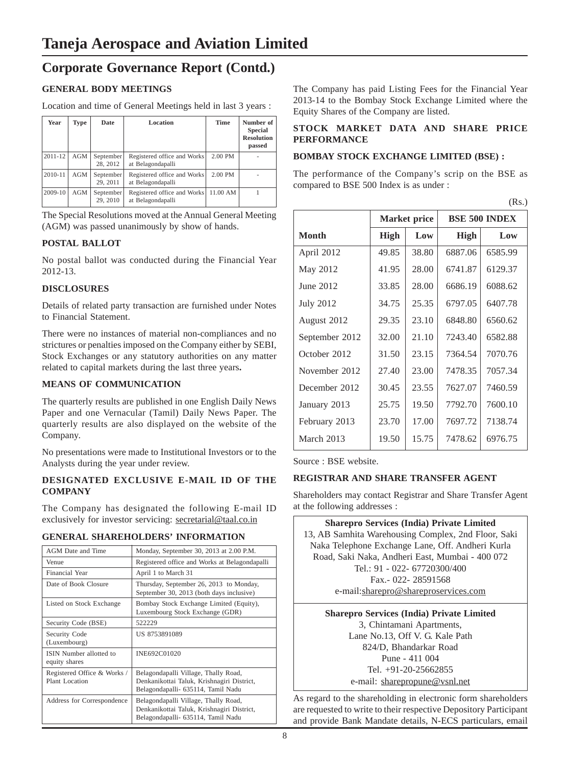# Taneja Aerospace and Aviation Limited

## Corporate Governance Report (Contd.)

### GENERAL BODY MEETINGS

Location and time of General Meetings held in last 3 years :

| Year | Type | Date | Location | Time | Number of Special Resolution passed |
|---|---|---|---|---|---|
| 2011-12 | AGM | September 28, 2012 | Registered office and Works at Belagondapalli | 2.00 PM | - |
| 2010-11 | AGM | September 29, 2011 | Registered office and Works at Belagondapalli | 2.00 PM | - |
| 2009-10 | AGM | September 29, 2010 | Registered office and Works at Belagondapalli | 11.00 AM | 1 |

The Special Resolutions moved at the Annual General Meeting (AGM) was passed unanimously by show of hands.

### POSTAL BALLOT

No postal ballot was conducted during the Financial Year 2012-13.

### DISCLOSURES

Details of related party transaction are furnished under Notes to Financial Statement.

There were no instances of material non-compliances and no strictures or penalties imposed on the Company either by SEBI, Stock Exchanges or any statutory authorities on any matter related to capital markets during the last three years**.**

### MEANS OF COMMUNICATION

The quarterly results are published in one English Daily News Paper and one Vernacular (Tamil) Daily News Paper. The quarterly results are also displayed on the website of the Company.

No presentations were made to Institutional Investors or to the Analysts during the year under review.

### DESIGNATED EXCLUSIVE E-MAIL ID OF THE COMPANY

The Company has designated the following E-mail ID exclusively for investor servicing: secretarial@taal.co.in

### GENERAL SHAREHOLDERS' INFORMATION

| | |
|---|---|
| AGM Date and Time | Monday, September 30, 2013 at 2.00 P.M. |
| Venue | Registered office and Works at Belagondapalli |
| Financial Year | April 1 to March 31 |
| Date of Book Closure | Thursday, September 26, 2013 to Monday, September 30, 2013 (both days inclusive) |
| Listed on Stock Exchange | Bombay Stock Exchange Limited (Equity), Luxembourg Stock Exchange (GDR) |
| Security Code (BSE) | 522229 |
| Security Code (Luxembourg) | US 8753891089 |
| ISIN Number allotted to equity shares | INE692C01020 |
| Registered Office & Works / Plant Location | Belagondapalli Village, Thally Road, Denkanikottai Taluk, Krishnagiri District, Belagondapalli- 635114, Tamil Nadu |
| Address for Correspondence | Belagondapalli Village, Thally Road, Denkanikottai Taluk, Krishnagiri District, Belagondapalli- 635114, Tamil Nadu |

The Company has paid Listing Fees for the Financial Year 2013-14 to the Bombay Stock Exchange Limited where the Equity Shares of the Company are listed.

### STOCK MARKET DATA AND SHARE PRICE PERFORMANCE

### BOMBAY STOCK EXCHANGE LIMITED (BSE) :

The performance of the Company's scrip on the BSE as compared to BSE 500 Index is as under :

(Rs.)

| | Market price | | BSE 500 INDEX | |
|---|---|---|---|---|
| **Month** | **High** | **Low** | **High** | **Low** |
| April 2012 | 49.85 | 38.80 | 6887.06 | 6585.99 |
| May 2012 | 41.95 | 28.00 | 6741.87 | 6129.37 |
| June 2012 | 33.85 | 28.00 | 6686.19 | 6088.62 |
| July 2012 | 34.75 | 25.35 | 6797.05 | 6407.78 |
| August 2012 | 29.35 | 23.10 | 6848.80 | 6560.62 |
| September 2012 | 32.00 | 21.10 | 7243.40 | 6582.88 |
| October 2012 | 31.50 | 23.15 | 7364.54 | 7070.76 |
| November 2012 | 27.40 | 23.00 | 7478.35 | 7057.34 |
| December 2012 | 30.45 | 23.55 | 7627.07 | 7460.59 |
| January 2013 | 25.75 | 19.50 | 7792.70 | 7600.10 |
| February 2013 | 23.70 | 17.00 | 7697.72 | 7138.74 |
| March 2013 | 19.50 | 15.75 | 7478.62 | 6976.75 |

Source : BSE website.

### REGISTRAR AND SHARE TRANSFER AGENT

Shareholders may contact Registrar and Share Transfer Agent at the following addresses :

**Sharepro Services (India) Private Limited**
13, AB Samhita Warehousing Complex, 2nd Floor, Saki Naka Telephone Exchange Lane, Off. Andheri Kurla Road, Saki Naka, Andheri East, Mumbai - 400 072
Tel.: 91 - 022- 67720300/400
Fax.- 022- 28591568
e-mail:sharepro@shareproservices.com

**Sharepro Services (India) Private Limited**
3, Chintamani Apartments,
Lane No.13, Off V. G. Kale Path
824/D, Bhandarkar Road
Pune - 411 004
Tel. +91-20-25662855
e-mail: sharepropune@vsnl.net

As regard to the shareholding in electronic form shareholders are requested to write to their respective Depository Participant and provide Bank Mandate details, N-ECS particulars, email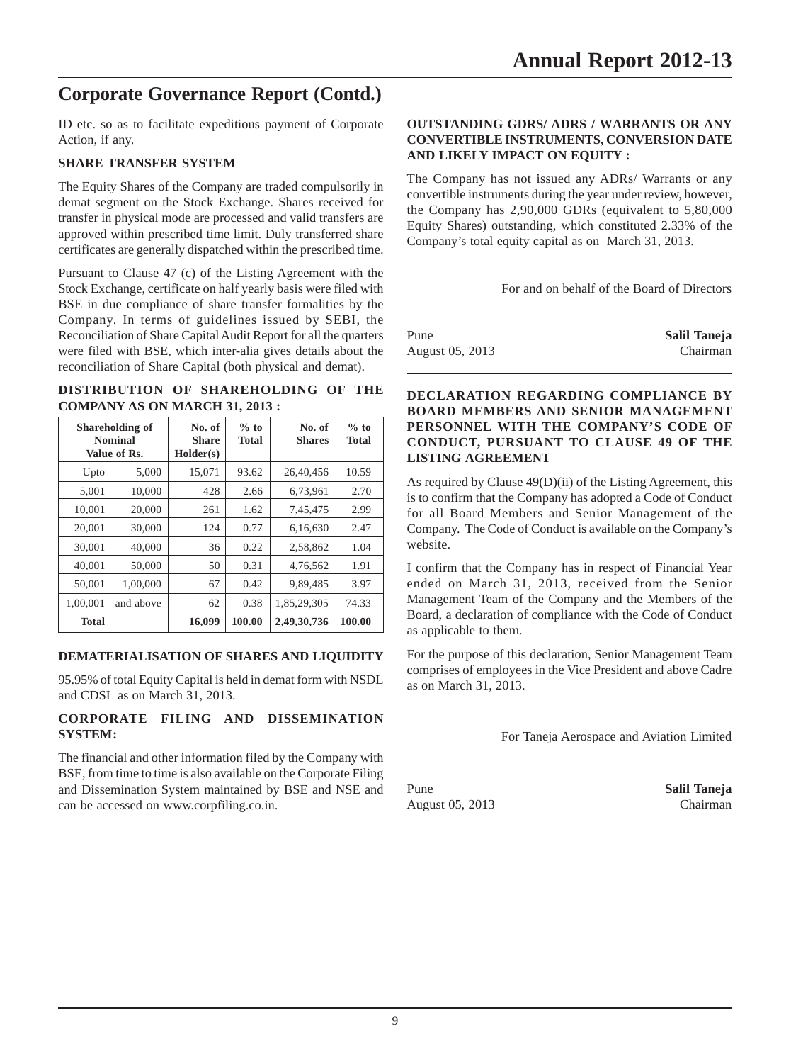## Corporate Governance Report (Contd.)

ID etc. so as to facilitate expeditious payment of Corporate Action, if any.

### SHARE TRANSFER SYSTEM

The Equity Shares of the Company are traded compulsorily in demat segment on the Stock Exchange. Shares received for transfer in physical mode are processed and valid transfers are approved within prescribed time limit. Duly transferred share certificates are generally dispatched within the prescribed time.

Pursuant to Clause 47 (c) of the Listing Agreement with the Stock Exchange, certificate on half yearly basis were filed with BSE in due compliance of share transfer formalities by the Company. In terms of guidelines issued by SEBI, the Reconciliation of Share Capital Audit Report for all the quarters were filed with BSE, which inter-alia gives details about the reconciliation of Share Capital (both physical and demat).

### DISTRIBUTION OF SHAREHOLDING OF THE COMPANY AS ON MARCH 31, 2013 :

| Shareholding of Nominal Value of Rs. | | No. of Share Holder(s) | % to Total | No. of Shares | % to Total |
|---|---|---|---|---|---|
| Upto | 5,000 | 15,071 | 93.62 | 26,40,456 | 10.59 |
| 5,001 | 10,000 | 428 | 2.66 | 6,73,961 | 2.70 |
| 10,001 | 20,000 | 261 | 1.62 | 7,45,475 | 2.99 |
| 20,001 | 30,000 | 124 | 0.77 | 6,16,630 | 2.47 |
| 30,001 | 40,000 | 36 | 0.22 | 2,58,862 | 1.04 |
| 40,001 | 50,000 | 50 | 0.31 | 4,76,562 | 1.91 |
| 50,001 | 1,00,000 | 67 | 0.42 | 9,89,485 | 3.97 |
| 1,00,001 | and above | 62 | 0.38 | 1,85,29,305 | 74.33 |
| **Total** | | **16,099** | **100.00** | **2,49,30,736** | **100.00** |

### DEMATERIALISATION OF SHARES AND LIQUIDITY

95.95% of total Equity Capital is held in demat form with NSDL and CDSL as on March 31, 2013.

### CORPORATE FILING AND DISSEMINATION SYSTEM:

The financial and other information filed by the Company with BSE, from time to time is also available on the Corporate Filing and Dissemination System maintained by BSE and NSE and can be accessed on www.corpfiling.co.in.

### OUTSTANDING GDRS/ ADRS / WARRANTS OR ANY CONVERTIBLE INSTRUMENTS, CONVERSION DATE AND LIKELY IMPACT ON EQUITY :

The Company has not issued any ADRs/ Warrants or any convertible instruments during the year under review, however, the Company has 2,90,000 GDRs (equivalent to 5,80,000 Equity Shares) outstanding, which constituted 2.33% of the Company's total equity capital as on March 31, 2013.

For and on behalf of the Board of Directors

Pune
August 05, 2013

**Salil Taneja**
Chairman

### DECLARATION REGARDING COMPLIANCE BY BOARD MEMBERS AND SENIOR MANAGEMENT PERSONNEL WITH THE COMPANY'S CODE OF CONDUCT, PURSUANT TO CLAUSE 49 OF THE LISTING AGREEMENT

As required by Clause 49(D)(ii) of the Listing Agreement, this is to confirm that the Company has adopted a Code of Conduct for all Board Members and Senior Management of the Company. The Code of Conduct is available on the Company's website.

I confirm that the Company has in respect of Financial Year ended on March 31, 2013, received from the Senior Management Team of the Company and the Members of the Board, a declaration of compliance with the Code of Conduct as applicable to them.

For the purpose of this declaration, Senior Management Team comprises of employees in the Vice President and above Cadre as on March 31, 2013.

For Taneja Aerospace and Aviation Limited

Pune
August 05, 2013

**Salil Taneja**
Chairman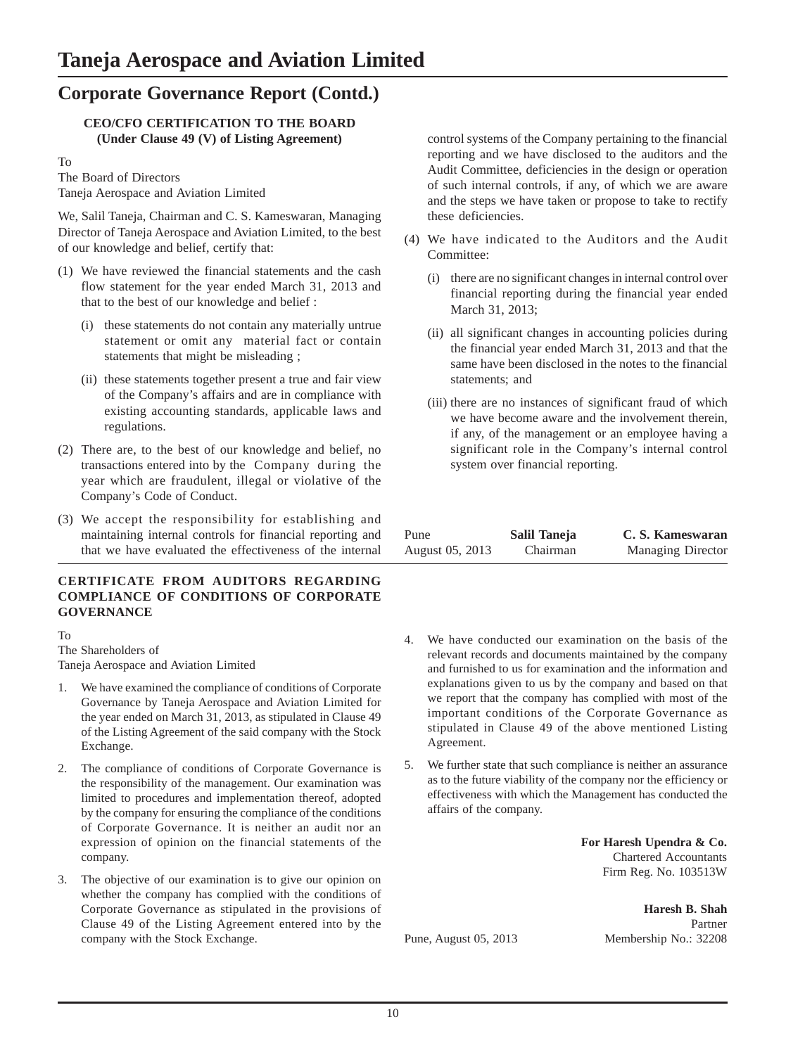# Taneja Aerospace and Aviation Limited

## Corporate Governance Report (Contd.)

### CEO/CFO CERTIFICATION TO THE BOARD
**(Under Clause 49 (V) of Listing Agreement)**

To
The Board of Directors
Taneja Aerospace and Aviation Limited

We, Salil Taneja, Chairman and C. S. Kameswaran, Managing Director of Taneja Aerospace and Aviation Limited, to the best of our knowledge and belief, certify that:

(1) We have reviewed the financial statements and the cash flow statement for the year ended March 31, 2013 and that to the best of our knowledge and belief :

   (i) these statements do not contain any materially untrue statement or omit any material fact or contain statements that might be misleading ;

   (ii) these statements together present a true and fair view of the Company's affairs and are in compliance with existing accounting standards, applicable laws and regulations.

(2) There are, to the best of our knowledge and belief, no transactions entered into by the Company during the year which are fraudulent, illegal or violative of the Company's Code of Conduct.

(3) We accept the responsibility for establishing and maintaining internal controls for financial reporting and that we have evaluated the effectiveness of the internal control systems of the Company pertaining to the financial reporting and we have disclosed to the auditors and the Audit Committee, deficiencies in the design or operation of such internal controls, if any, of which we are aware and the steps we have taken or propose to take to rectify these deficiencies.

(4) We have indicated to the Auditors and the Audit Committee:

   (i) there are no significant changes in internal control over financial reporting during the financial year ended March 31, 2013;

   (ii) all significant changes in accounting policies during the financial year ended March 31, 2013 and that the same have been disclosed in the notes to the financial statements; and

   (iii) there are no instances of significant fraud of which we have become aware and the involvement therein, if any, of the management or an employee having a significant role in the Company's internal control system over financial reporting.

Pune
August 05, 2013

**Salil Taneja**
Chairman

**C. S. Kameswaran**
Managing Director

### CERTIFICATE FROM AUDITORS REGARDING COMPLIANCE OF CONDITIONS OF CORPORATE GOVERNANCE

To
The Shareholders of
Taneja Aerospace and Aviation Limited

1. We have examined the compliance of conditions of Corporate Governance by Taneja Aerospace and Aviation Limited for the year ended on March 31, 2013, as stipulated in Clause 49 of the Listing Agreement of the said company with the Stock Exchange.

2. The compliance of conditions of Corporate Governance is the responsibility of the management. Our examination was limited to procedures and implementation thereof, adopted by the company for ensuring the compliance of the conditions of Corporate Governance. It is neither an audit nor an expression of opinion on the financial statements of the company.

3. The objective of our examination is to give our opinion on whether the company has complied with the conditions of Corporate Governance as stipulated in the provisions of Clause 49 of the Listing Agreement entered into by the company with the Stock Exchange.

4. We have conducted our examination on the basis of the relevant records and documents maintained by the company and furnished to us for examination and the information and explanations given to us by the company and based on that we report that the company has complied with most of the important conditions of the Corporate Governance as stipulated in Clause 49 of the above mentioned Listing Agreement.

5. We further state that such compliance is neither an assurance as to the future viability of the company nor the efficiency or effectiveness with which the Management has conducted the affairs of the company.

**For Haresh Upendra & Co.**
Chartered Accountants
Firm Reg. No. 103513W

**Haresh B. Shah**
Partner
Membership No.: 32208

Pune, August 05, 2013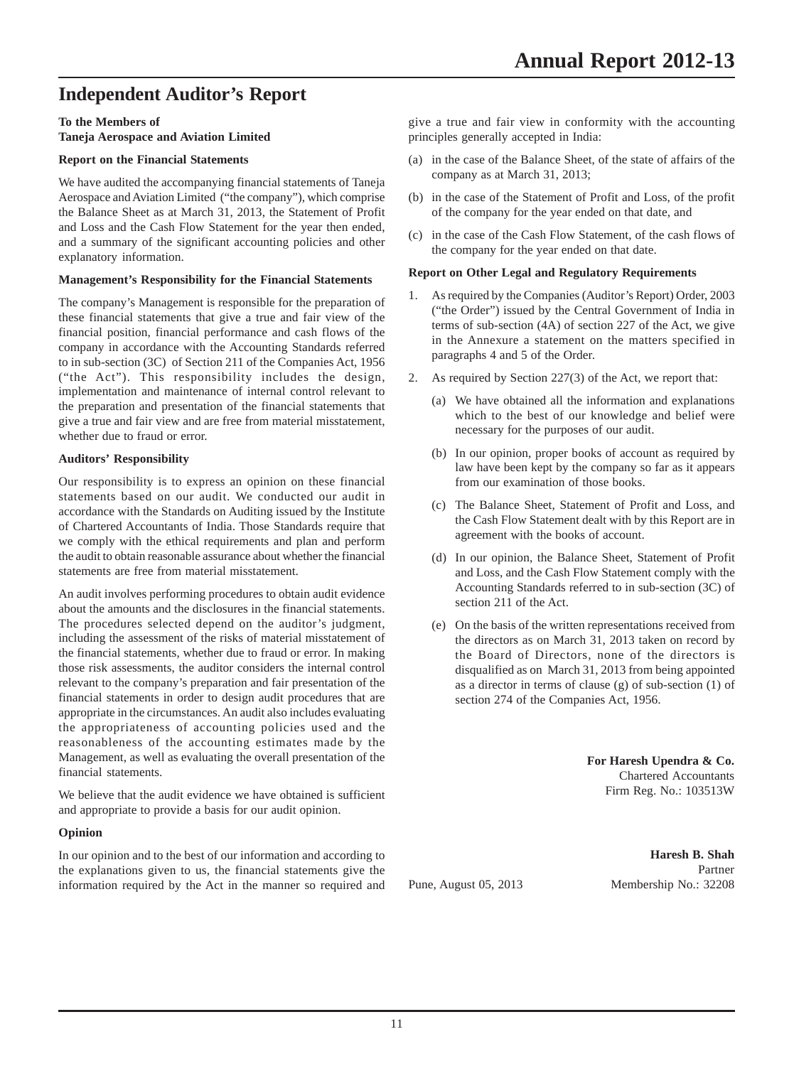# Independent Auditor's Report

**To the Members of**
**Taneja Aerospace and Aviation Limited**

**Report on the Financial Statements**

We have audited the accompanying financial statements of Taneja Aerospace and Aviation Limited ("the company"), which comprise the Balance Sheet as at March 31, 2013, the Statement of Profit and Loss and the Cash Flow Statement for the year then ended, and a summary of the significant accounting policies and other explanatory information.

**Management's Responsibility for the Financial Statements**

The company's Management is responsible for the preparation of these financial statements that give a true and fair view of the financial position, financial performance and cash flows of the company in accordance with the Accounting Standards referred to in sub-section (3C) of Section 211 of the Companies Act, 1956 ("the Act"). This responsibility includes the design, implementation and maintenance of internal control relevant to the preparation and presentation of the financial statements that give a true and fair view and are free from material misstatement, whether due to fraud or error.

**Auditors' Responsibility**

Our responsibility is to express an opinion on these financial statements based on our audit. We conducted our audit in accordance with the Standards on Auditing issued by the Institute of Chartered Accountants of India. Those Standards require that we comply with the ethical requirements and plan and perform the audit to obtain reasonable assurance about whether the financial statements are free from material misstatement.

An audit involves performing procedures to obtain audit evidence about the amounts and the disclosures in the financial statements. The procedures selected depend on the auditor's judgment, including the assessment of the risks of material misstatement of the financial statements, whether due to fraud or error. In making those risk assessments, the auditor considers the internal control relevant to the company's preparation and fair presentation of the financial statements in order to design audit procedures that are appropriate in the circumstances. An audit also includes evaluating the appropriateness of accounting policies used and the reasonableness of the accounting estimates made by the Management, as well as evaluating the overall presentation of the financial statements.

We believe that the audit evidence we have obtained is sufficient and appropriate to provide a basis for our audit opinion.

**Opinion**

In our opinion and to the best of our information and according to the explanations given to us, the financial statements give the information required by the Act in the manner so required and give a true and fair view in conformity with the accounting principles generally accepted in India:

(a) in the case of the Balance Sheet, of the state of affairs of the company as at March 31, 2013;

(b) in the case of the Statement of Profit and Loss, of the profit of the company for the year ended on that date, and

(c) in the case of the Cash Flow Statement, of the cash flows of the company for the year ended on that date.

**Report on Other Legal and Regulatory Requirements**

1. As required by the Companies (Auditor's Report) Order, 2003 ("the Order") issued by the Central Government of India in terms of sub-section (4A) of section 227 of the Act, we give in the Annexure a statement on the matters specified in paragraphs 4 and 5 of the Order.

2. As required by Section 227(3) of the Act, we report that:

   (a) We have obtained all the information and explanations which to the best of our knowledge and belief were necessary for the purposes of our audit.

   (b) In our opinion, proper books of account as required by law have been kept by the company so far as it appears from our examination of those books.

   (c) The Balance Sheet, Statement of Profit and Loss, and the Cash Flow Statement dealt with by this Report are in agreement with the books of account.

   (d) In our opinion, the Balance Sheet, Statement of Profit and Loss, and the Cash Flow Statement comply with the Accounting Standards referred to in sub-section (3C) of section 211 of the Act.

   (e) On the basis of the written representations received from the directors as on March 31, 2013 taken on record by the Board of Directors, none of the directors is disqualified as on March 31, 2013 from being appointed as a director in terms of clause (g) of sub-section (1) of section 274 of the Companies Act, 1956.

**For Haresh Upendra & Co.**
Chartered Accountants
Firm Reg. No.: 103513W

**Haresh B. Shah**
Partner
Membership No.: 32208

Pune, August 05, 2013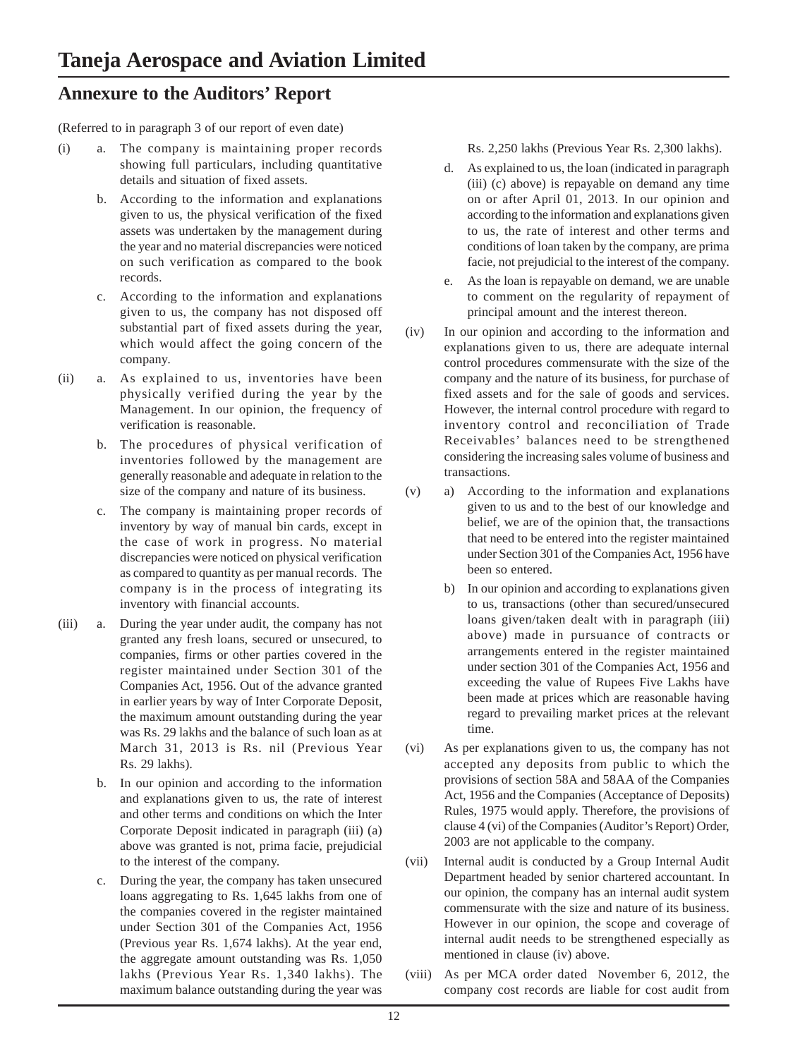# Taneja Aerospace and Aviation Limited

## Annexure to the Auditors' Report

(Referred to in paragraph 3 of our report of even date)

(i) a. The company is maintaining proper records showing full particulars, including quantitative details and situation of fixed assets.

b. According to the information and explanations given to us, the physical verification of the fixed assets was undertaken by the management during the year and no material discrepancies were noticed on such verification as compared to the book records.

c. According to the information and explanations given to us, the company has not disposed off substantial part of fixed assets during the year, which would affect the going concern of the company.

(ii) a. As explained to us, inventories have been physically verified during the year by the Management. In our opinion, the frequency of verification is reasonable.

b. The procedures of physical verification of inventories followed by the management are generally reasonable and adequate in relation to the size of the company and nature of its business.

c. The company is maintaining proper records of inventory by way of manual bin cards, except in the case of work in progress. No material discrepancies were noticed on physical verification as compared to quantity as per manual records. The company is in the process of integrating its inventory with financial accounts.

(iii) a. During the year under audit, the company has not granted any fresh loans, secured or unsecured, to companies, firms or other parties covered in the register maintained under Section 301 of the Companies Act, 1956. Out of the advance granted in earlier years by way of Inter Corporate Deposit, the maximum amount outstanding during the year was Rs. 29 lakhs and the balance of such loan as at March 31, 2013 is Rs. nil (Previous Year Rs. 29 lakhs).

b. In our opinion and according to the information and explanations given to us, the rate of interest and other terms and conditions on which the Inter Corporate Deposit indicated in paragraph (iii) (a) above was granted is not, prima facie, prejudicial to the interest of the company.

c. During the year, the company has taken unsecured loans aggregating to Rs. 1,645 lakhs from one of the companies covered in the register maintained under Section 301 of the Companies Act, 1956 (Previous year Rs. 1,674 lakhs). At the year end, the aggregate amount outstanding was Rs. 1,050 lakhs (Previous Year Rs. 1,340 lakhs). The maximum balance outstanding during the year was Rs. 2,250 lakhs (Previous Year Rs. 2,300 lakhs).

d. As explained to us, the loan (indicated in paragraph (iii) (c) above) is repayable on demand any time on or after April 01, 2013. In our opinion and according to the information and explanations given to us, the rate of interest and other terms and conditions of loan taken by the company, are prima facie, not prejudicial to the interest of the company.

e. As the loan is repayable on demand, we are unable to comment on the regularity of repayment of principal amount and the interest thereon.

(iv) In our opinion and according to the information and explanations given to us, there are adequate internal control procedures commensurate with the size of the company and the nature of its business, for purchase of fixed assets and for the sale of goods and services. However, the internal control procedure with regard to inventory control and reconciliation of Trade Receivables' balances need to be strengthened considering the increasing sales volume of business and transactions.

(v) a) According to the information and explanations given to us and to the best of our knowledge and belief, we are of the opinion that, the transactions that need to be entered into the register maintained under Section 301 of the Companies Act, 1956 have been so entered.

b) In our opinion and according to explanations given to us, transactions (other than secured/unsecured loans given/taken dealt with in paragraph (iii) above) made in pursuance of contracts or arrangements entered in the register maintained under section 301 of the Companies Act, 1956 and exceeding the value of Rupees Five Lakhs have been made at prices which are reasonable having regard to prevailing market prices at the relevant time.

(vi) As per explanations given to us, the company has not accepted any deposits from public to which the provisions of section 58A and 58AA of the Companies Act, 1956 and the Companies (Acceptance of Deposits) Rules, 1975 would apply. Therefore, the provisions of clause 4 (vi) of the Companies (Auditor's Report) Order, 2003 are not applicable to the company.

(vii) Internal audit is conducted by a Group Internal Audit Department headed by senior chartered accountant. In our opinion, the company has an internal audit system commensurate with the size and nature of its business. However in our opinion, the scope and coverage of internal audit needs to be strengthened especially as mentioned in clause (iv) above.

(viii) As per MCA order dated November 6, 2012, the company cost records are liable for cost audit from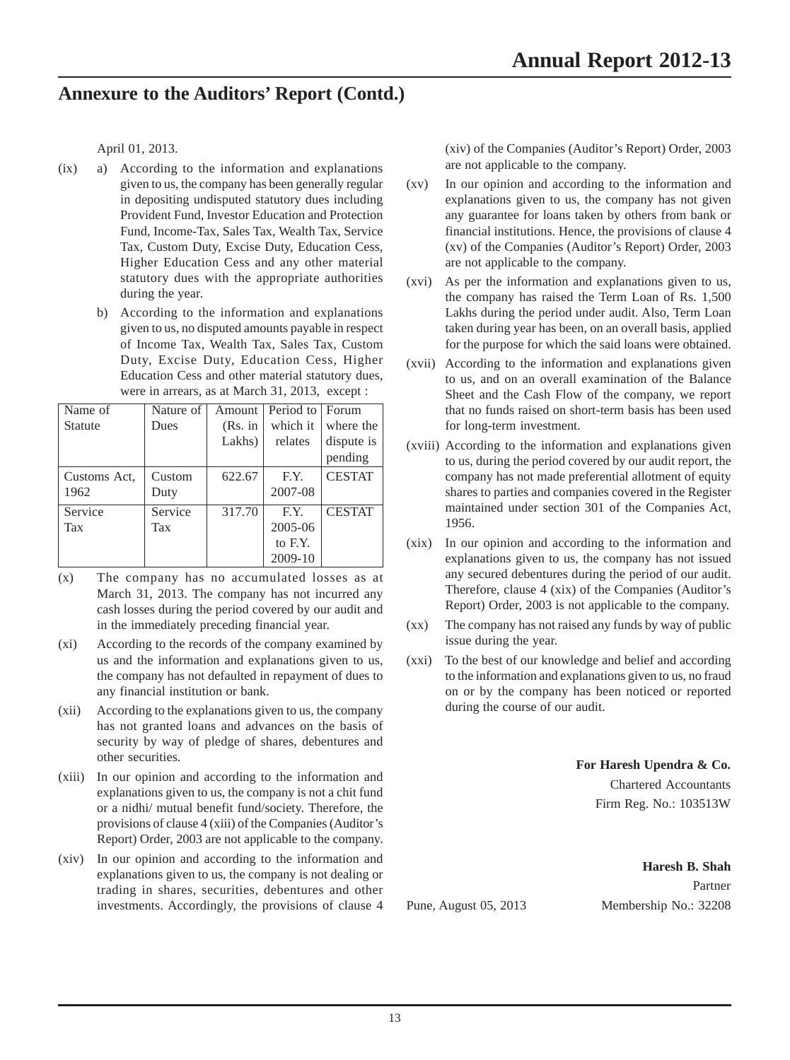## Annexure to the Auditors' Report (Contd.)

April 01, 2013.

(ix) a) According to the information and explanations given to us, the company has been generally regular in depositing undisputed statutory dues including Provident Fund, Investor Education and Protection Fund, Income-Tax, Sales Tax, Wealth Tax, Service Tax, Custom Duty, Excise Duty, Education Cess, Higher Education Cess and any other material statutory dues with the appropriate authorities during the year.

b) According to the information and explanations given to us, no disputed amounts payable in respect of Income Tax, Wealth Tax, Sales Tax, Custom Duty, Excise Duty, Education Cess, Higher Education Cess and other material statutory dues, were in arrears, as at March 31, 2013, except :

| Name of Statute | Nature of Dues | Amount (Rs. in Lakhs) | Period to which it relates | Forum where the dispute is pending |
|---|---|---|---|---|
| Customs Act, 1962 | Custom Duty | 622.67 | F.Y. 2007-08 | CESTAT |
| Service Tax | Service Tax | 317.70 | F.Y. 2005-06 to F.Y. 2009-10 | CESTAT |

(x) The company has no accumulated losses as at March 31, 2013. The company has not incurred any cash losses during the period covered by our audit and in the immediately preceding financial year.

(xi) According to the records of the company examined by us and the information and explanations given to us, the company has not defaulted in repayment of dues to any financial institution or bank.

(xii) According to the explanations given to us, the company has not granted loans and advances on the basis of security by way of pledge of shares, debentures and other securities.

(xiii) In our opinion and according to the information and explanations given to us, the company is not a chit fund or a nidhi/ mutual benefit fund/society. Therefore, the provisions of clause 4 (xiii) of the Companies (Auditor's Report) Order, 2003 are not applicable to the company.

(xiv) In our opinion and according to the information and explanations given to us, the company is not dealing or trading in shares, securities, debentures and other investments. Accordingly, the provisions of clause 4 (xiv) of the Companies (Auditor's Report) Order, 2003 are not applicable to the company.

(xv) In our opinion and according to the information and explanations given to us, the company has not given any guarantee for loans taken by others from bank or financial institutions. Hence, the provisions of clause 4 (xv) of the Companies (Auditor's Report) Order, 2003 are not applicable to the company.

(xvi) As per the information and explanations given to us, the company has raised the Term Loan of Rs. 1,500 Lakhs during the period under audit. Also, Term Loan taken during year has been, on an overall basis, applied for the purpose for which the said loans were obtained.

(xvii) According to the information and explanations given to us, and on an overall examination of the Balance Sheet and the Cash Flow of the company, we report that no funds raised on short-term basis has been used for long-term investment.

(xviii) According to the information and explanations given to us, during the period covered by our audit report, the company has not made preferential allotment of equity shares to parties and companies covered in the Register maintained under section 301 of the Companies Act, 1956.

(xix) In our opinion and according to the information and explanations given to us, the company has not issued any secured debentures during the period of our audit. Therefore, clause 4 (xix) of the Companies (Auditor's Report) Order, 2003 is not applicable to the company.

(xx) The company has not raised any funds by way of public issue during the year.

(xxi) To the best of our knowledge and belief and according to the information and explanations given to us, no fraud on or by the company has been noticed or reported during the course of our audit.

**For Haresh Upendra & Co.**
Chartered Accountants
Firm Reg. No.: 103513W

**Haresh B. Shah**
Partner
Membership No.: 32208

Pune, August 05, 2013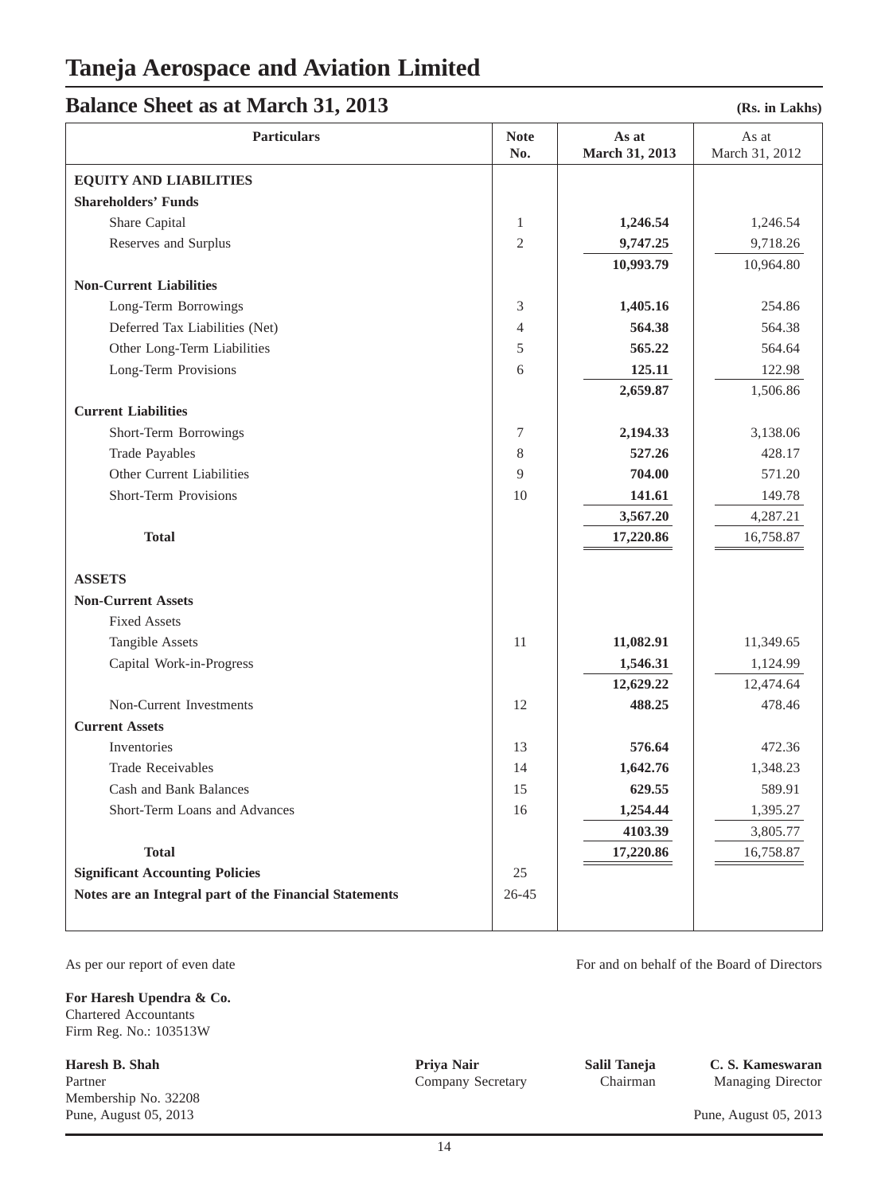# Taneja Aerospace and Aviation Limited

## Balance Sheet as at March 31, 2013

**(Rs. in Lakhs)**

| Particulars | Note No. | As at March 31, 2013 | As at March 31, 2012 |
|---|---|---|---|
| **EQUITY AND LIABILITIES** | | | |
| **Shareholders' Funds** | | | |
| Share Capital | 1 | **1,246.54** | 1,246.54 |
| Reserves and Surplus | 2 | **9,747.25** | 9,718.26 |
| | | **10,993.79** | 10,964.80 |
| **Non-Current Liabilities** | | | |
| Long-Term Borrowings | 3 | **1,405.16** | 254.86 |
| Deferred Tax Liabilities (Net) | 4 | **564.38** | 564.38 |
| Other Long-Term Liabilities | 5 | **565.22** | 564.64 |
| Long-Term Provisions | 6 | **125.11** | 122.98 |
| | | **2,659.87** | 1,506.86 |
| **Current Liabilities** | | | |
| Short-Term Borrowings | 7 | **2,194.33** | 3,138.06 |
| Trade Payables | 8 | **527.26** | 428.17 |
| Other Current Liabilities | 9 | **704.00** | 571.20 |
| Short-Term Provisions | 10 | **141.61** | 149.78 |
| | | **3,567.20** | 4,287.21 |
| **Total** | | **17,220.86** | 16,758.87 |
| **ASSETS** | | | |
| **Non-Current Assets** | | | |
| Fixed Assets | | | |
| Tangible Assets | 11 | **11,082.91** | 11,349.65 |
| Capital Work-in-Progress | | **1,546.31** | 1,124.99 |
| | | **12,629.22** | 12,474.64 |
| Non-Current Investments | 12 | **488.25** | 478.46 |
| **Current Assets** | | | |
| Inventories | 13 | **576.64** | 472.36 |
| Trade Receivables | 14 | **1,642.76** | 1,348.23 |
| Cash and Bank Balances | 15 | **629.55** | 589.91 |
| Short-Term Loans and Advances | 16 | **1,254.44** | 1,395.27 |
| | | **4103.39** | 3,805.77 |
| **Total** | | **17,220.86** | 16,758.87 |
| **Significant Accounting Policies** | 25 | | |
| **Notes are an Integral part of the Financial Statements** | 26-45 | | |

As per our report of even date

**For Haresh Upendra & Co.**
Chartered Accountants
Firm Reg. No.: 103513W

**Haresh B. Shah**
Partner
Membership No. 32208
Pune, August 05, 2013

For and on behalf of the Board of Directors

| **Priya Nair** | **Salil Taneja** | **C. S. Kameswaran** |
|---|---|---|
| Company Secretary | Chairman | Managing Director |

Pune, August 05, 2013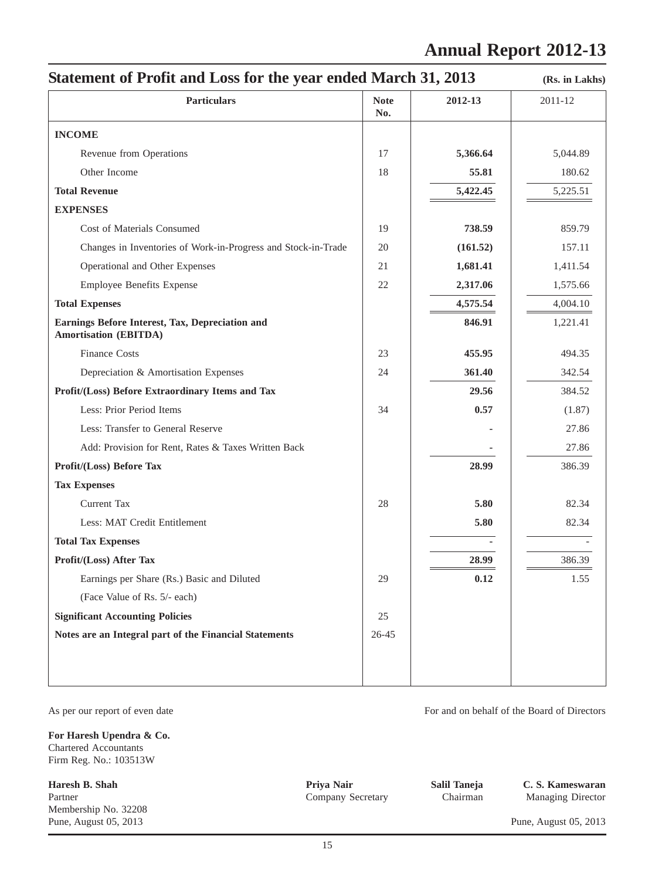## Statement of Profit and Loss for the year ended March 31, 2013

(Rs. in Lakhs)

| Particulars | Note No. | 2012-13 | 2011-12 |
|---|---|---|---|
| **INCOME** | | | |
| Revenue from Operations | 17 | **5,366.64** | 5,044.89 |
| Other Income | 18 | **55.81** | 180.62 |
| **Total Revenue** | | **5,422.45** | 5,225.51 |
| **EXPENSES** | | | |
| Cost of Materials Consumed | 19 | **738.59** | 859.79 |
| Changes in Inventories of Work-in-Progress and Stock-in-Trade | 20 | **(161.52)** | 157.11 |
| Operational and Other Expenses | 21 | **1,681.41** | 1,411.54 |
| Employee Benefits Expense | 22 | **2,317.06** | 1,575.66 |
| **Total Expenses** | | **4,575.54** | 4,004.10 |
| **Earnings Before Interest, Tax, Depreciation and Amortisation (EBITDA)** | | **846.91** | 1,221.41 |
| Finance Costs | 23 | **455.95** | 494.35 |
| Depreciation & Amortisation Expenses | 24 | **361.40** | 342.54 |
| **Profit/(Loss) Before Extraordinary Items and Tax** | | **29.56** | 384.52 |
| Less: Prior Period Items | 34 | **0.57** | (1.87) |
| Less: Transfer to General Reserve | | **-** | 27.86 |
| Add: Provision for Rent, Rates & Taxes Written Back | | **-** | 27.86 |
| **Profit/(Loss) Before Tax** | | **28.99** | 386.39 |
| **Tax Expenses** | | | |
| Current Tax | 28 | **5.80** | 82.34 |
| Less: MAT Credit Entitlement | | **5.80** | 82.34 |
| **Total Tax Expenses** | | **-** | - |
| **Profit/(Loss) After Tax** | | **28.99** | 386.39 |
| Earnings per Share (Rs.) Basic and Diluted | 29 | **0.12** | 1.55 |
| (Face Value of Rs. 5/- each) | | | |
| **Significant Accounting Policies** | 25 | | |
| **Notes are an Integral part of the Financial Statements** | 26-45 | | |

As per our report of even date

**For Haresh Upendra & Co.**
Chartered Accountants
Firm Reg. No.: 103513W

**Haresh B. Shah**
Partner
Membership No. 32208
Pune, August 05, 2013

For and on behalf of the Board of Directors

**Priya Nair**
Company Secretary

**Salil Taneja**
Chairman

**C. S. Kameswaran**
Managing Director

Pune, August 05, 2013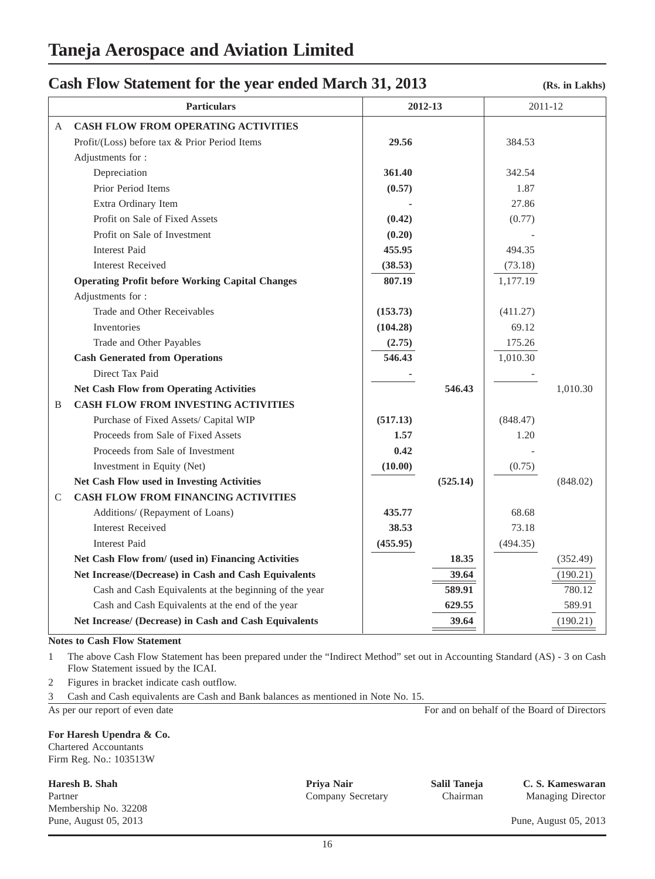# Taneja Aerospace and Aviation Limited

## Cash Flow Statement for the year ended March 31, 2013

**(Rs. in Lakhs)**

| | Particulars | 2012-13 | | 2011-12 | |
|---|---|---|---|---|---|
| A | **CASH FLOW FROM OPERATING ACTIVITIES** | | | | |
| | Profit/(Loss) before tax & Prior Period Items | **29.56** | | 384.53 | |
| | Adjustments for : | | | | |
| | Depreciation | **361.40** | | 342.54 | |
| | Prior Period Items | **(0.57)** | | 1.87 | |
| | Extra Ordinary Item | **-** | | 27.86 | |
| | Profit on Sale of Fixed Assets | **(0.42)** | | (0.77) | |
| | Profit on Sale of Investment | **(0.20)** | | - | |
| | Interest Paid | **455.95** | | 494.35 | |
| | Interest Received | **(38.53)** | | (73.18) | |
| | **Operating Profit before Working Capital Changes** | **807.19** | | 1,177.19 | |
| | Adjustments for : | | | | |
| | Trade and Other Receivables | **(153.73)** | | (411.27) | |
| | Inventories | **(104.28)** | | 69.12 | |
| | Trade and Other Payables | **(2.75)** | | 175.26 | |
| | **Cash Generated from Operations** | **546.43** | | 1,010.30 | |
| | Direct Tax Paid | **-** | | - | |
| | **Net Cash Flow from Operating Activities** | | **546.43** | | 1,010.30 |
| B | **CASH FLOW FROM INVESTING ACTIVITIES** | | | | |
| | Purchase of Fixed Assets/ Capital WIP | **(517.13)** | | (848.47) | |
| | Proceeds from Sale of Fixed Assets | **1.57** | | 1.20 | |
| | Proceeds from Sale of Investment | **0.42** | | - | |
| | Investment in Equity (Net) | **(10.00)** | | (0.75) | |
| | **Net Cash Flow used in Investing Activities** | | **(525.14)** | | (848.02) |
| C | **CASH FLOW FROM FINANCING ACTIVITIES** | | | | |
| | Additions/ (Repayment of Loans) | **435.77** | | 68.68 | |
| | Interest Received | **38.53** | | 73.18 | |
| | Interest Paid | **(455.95)** | | (494.35) | |
| | **Net Cash Flow from/ (used in) Financing Activities** | | **18.35** | | (352.49) |
| | **Net Increase/(Decrease) in Cash and Cash Equivalents** | | **39.64** | | (190.21) |
| | Cash and Cash Equivalents at the beginning of the year | | **589.91** | | 780.12 |
| | Cash and Cash Equivalents at the end of the year | | **629.55** | | 589.91 |
| | **Net Increase/ (Decrease) in Cash and Cash Equivalents** | | **39.64** | | (190.21) |

**Notes to Cash Flow Statement**

1. The above Cash Flow Statement has been prepared under the "Indirect Method" set out in Accounting Standard (AS) - 3 on Cash Flow Statement issued by the ICAI.
2. Figures in bracket indicate cash outflow.
3. Cash and Cash equivalents are Cash and Bank balances as mentioned in Note No. 15.

As per our report of even date

For and on behalf of the Board of Directors

**For Haresh Upendra & Co.**
Chartered Accountants
Firm Reg. No.: 103513W

**Haresh B. Shah**
Partner
Membership No. 32208
Pune, August 05, 2013

**Priya Nair**
Company Secretary

**Salil Taneja**
Chairman

**C. S. Kameswaran**
Managing Director

Pune, August 05, 2013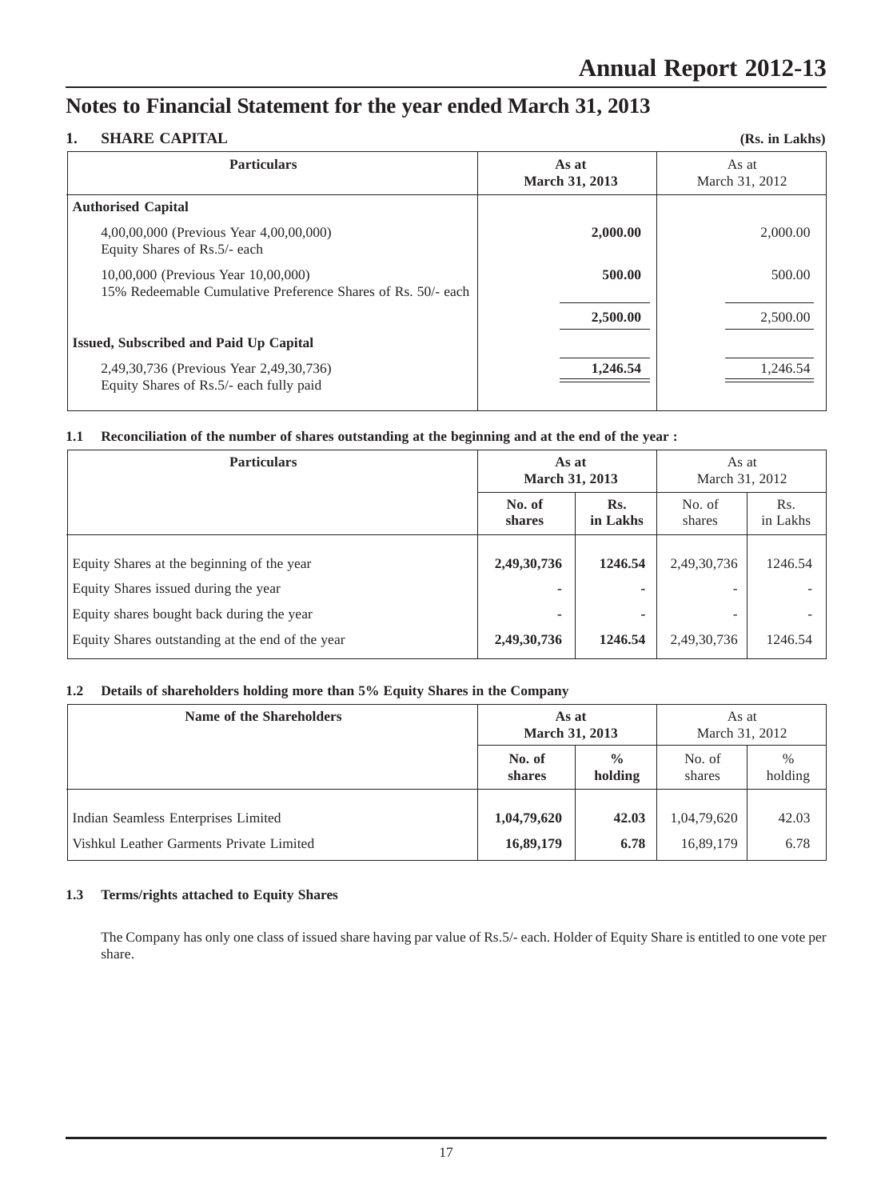# Notes to Financial Statement for the year ended March 31, 2013

## 1. SHARE CAPITAL

(Rs. in Lakhs)

| Particulars | As at March 31, 2013 | As at March 31, 2012 |
|---|---|---|
| **Authorised Capital** | | |
| 4,00,00,000 (Previous Year 4,00,00,000) Equity Shares of Rs.5/- each | **2,000.00** | 2,000.00 |
| 10,00,000 (Previous Year 10,00,000) 15% Redeemable Cumulative Preference Shares of Rs. 50/- each | **500.00** | 500.00 |
| | **2,500.00** | 2,500.00 |
| **Issued, Subscribed and Paid Up Capital** | | |
| 2,49,30,736 (Previous Year 2,49,30,736) Equity Shares of Rs.5/- each fully paid | **1,246.54** | 1,246.54 |

### 1.1 Reconciliation of the number of shares outstanding at the beginning and at the end of the year :

| Particulars | As at March 31, 2013 | | As at March 31, 2012 | |
|---|---|---|---|---|
| | No. of shares | Rs. in Lakhs | No. of shares | Rs. in Lakhs |
| Equity Shares at the beginning of the year | **2,49,30,736** | **1246.54** | 2,49,30,736 | 1246.54 |
| Equity Shares issued during the year | - | - | - | - |
| Equity shares bought back during the year | - | - | - | - |
| Equity Shares outstanding at the end of the year | **2,49,30,736** | **1246.54** | 2,49,30,736 | 1246.54 |

### 1.2 Details of shareholders holding more than 5% Equity Shares in the Company

| Name of the Shareholders | As at March 31, 2013 | | As at March 31, 2012 | |
|---|---|---|---|---|
| | No. of shares | % holding | No. of shares | % holding |
| Indian Seamless Enterprises Limited | **1,04,79,620** | **42.03** | 1,04,79,620 | 42.03 |
| Vishkul Leather Garments Private Limited | **16,89,179** | **6.78** | 16,89,179 | 6.78 |

### 1.3 Terms/rights attached to Equity Shares

The Company has only one class of issued share having par value of Rs.5/- each. Holder of Equity Share is entitled to one vote per share.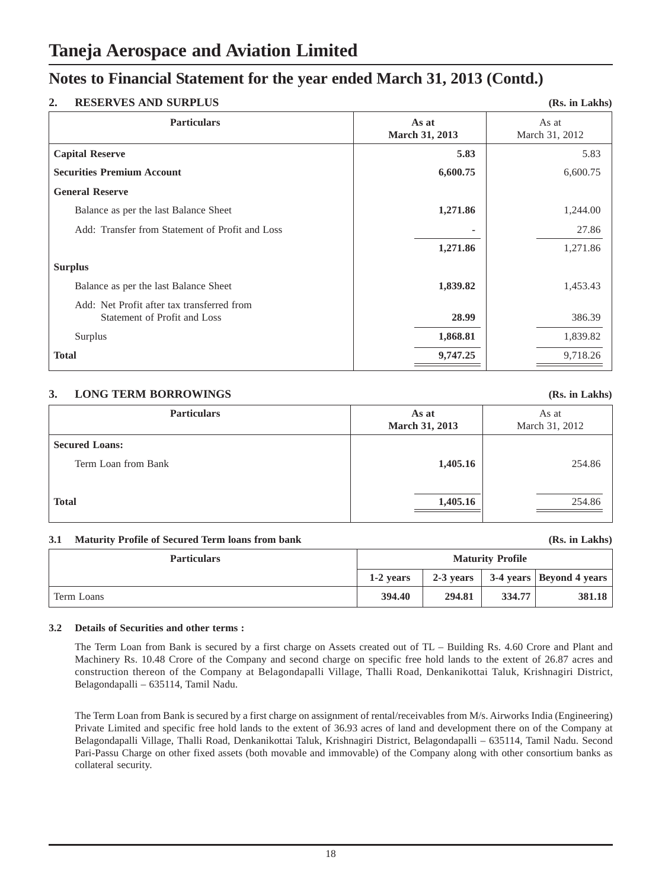# Taneja Aerospace and Aviation Limited

## Notes to Financial Statement for the year ended March 31, 2013 (Contd.)

### 2. RESERVES AND SURPLUS

**(Rs. in Lakhs)**

| Particulars | As at March 31, 2013 | As at March 31, 2012 |
|---|---|---|
| **Capital Reserve** | **5.83** | 5.83 |
| **Securities Premium Account** | **6,600.75** | 6,600.75 |
| **General Reserve** | | |
| Balance as per the last Balance Sheet | **1,271.86** | 1,244.00 |
| Add: Transfer from Statement of Profit and Loss | **-** | 27.86 |
| | **1,271.86** | 1,271.86 |
| **Surplus** | | |
| Balance as per the last Balance Sheet | **1,839.82** | 1,453.43 |
| Add: Net Profit after tax transferred from Statement of Profit and Loss | **28.99** | 386.39 |
| Surplus | **1,868.81** | 1,839.82 |
| **Total** | **9,747.25** | 9,718.26 |

### 3. LONG TERM BORROWINGS

**(Rs. in Lakhs)**

| Particulars | As at March 31, 2013 | As at March 31, 2012 |
|---|---|---|
| **Secured Loans:** | | |
| Term Loan from Bank | **1,405.16** | 254.86 |
| **Total** | **1,405.16** | 254.86 |

#### 3.1 Maturity Profile of Secured Term loans from bank

**(Rs. in Lakhs)**

| Particulars | Maturity Profile | | | |
|---|---|---|---|---|
| | 1-2 years | 2-3 years | 3-4 years | Beyond 4 years |
| Term Loans | **394.40** | **294.81** | **334.77** | **381.18** |

#### 3.2 Details of Securities and other terms :

The Term Loan from Bank is secured by a first charge on Assets created out of TL – Building Rs. 4.60 Crore and Plant and Machinery Rs. 10.48 Crore of the Company and second charge on specific free hold lands to the extent of 26.87 acres and construction thereon of the Company at Belagondapalli Village, Thalli Road, Denkanikottai Taluk, Krishnagiri District, Belagondapalli – 635114, Tamil Nadu.

The Term Loan from Bank is secured by a first charge on assignment of rental/receivables from M/s. Airworks India (Engineering) Private Limited and specific free hold lands to the extent of 36.93 acres of land and development there on of the Company at Belagondapalli Village, Thalli Road, Denkanikottai Taluk, Krishnagiri District, Belagondapalli – 635114, Tamil Nadu. Second Pari-Passu Charge on other fixed assets (both movable and immovable) of the Company along with other consortium banks as collateral security.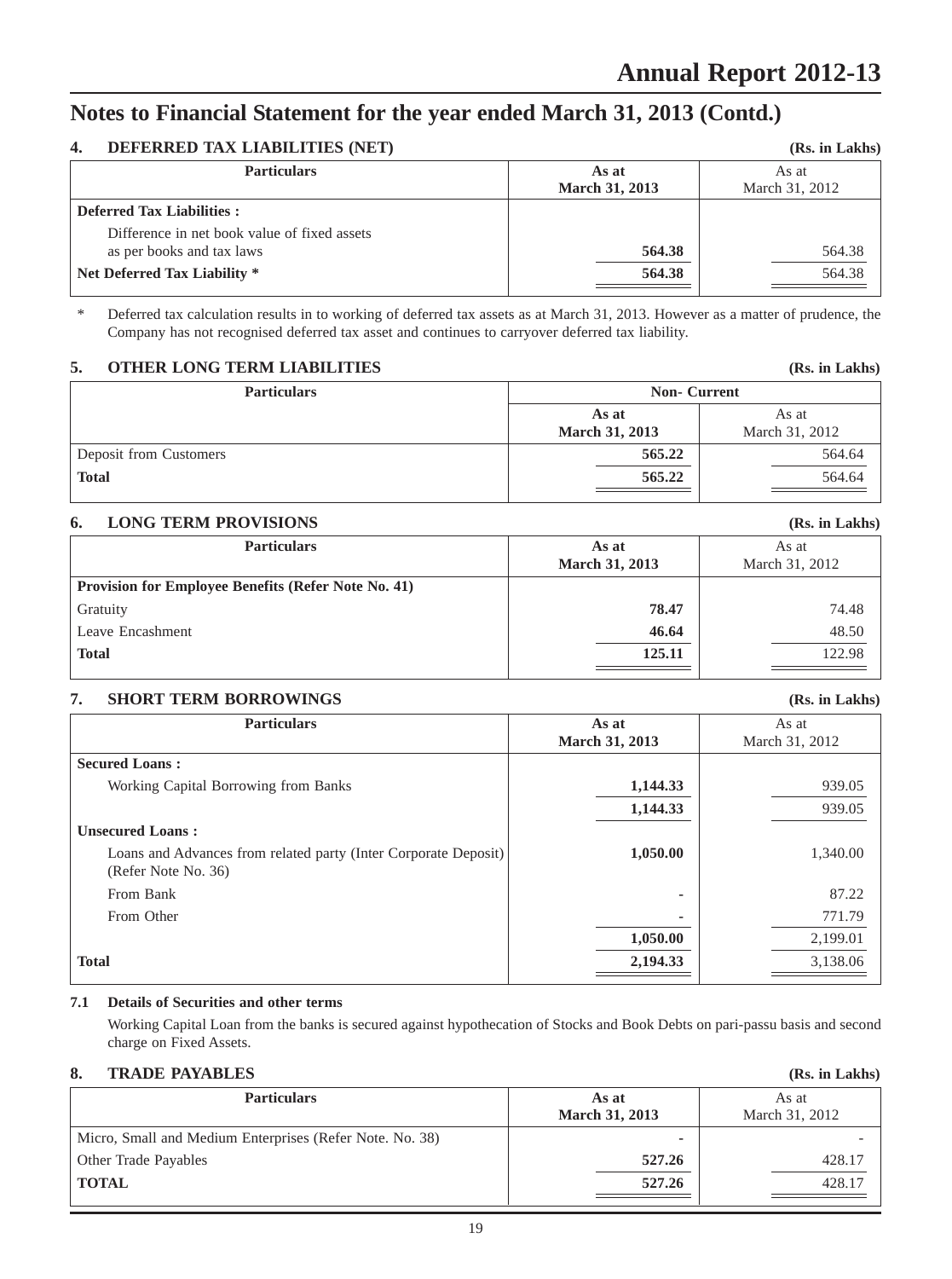## Notes to Financial Statement for the year ended March 31, 2013 (Contd.)

### 4. DEFERRED TAX LIABILITIES (NET)

**(Rs. in Lakhs)**

| Particulars | As at March 31, 2013 | As at March 31, 2012 |
|---|---|---|
| **Deferred Tax Liabilities :** | | |
| Difference in net book value of fixed assets as per books and tax laws | **564.38** | 564.38 |
| **Net Deferred Tax Liability *** | **564.38** | 564.38 |

\* Deferred tax calculation results in to working of deferred tax assets as at March 31, 2013. However as a matter of prudence, the Company has not recognised deferred tax asset and continues to carryover deferred tax liability.

### 5. OTHER LONG TERM LIABILITIES

**(Rs. in Lakhs)**

| Particulars | Non- Current | |
|---|---|---|
| | As at March 31, 2013 | As at March 31, 2012 |
| Deposit from Customers | **565.22** | 564.64 |
| **Total** | **565.22** | 564.64 |

### 6. LONG TERM PROVISIONS

**(Rs. in Lakhs)**

| Particulars | As at March 31, 2013 | As at March 31, 2012 |
|---|---|---|
| **Provision for Employee Benefits (Refer Note No. 41)** | | |
| Gratuity | **78.47** | 74.48 |
| Leave Encashment | **46.64** | 48.50 |
| **Total** | **125.11** | 122.98 |

### 7. SHORT TERM BORROWINGS

**(Rs. in Lakhs)**

| Particulars | As at March 31, 2013 | As at March 31, 2012 |
|---|---|---|
| **Secured Loans :** | | |
| Working Capital Borrowing from Banks | **1,144.33** | 939.05 |
| | **1,144.33** | 939.05 |
| **Unsecured Loans :** | | |
| Loans and Advances from related party (Inter Corporate Deposit) (Refer Note No. 36) | **1,050.00** | 1,340.00 |
| From Bank | **-** | 87.22 |
| From Other | **-** | 771.79 |
| | **1,050.00** | 2,199.01 |
| **Total** | **2,194.33** | 3,138.06 |

#### 7.1 Details of Securities and other terms

Working Capital Loan from the banks is secured against hypothecation of Stocks and Book Debts on pari-passu basis and second charge on Fixed Assets.

### 8. TRADE PAYABLES

**(Rs. in Lakhs)**

| Particulars | As at March 31, 2013 | As at March 31, 2012 |
|---|---|---|
| Micro, Small and Medium Enterprises (Refer Note. No. 38) | **-** | - |
| Other Trade Payables | **527.26** | 428.17 |
| **TOTAL** | **527.26** | 428.17 |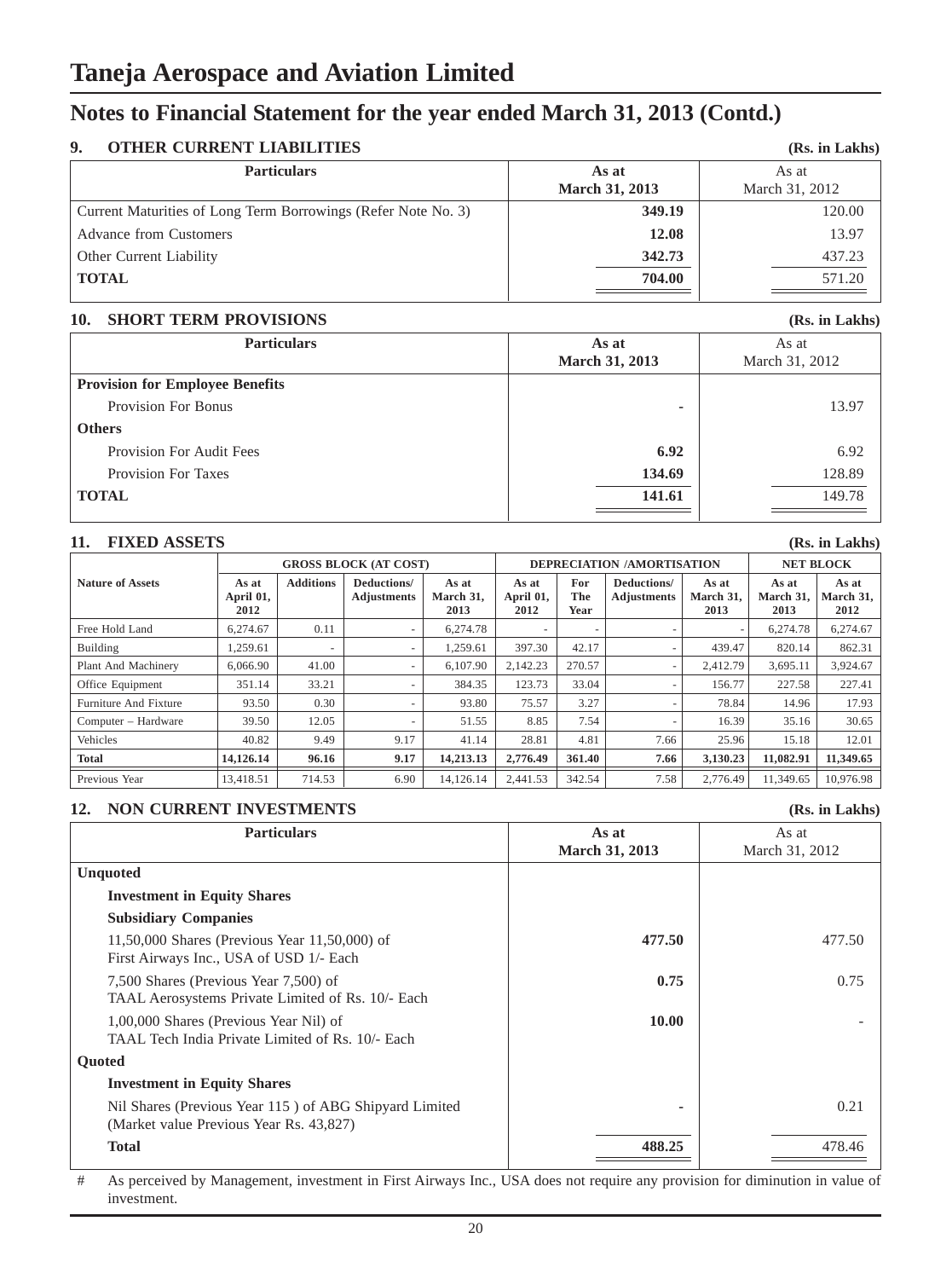# Taneja Aerospace and Aviation Limited

## Notes to Financial Statement for the year ended March 31, 2013 (Contd.)

### 9. OTHER CURRENT LIABILITIES

(Rs. in Lakhs)

| Particulars | As at March 31, 2013 | As at March 31, 2012 |
|---|---|---|
| Current Maturities of Long Term Borrowings (Refer Note No. 3) | **349.19** | 120.00 |
| Advance from Customers | **12.08** | 13.97 |
| Other Current Liability | **342.73** | 437.23 |
| **TOTAL** | **704.00** | 571.20 |

### 10. SHORT TERM PROVISIONS

(Rs. in Lakhs)

| Particulars | As at March 31, 2013 | As at March 31, 2012 |
|---|---|---|
| **Provision for Employee Benefits** | | |
| Provision For Bonus | **-** | 13.97 |
| **Others** | | |
| Provision For Audit Fees | **6.92** | 6.92 |
| Provision For Taxes | **134.69** | 128.89 |
| **TOTAL** | **141.61** | 149.78 |

### 11. FIXED ASSETS

(Rs. in Lakhs)

| Nature of Assets | GROSS BLOCK (AT COST) | | | | DEPRECIATION /AMORTISATION | | | | NET BLOCK | |
|---|---|---|---|---|---|---|---|---|---|---|
| | As at April 01, 2012 | Additions | Deductions/ Adjustments | As at March 31, 2013 | As at April 01, 2012 | For The Year | Deductions/ Adjustments | As at March 31, 2013 | As at March 31, 2013 | As at March 31, 2012 |
| Free Hold Land | 6,274.67 | 0.11 | - | 6,274.78 | - | - | - | - | 6,274.78 | 6,274.67 |
| Building | 1,259.61 | - | - | 1,259.61 | 397.30 | 42.17 | - | 439.47 | 820.14 | 862.31 |
| Plant And Machinery | 6,066.90 | 41.00 | - | 6,107.90 | 2,142.23 | 270.57 | - | 2,412.79 | 3,695.11 | 3,924.67 |
| Office Equipment | 351.14 | 33.21 | - | 384.35 | 123.73 | 33.04 | - | 156.77 | 227.58 | 227.41 |
| Furniture And Fixture | 93.50 | 0.30 | - | 93.80 | 75.57 | 3.27 | - | 78.84 | 14.96 | 17.93 |
| Computer – Hardware | 39.50 | 12.05 | - | 51.55 | 8.85 | 7.54 | - | 16.39 | 35.16 | 30.65 |
| Vehicles | 40.82 | 9.49 | 9.17 | 41.14 | 28.81 | 4.81 | 7.66 | 25.96 | 15.18 | 12.01 |
| **Total** | **14,126.14** | **96.16** | **9.17** | **14,213.13** | **2,776.49** | **361.40** | **7.66** | **3,130.23** | **11,082.91** | **11,349.65** |
| Previous Year | 13,418.51 | 714.53 | 6.90 | 14,126.14 | 2,441.53 | 342.54 | 7.58 | 2,776.49 | 11,349.65 | 10,976.98 |

### 12. NON CURRENT INVESTMENTS

(Rs. in Lakhs)

| Particulars | As at March 31, 2013 | As at March 31, 2012 |
|---|---|---|
| **Unquoted** | | |
| **Investment in Equity Shares** | | |
| **Subsidiary Companies** | | |
| 11,50,000 Shares (Previous Year 11,50,000) of First Airways Inc., USA of USD 1/- Each | **477.50** | 477.50 |
| 7,500 Shares (Previous Year 7,500) of TAAL Aerosystems Private Limited of Rs. 10/- Each | **0.75** | 0.75 |
| 1,00,000 Shares (Previous Year Nil) of TAAL Tech India Private Limited of Rs. 10/- Each | **10.00** | - |
| **Quoted** | | |
| **Investment in Equity Shares** | | |
| Nil Shares (Previous Year 115 ) of ABG Shipyard Limited (Market value Previous Year Rs. 43,827) | **-** | 0.21 |
| **Total** | **488.25** | 478.46 |

# As perceived by Management, investment in First Airways Inc., USA does not require any provision for diminution in value of investment.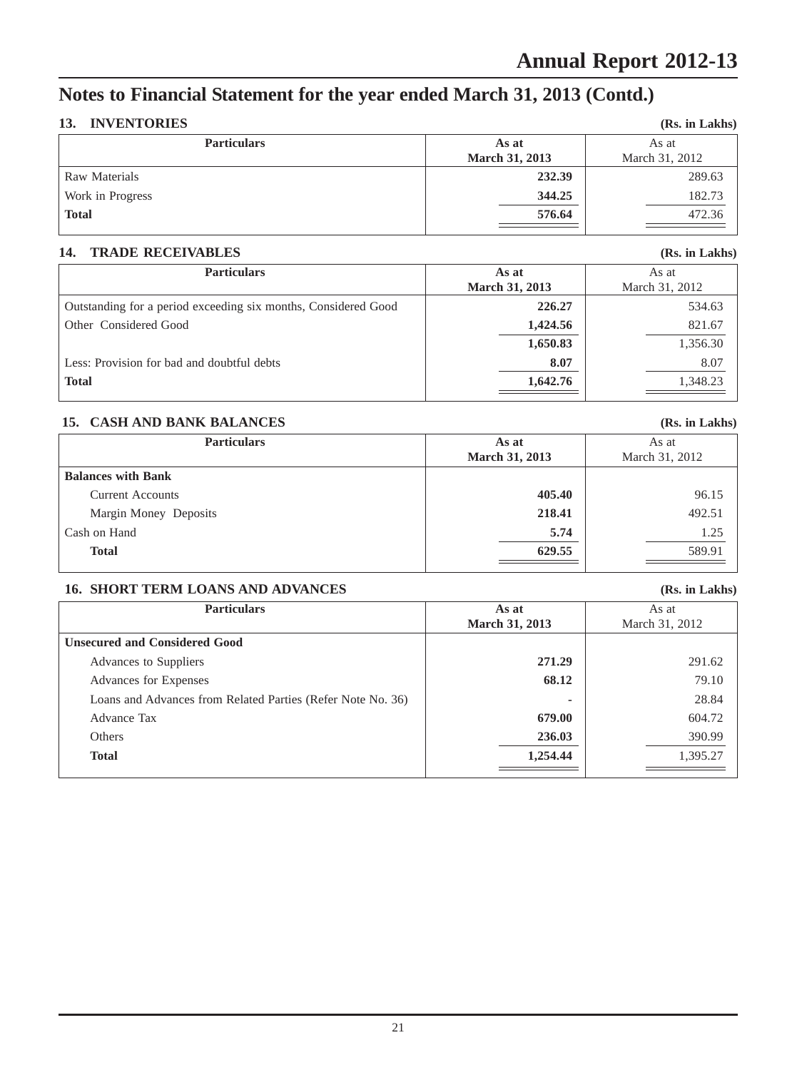# Notes to Financial Statement for the year ended March 31, 2013 (Contd.)

## 13. INVENTORIES

**(Rs. in Lakhs)**

| Particulars | As at March 31, 2013 | As at March 31, 2012 |
|---|---|---|
| Raw Materials | **232.39** | 289.63 |
| Work in Progress | **344.25** | 182.73 |
| **Total** | **576.64** | 472.36 |

## 14. TRADE RECEIVABLES

**(Rs. in Lakhs)**

| Particulars | As at March 31, 2013 | As at March 31, 2012 |
|---|---|---|
| Outstanding for a period exceeding six months, Considered Good | **226.27** | 534.63 |
| Other Considered Good | **1,424.56** | 821.67 |
| | **1,650.83** | 1,356.30 |
| Less: Provision for bad and doubtful debts | **8.07** | 8.07 |
| **Total** | **1,642.76** | 1,348.23 |

## 15. CASH AND BANK BALANCES

**(Rs. in Lakhs)**

| Particulars | As at March 31, 2013 | As at March 31, 2012 |
|---|---|---|
| **Balances with Bank** | | |
| Current Accounts | **405.40** | 96.15 |
| Margin Money Deposits | **218.41** | 492.51 |
| Cash on Hand | **5.74** | 1.25 |
| **Total** | **629.55** | 589.91 |

## 16. SHORT TERM LOANS AND ADVANCES

**(Rs. in Lakhs)**

| Particulars | As at March 31, 2013 | As at March 31, 2012 |
|---|---|---|
| **Unsecured and Considered Good** | | |
| Advances to Suppliers | **271.29** | 291.62 |
| Advances for Expenses | **68.12** | 79.10 |
| Loans and Advances from Related Parties (Refer Note No. 36) | - | 28.84 |
| Advance Tax | **679.00** | 604.72 |
| Others | **236.03** | 390.99 |
| **Total** | **1,254.44** | 1,395.27 |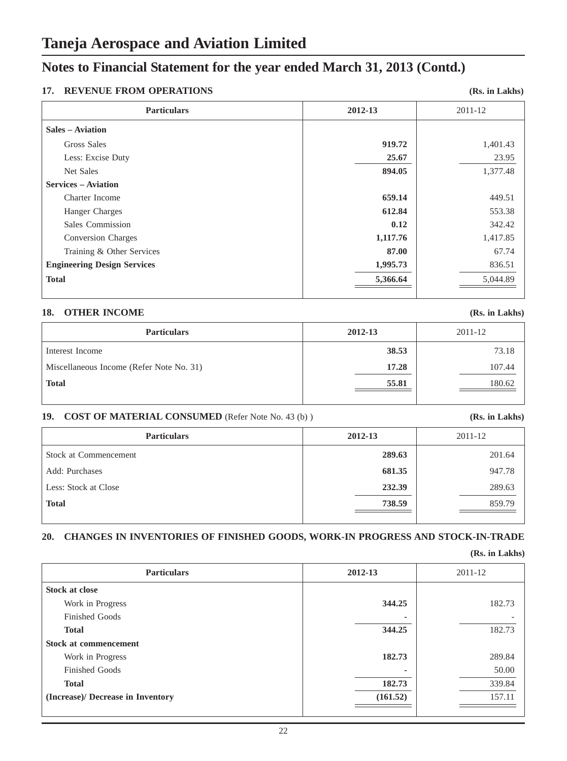# Taneja Aerospace and Aviation Limited

## Notes to Financial Statement for the year ended March 31, 2013 (Contd.)

### 17. REVENUE FROM OPERATIONS

**(Rs. in Lakhs)**

| Particulars | 2012-13 | 2011-12 |
|---|---|---|
| **Sales – Aviation** | | |
| Gross Sales | **919.72** | 1,401.43 |
| Less: Excise Duty | **25.67** | 23.95 |
| Net Sales | **894.05** | 1,377.48 |
| **Services – Aviation** | | |
| Charter Income | **659.14** | 449.51 |
| Hanger Charges | **612.84** | 553.38 |
| Sales Commission | **0.12** | 342.42 |
| Conversion Charges | **1,117.76** | 1,417.85 |
| Training & Other Services | **87.00** | 67.74 |
| **Engineering Design Services** | **1,995.73** | 836.51 |
| **Total** | **5,366.64** | 5,044.89 |

### 18. OTHER INCOME

**(Rs. in Lakhs)**

| Particulars | 2012-13 | 2011-12 |
|---|---|---|
| Interest Income | **38.53** | 73.18 |
| Miscellaneous Income (Refer Note No. 31) | **17.28** | 107.44 |
| **Total** | **55.81** | 180.62 |

### 19. COST OF MATERIAL CONSUMED (Refer Note No. 43 (b) )

**(Rs. in Lakhs)**

| Particulars | 2012-13 | 2011-12 |
|---|---|---|
| Stock at Commencement | **289.63** | 201.64 |
| Add: Purchases | **681.35** | 947.78 |
| Less: Stock at Close | **232.39** | 289.63 |
| **Total** | **738.59** | 859.79 |

### 20. CHANGES IN INVENTORIES OF FINISHED GOODS, WORK-IN PROGRESS AND STOCK-IN-TRADE

**(Rs. in Lakhs)**

| Particulars | 2012-13 | 2011-12 |
|---|---|---|
| **Stock at close** | | |
| Work in Progress | **344.25** | 182.73 |
| Finished Goods | - | - |
| **Total** | **344.25** | 182.73 |
| **Stock at commencement** | | |
| Work in Progress | **182.73** | 289.84 |
| Finished Goods | - | 50.00 |
| **Total** | **182.73** | 339.84 |
| **(Increase)/ Decrease in Inventory** | **(161.52)** | 157.11 |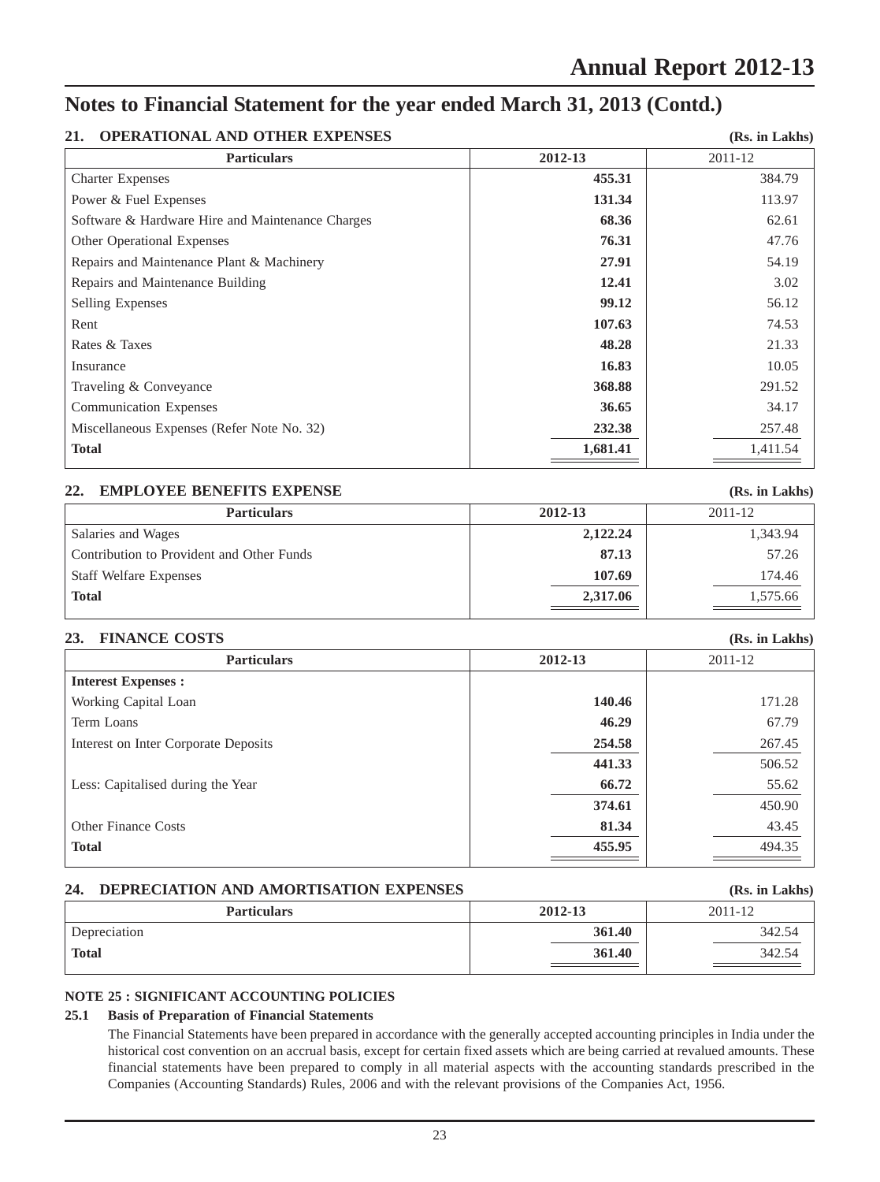# Notes to Financial Statement for the year ended March 31, 2013 (Contd.)

## 21. OPERATIONAL AND OTHER EXPENSES

(Rs. in Lakhs)

| Particulars | 2012-13 | 2011-12 |
|---|---|---|
| Charter Expenses | **455.31** | 384.79 |
| Power & Fuel Expenses | **131.34** | 113.97 |
| Software & Hardware Hire and Maintenance Charges | **68.36** | 62.61 |
| Other Operational Expenses | **76.31** | 47.76 |
| Repairs and Maintenance Plant & Machinery | **27.91** | 54.19 |
| Repairs and Maintenance Building | **12.41** | 3.02 |
| Selling Expenses | **99.12** | 56.12 |
| Rent | **107.63** | 74.53 |
| Rates & Taxes | **48.28** | 21.33 |
| Insurance | **16.83** | 10.05 |
| Traveling & Conveyance | **368.88** | 291.52 |
| Communication Expenses | **36.65** | 34.17 |
| Miscellaneous Expenses (Refer Note No. 32) | **232.38** | 257.48 |
| **Total** | **1,681.41** | 1,411.54 |

## 22. EMPLOYEE BENEFITS EXPENSE

(Rs. in Lakhs)

| Particulars | 2012-13 | 2011-12 |
|---|---|---|
| Salaries and Wages | **2,122.24** | 1,343.94 |
| Contribution to Provident and Other Funds | **87.13** | 57.26 |
| Staff Welfare Expenses | **107.69** | 174.46 |
| **Total** | **2,317.06** | 1,575.66 |

## 23. FINANCE COSTS

(Rs. in Lakhs)

| Particulars | 2012-13 | 2011-12 |
|---|---|---|
| **Interest Expenses :** | | |
| Working Capital Loan | **140.46** | 171.28 |
| Term Loans | **46.29** | 67.79 |
| Interest on Inter Corporate Deposits | **254.58** | 267.45 |
| | **441.33** | 506.52 |
| Less: Capitalised during the Year | **66.72** | 55.62 |
| | **374.61** | 450.90 |
| Other Finance Costs | **81.34** | 43.45 |
| **Total** | **455.95** | 494.35 |

## 24. DEPRECIATION AND AMORTISATION EXPENSES

(Rs. in Lakhs)

| Particulars | 2012-13 | 2011-12 |
|---|---|---|
| Depreciation | **361.40** | 342.54 |
| **Total** | **361.40** | 342.54 |

## NOTE 25 : SIGNIFICANT ACCOUNTING POLICIES

### 25.1 Basis of Preparation of Financial Statements

The Financial Statements have been prepared in accordance with the generally accepted accounting principles in India under the historical cost convention on an accrual basis, except for certain fixed assets which are being carried at revalued amounts. These financial statements have been prepared to comply in all material aspects with the accounting standards prescribed in the Companies (Accounting Standards) Rules, 2006 and with the relevant provisions of the Companies Act, 1956.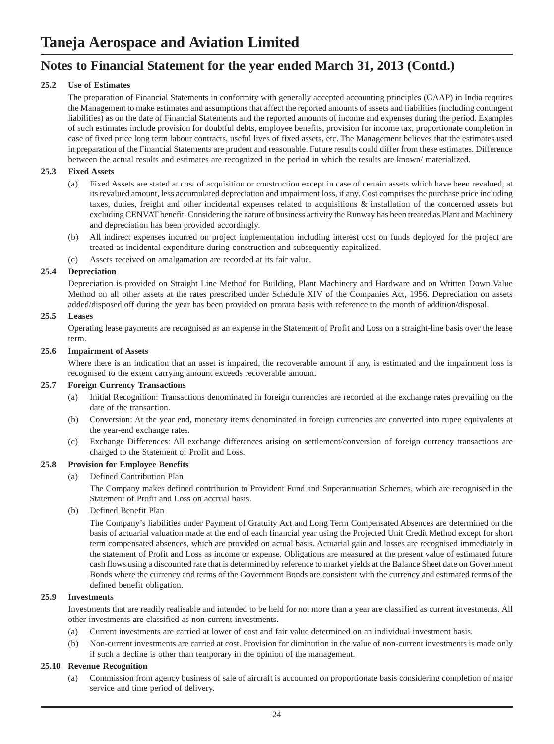# Taneja Aerospace and Aviation Limited

## Notes to Financial Statement for the year ended March 31, 2013 (Contd.)

**25.2 Use of Estimates**

The preparation of Financial Statements in conformity with generally accepted accounting principles (GAAP) in India requires the Management to make estimates and assumptions that affect the reported amounts of assets and liabilities (including contingent liabilities) as on the date of Financial Statements and the reported amounts of income and expenses during the period. Examples of such estimates include provision for doubtful debts, employee benefits, provision for income tax, proportionate completion in case of fixed price long term labour contracts, useful lives of fixed assets, etc. The Management believes that the estimates used in preparation of the Financial Statements are prudent and reasonable. Future results could differ from these estimates. Difference between the actual results and estimates are recognized in the period in which the results are known/ materialized.

**25.3 Fixed Assets**

(a) Fixed Assets are stated at cost of acquisition or construction except in case of certain assets which have been revalued, at its revalued amount, less accumulated depreciation and impairment loss, if any. Cost comprises the purchase price including taxes, duties, freight and other incidental expenses related to acquisitions & installation of the concerned assets but excluding CENVAT benefit. Considering the nature of business activity the Runway has been treated as Plant and Machinery and depreciation has been provided accordingly.

(b) All indirect expenses incurred on project implementation including interest cost on funds deployed for the project are treated as incidental expenditure during construction and subsequently capitalized.

(c) Assets received on amalgamation are recorded at its fair value.

**25.4 Depreciation**

Depreciation is provided on Straight Line Method for Building, Plant Machinery and Hardware and on Written Down Value Method on all other assets at the rates prescribed under Schedule XIV of the Companies Act, 1956. Depreciation on assets added/disposed off during the year has been provided on prorata basis with reference to the month of addition/disposal.

**25.5 Leases**

Operating lease payments are recognised as an expense in the Statement of Profit and Loss on a straight-line basis over the lease term.

**25.6 Impairment of Assets**

Where there is an indication that an asset is impaired, the recoverable amount if any, is estimated and the impairment loss is recognised to the extent carrying amount exceeds recoverable amount.

**25.7 Foreign Currency Transactions**

(a) Initial Recognition: Transactions denominated in foreign currencies are recorded at the exchange rates prevailing on the date of the transaction.

(b) Conversion: At the year end, monetary items denominated in foreign currencies are converted into rupee equivalents at the year-end exchange rates.

(c) Exchange Differences: All exchange differences arising on settlement/conversion of foreign currency transactions are charged to the Statement of Profit and Loss.

**25.8 Provision for Employee Benefits**

(a) Defined Contribution Plan

The Company makes defined contribution to Provident Fund and Superannuation Schemes, which are recognised in the Statement of Profit and Loss on accrual basis.

(b) Defined Benefit Plan

The Company's liabilities under Payment of Gratuity Act and Long Term Compensated Absences are determined on the basis of actuarial valuation made at the end of each financial year using the Projected Unit Credit Method except for short term compensated absences, which are provided on actual basis. Actuarial gain and losses are recognised immediately in the statement of Profit and Loss as income or expense. Obligations are measured at the present value of estimated future cash flows using a discounted rate that is determined by reference to market yields at the Balance Sheet date on Government Bonds where the currency and terms of the Government Bonds are consistent with the currency and estimated terms of the defined benefit obligation.

**25.9 Investments**

Investments that are readily realisable and intended to be held for not more than a year are classified as current investments. All other investments are classified as non-current investments.

(a) Current investments are carried at lower of cost and fair value determined on an individual investment basis.

(b) Non-current investments are carried at cost. Provision for diminution in the value of non-current investments is made only if such a decline is other than temporary in the opinion of the management.

**25.10 Revenue Recognition**

(a) Commission from agency business of sale of aircraft is accounted on proportionate basis considering completion of major service and time period of delivery.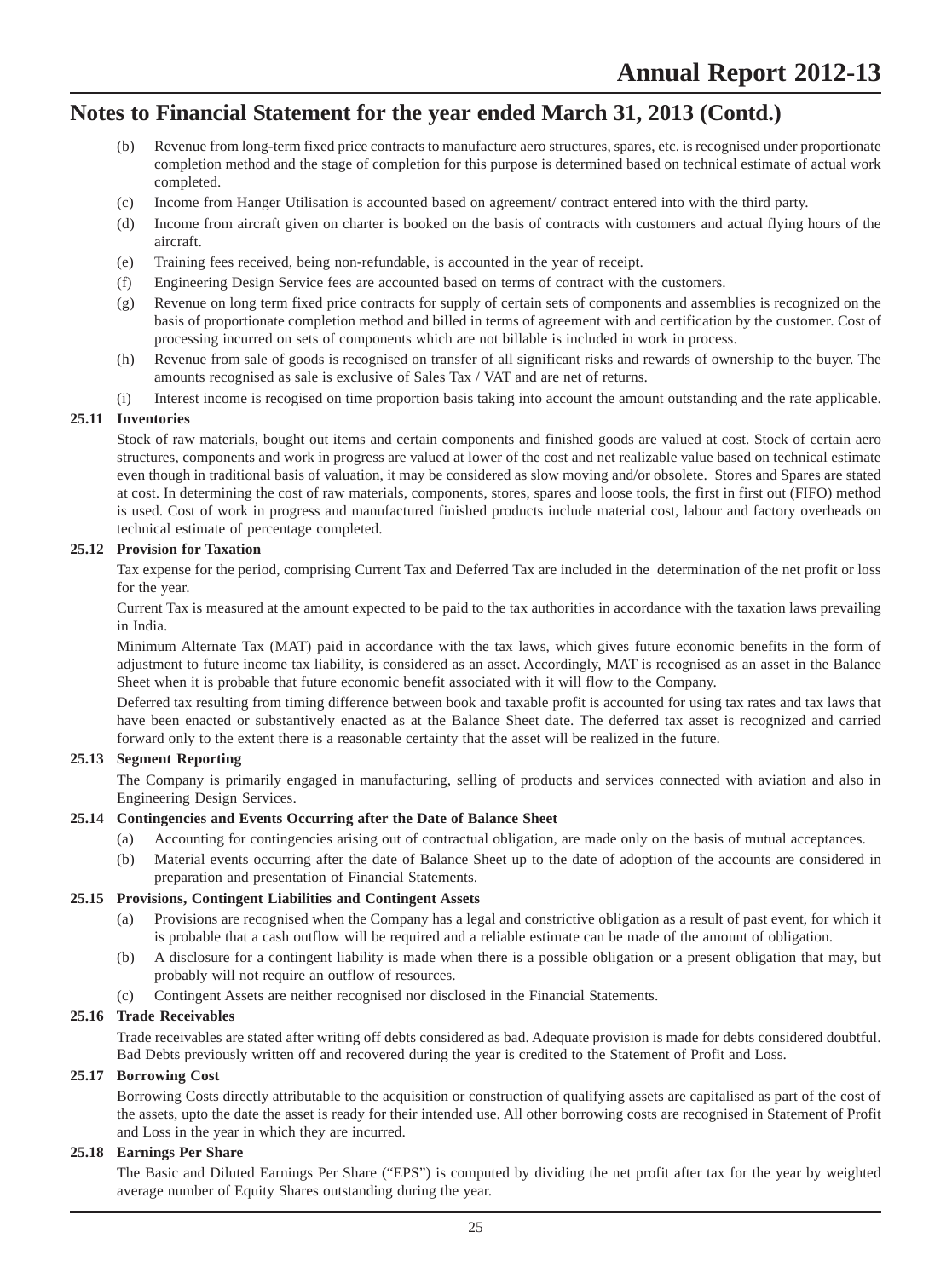## Notes to Financial Statement for the year ended March 31, 2013 (Contd.)

(b) Revenue from long-term fixed price contracts to manufacture aero structures, spares, etc. is recognised under proportionate completion method and the stage of completion for this purpose is determined based on technical estimate of actual work completed.

(c) Income from Hanger Utilisation is accounted based on agreement/ contract entered into with the third party.

(d) Income from aircraft given on charter is booked on the basis of contracts with customers and actual flying hours of the aircraft.

(e) Training fees received, being non-refundable, is accounted in the year of receipt.

(f) Engineering Design Service fees are accounted based on terms of contract with the customers.

(g) Revenue on long term fixed price contracts for supply of certain sets of components and assemblies is recognized on the basis of proportionate completion method and billed in terms of agreement with and certification by the customer. Cost of processing incurred on sets of components which are not billable is included in work in process.

(h) Revenue from sale of goods is recognised on transfer of all significant risks and rewards of ownership to the buyer. The amounts recognised as sale is exclusive of Sales Tax / VAT and are net of returns.

(i) Interest income is recogised on time proportion basis taking into account the amount outstanding and the rate applicable.

### 25.11 Inventories

Stock of raw materials, bought out items and certain components and finished goods are valued at cost. Stock of certain aero structures, components and work in progress are valued at lower of the cost and net realizable value based on technical estimate even though in traditional basis of valuation, it may be considered as slow moving and/or obsolete. Stores and Spares are stated at cost. In determining the cost of raw materials, components, stores, spares and loose tools, the first in first out (FIFO) method is used. Cost of work in progress and manufactured finished products include material cost, labour and factory overheads on technical estimate of percentage completed.

### 25.12 Provision for Taxation

Tax expense for the period, comprising Current Tax and Deferred Tax are included in the determination of the net profit or loss for the year.

Current Tax is measured at the amount expected to be paid to the tax authorities in accordance with the taxation laws prevailing in India.

Minimum Alternate Tax (MAT) paid in accordance with the tax laws, which gives future economic benefits in the form of adjustment to future income tax liability, is considered as an asset. Accordingly, MAT is recognised as an asset in the Balance Sheet when it is probable that future economic benefit associated with it will flow to the Company.

Deferred tax resulting from timing difference between book and taxable profit is accounted for using tax rates and tax laws that have been enacted or substantively enacted as at the Balance Sheet date. The deferred tax asset is recognized and carried forward only to the extent there is a reasonable certainty that the asset will be realized in the future.

### 25.13 Segment Reporting

The Company is primarily engaged in manufacturing, selling of products and services connected with aviation and also in Engineering Design Services.

### 25.14 Contingencies and Events Occurring after the Date of Balance Sheet

(a) Accounting for contingencies arising out of contractual obligation, are made only on the basis of mutual acceptances.

(b) Material events occurring after the date of Balance Sheet up to the date of adoption of the accounts are considered in preparation and presentation of Financial Statements.

### 25.15 Provisions, Contingent Liabilities and Contingent Assets

(a) Provisions are recognised when the Company has a legal and constrictive obligation as a result of past event, for which it is probable that a cash outflow will be required and a reliable estimate can be made of the amount of obligation.

(b) A disclosure for a contingent liability is made when there is a possible obligation or a present obligation that may, but probably will not require an outflow of resources.

(c) Contingent Assets are neither recognised nor disclosed in the Financial Statements.

### 25.16 Trade Receivables

Trade receivables are stated after writing off debts considered as bad. Adequate provision is made for debts considered doubtful. Bad Debts previously written off and recovered during the year is credited to the Statement of Profit and Loss.

### 25.17 Borrowing Cost

Borrowing Costs directly attributable to the acquisition or construction of qualifying assets are capitalised as part of the cost of the assets, upto the date the asset is ready for their intended use. All other borrowing costs are recognised in Statement of Profit and Loss in the year in which they are incurred.

### 25.18 Earnings Per Share

The Basic and Diluted Earnings Per Share ("EPS") is computed by dividing the net profit after tax for the year by weighted average number of Equity Shares outstanding during the year.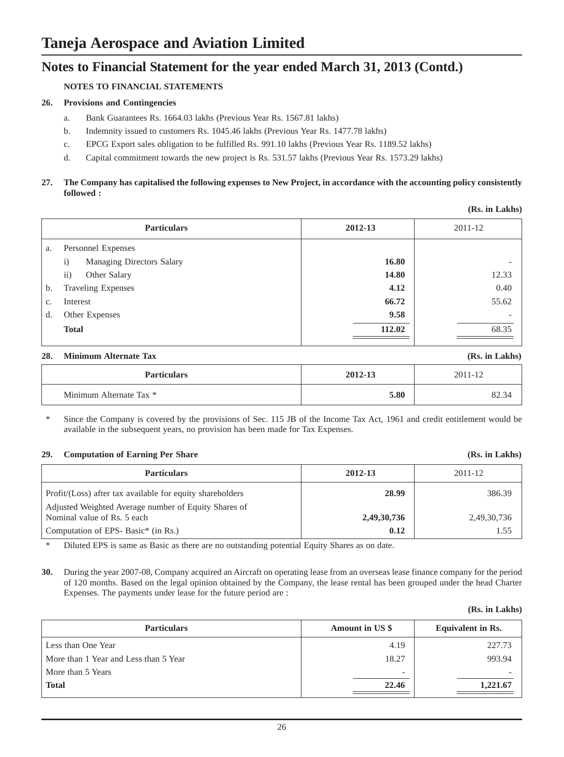# Taneja Aerospace and Aviation Limited

## Notes to Financial Statement for the year ended March 31, 2013 (Contd.)

**NOTES TO FINANCIAL STATEMENTS**

**26. Provisions and Contingencies**

a. Bank Guarantees Rs. 1664.03 lakhs (Previous Year Rs. 1567.81 lakhs)

b. Indemnity issued to customers Rs. 1045.46 lakhs (Previous Year Rs. 1477.78 lakhs)

c. EPCG Export sales obligation to be fulfilled Rs. 991.10 lakhs (Previous Year Rs. 1189.52 lakhs)

d. Capital commitment towards the new project is Rs. 531.57 lakhs (Previous Year Rs. 1573.29 lakhs)

**27. The Company has capitalised the following expenses to New Project, in accordance with the accounting policy consistently followed :**

**(Rs. in Lakhs)**

| | Particulars | 2012-13 | 2011-12 |
|---|---|---|---|
| a. | Personnel Expenses | | |
| | i) Managing Directors Salary | **16.80** | - |
| | ii) Other Salary | **14.80** | 12.33 |
| b. | Traveling Expenses | **4.12** | 0.40 |
| c. | Interest | **66.72** | 55.62 |
| d. | Other Expenses | **9.58** | - |
| | **Total** | **112.02** | 68.35 |

**28. Minimum Alternate Tax** **(Rs. in Lakhs)**

| Particulars | 2012-13 | 2011-12 |
|---|---|---|
| Minimum Alternate Tax * | **5.80** | 82.34 |

\* Since the Company is covered by the provisions of Sec. 115 JB of the Income Tax Act, 1961 and credit entitlement would be available in the subsequent years, no provision has been made for Tax Expenses.

**29. Computation of Earning Per Share** **(Rs. in Lakhs)**

| Particulars | 2012-13 | 2011-12 |
|---|---|---|
| Profit/(Loss) after tax available for equity shareholders | **28.99** | 386.39 |
| Adjusted Weighted Average number of Equity Shares of Nominal value of Rs. 5 each | **2,49,30,736** | 2,49,30,736 |
| Computation of EPS- Basic* (in Rs.) | **0.12** | 1.55 |

\* Diluted EPS is same as Basic as there are no outstanding potential Equity Shares as on date.

**30.** During the year 2007-08, Company acquired an Aircraft on operating lease from an overseas lease finance company for the period of 120 months. Based on the legal opinion obtained by the Company, the lease rental has been grouped under the head Charter Expenses. The payments under lease for the future period are :

**(Rs. in Lakhs)**

| Particulars | Amount in US $ | Equivalent in Rs. |
|---|---|---|
| Less than One Year | 4.19 | 227.73 |
| More than 1 Year and Less than 5 Year | 18.27 | 993.94 |
| More than 5 Years | - | - |
| **Total** | **22.46** | **1,221.67** |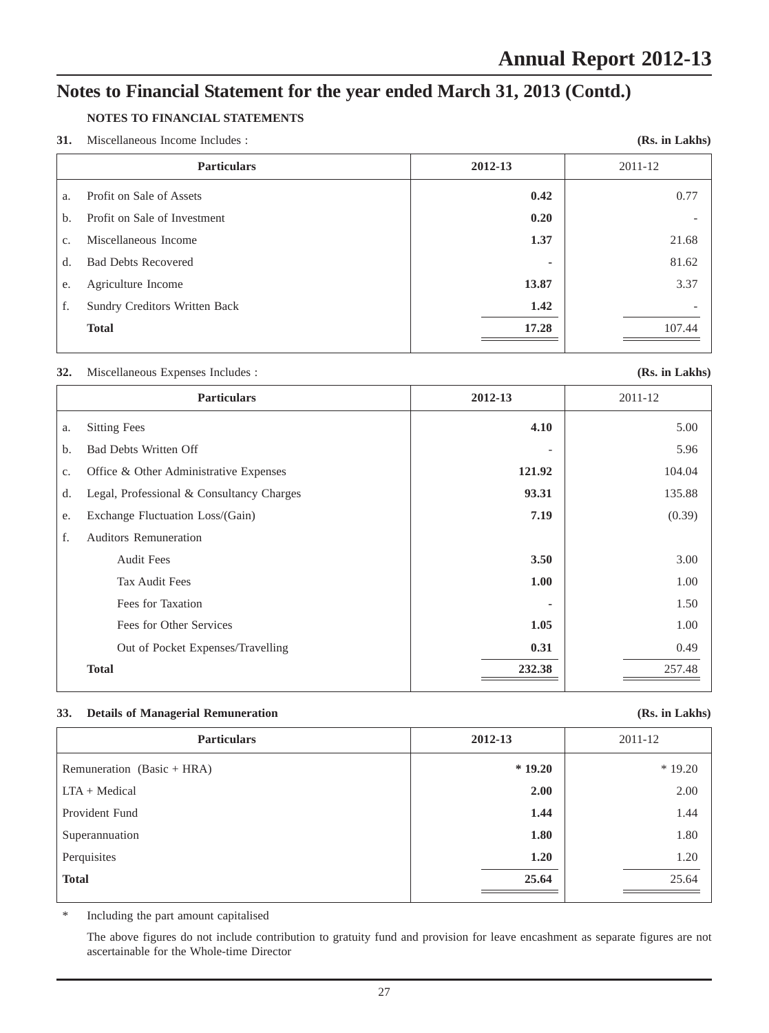# Notes to Financial Statement for the year ended March 31, 2013 (Contd.)

**NOTES TO FINANCIAL STATEMENTS**

**31.** Miscellaneous Income Includes : **(Rs. in Lakhs)**

| | Particulars | 2012-13 | 2011-12 |
|---|---|---|---|
| a. | Profit on Sale of Assets | **0.42** | 0.77 |
| b. | Profit on Sale of Investment | **0.20** | - |
| c. | Miscellaneous Income | **1.37** | 21.68 |
| d. | Bad Debts Recovered | **-** | 81.62 |
| e. | Agriculture Income | **13.87** | 3.37 |
| f. | Sundry Creditors Written Back | **1.42** | - |
| | **Total** | **17.28** | 107.44 |

**32.** Miscellaneous Expenses Includes : **(Rs. in Lakhs)**

| | Particulars | 2012-13 | 2011-12 |
|---|---|---|---|
| a. | Sitting Fees | **4.10** | 5.00 |
| b. | Bad Debts Written Off | - | 5.96 |
| c. | Office & Other Administrative Expenses | **121.92** | 104.04 |
| d. | Legal, Professional & Consultancy Charges | **93.31** | 135.88 |
| e. | Exchange Fluctuation Loss/(Gain) | **7.19** | (0.39) |
| f. | Auditors Remuneration | | |
| | Audit Fees | **3.50** | 3.00 |
| | Tax Audit Fees | **1.00** | 1.00 |
| | Fees for Taxation | **-** | 1.50 |
| | Fees for Other Services | **1.05** | 1.00 |
| | Out of Pocket Expenses/Travelling | **0.31** | 0.49 |
| | **Total** | **232.38** | 257.48 |

**33. Details of Managerial Remuneration** **(Rs. in Lakhs)**

| Particulars | 2012-13 | 2011-12 |
|---|---|---|
| Remuneration (Basic + HRA) | *** 19.20** | * 19.20 |
| LTA + Medical | **2.00** | 2.00 |
| Provident Fund | **1.44** | 1.44 |
| Superannuation | **1.80** | 1.80 |
| Perquisites | **1.20** | 1.20 |
| **Total** | **25.64** | 25.64 |

\* Including the part amount capitalised

The above figures do not include contribution to gratuity fund and provision for leave encashment as separate figures are not ascertainable for the Whole-time Director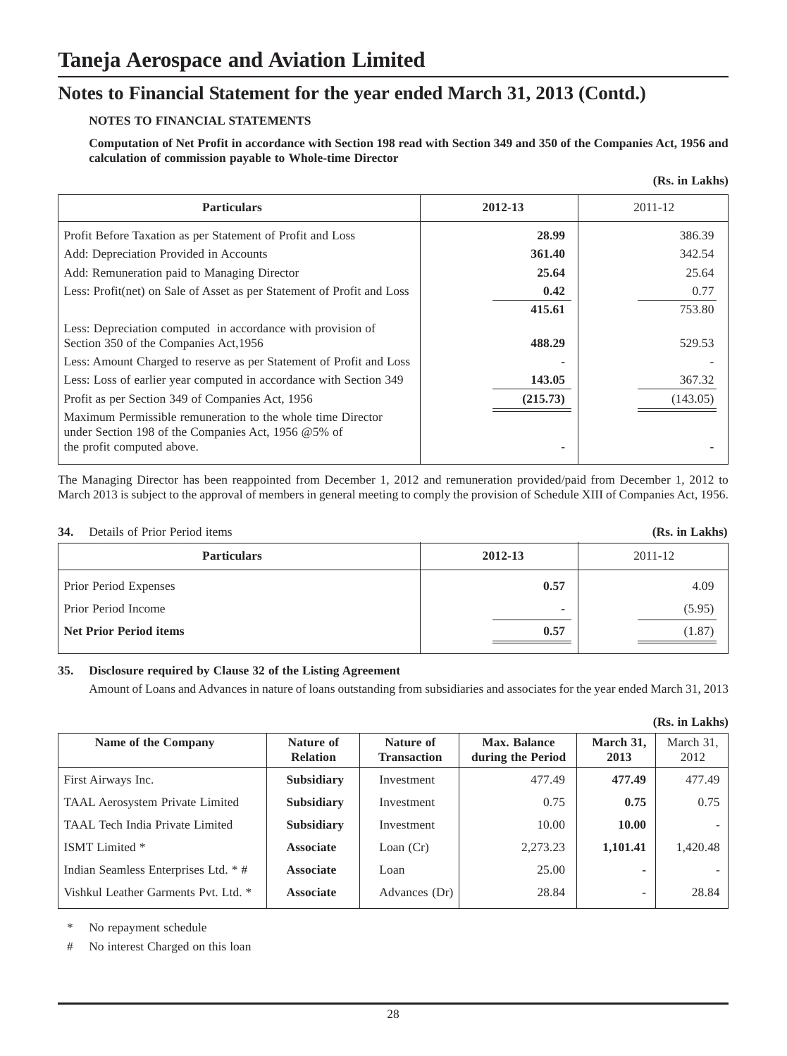# Taneja Aerospace and Aviation Limited

## Notes to Financial Statement for the year ended March 31, 2013 (Contd.)

**NOTES TO FINANCIAL STATEMENTS**

**Computation of Net Profit in accordance with Section 198 read with Section 349 and 350 of the Companies Act, 1956 and calculation of commission payable to Whole-time Director**

**(Rs. in Lakhs)**

| Particulars | 2012-13 | 2011-12 |
|---|---|---|
| Profit Before Taxation as per Statement of Profit and Loss | **28.99** | 386.39 |
| Add: Depreciation Provided in Accounts | **361.40** | 342.54 |
| Add: Remuneration paid to Managing Director | **25.64** | 25.64 |
| Less: Profit(net) on Sale of Asset as per Statement of Profit and Loss | **0.42** | 0.77 |
| | **415.61** | 753.80 |
| Less: Depreciation computed in accordance with provision of Section 350 of the Companies Act,1956 | **488.29** | 529.53 |
| Less: Amount Charged to reserve as per Statement of Profit and Loss | **-** | - |
| Less: Loss of earlier year computed in accordance with Section 349 | **143.05** | 367.32 |
| Profit as per Section 349 of Companies Act, 1956 | **(215.73)** | (143.05) |
| Maximum Permissible remuneration to the whole time Director under Section 198 of the Companies Act, 1956 @5% of the profit computed above. | **-** | - |

The Managing Director has been reappointed from December 1, 2012 and remuneration provided/paid from December 1, 2012 to March 2013 is subject to the approval of members in general meeting to comply the provision of Schedule XIII of Companies Act, 1956.

**34.** Details of Prior Period items **(Rs. in Lakhs)**

| Particulars | 2012-13 | 2011-12 |
|---|---|---|
| Prior Period Expenses | **0.57** | 4.09 |
| Prior Period Income | **-** | (5.95) |
| **Net Prior Period items** | **0.57** | (1.87) |

**35. Disclosure required by Clause 32 of the Listing Agreement**

Amount of Loans and Advances in nature of loans outstanding from subsidiaries and associates for the year ended March 31, 2013

**(Rs. in Lakhs)**

| Name of the Company | Nature of Relation | Nature of Transaction | Max. Balance during the Period | March 31, 2013 | March 31, 2012 |
|---|---|---|---|---|---|
| First Airways Inc. | **Subsidiary** | Investment | 477.49 | **477.49** | 477.49 |
| TAAL Aerosystem Private Limited | **Subsidiary** | Investment | 0.75 | **0.75** | 0.75 |
| TAAL Tech India Private Limited | **Subsidiary** | Investment | 10.00 | **10.00** | - |
| ISMT Limited * | **Associate** | Loan (Cr) | 2,273.23 | **1,101.41** | 1,420.48 |
| Indian Seamless Enterprises Ltd. * # | **Associate** | Loan | 25.00 | **-** | - |
| Vishkul Leather Garments Pvt. Ltd. * | **Associate** | Advances (Dr) | 28.84 | **-** | 28.84 |

\* No repayment schedule

\# No interest Charged on this loan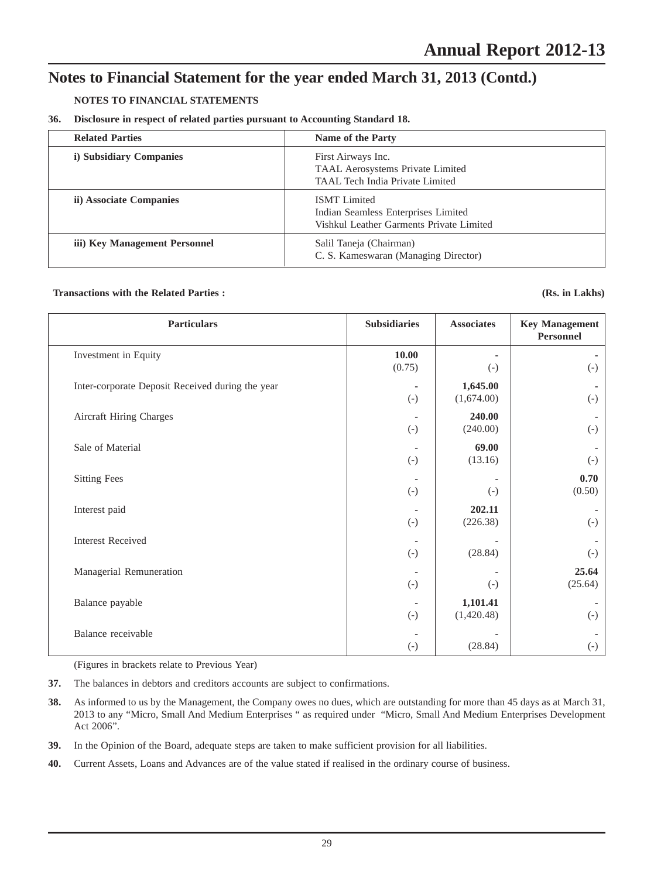# Notes to Financial Statement for the year ended March 31, 2013 (Contd.)

**NOTES TO FINANCIAL STATEMENTS**

**36. Disclosure in respect of related parties pursuant to Accounting Standard 18.**

| Related Parties | Name of the Party |
|---|---|
| **i) Subsidiary Companies** | First Airways Inc.<br>TAAL Aerosystems Private Limited<br>TAAL Tech India Private Limited |
| **ii) Associate Companies** | ISMT Limited<br>Indian Seamless Enterprises Limited<br>Vishkul Leather Garments Private Limited |
| **iii) Key Management Personnel** | Salil Taneja (Chairman)<br>C. S. Kameswaran (Managing Director) |

**Transactions with the Related Parties :** **(Rs. in Lakhs)**

| Particulars | Subsidiaries | Associates | Key Management Personnel |
|---|---|---|---|
| Investment in Equity | **10.00**<br>(0.75) | -<br>(-) | -<br>(-) |
| Inter-corporate Deposit Received during the year | -<br>(-) | **1,645.00**<br>(1,674.00) | -<br>(-) |
| Aircraft Hiring Charges | -<br>(-) | **240.00**<br>(240.00) | -<br>(-) |
| Sale of Material | -<br>(-) | **69.00**<br>(13.16) | -<br>(-) |
| Sitting Fees | -<br>(-) | -<br>(-) | **0.70**<br>(0.50) |
| Interest paid | -<br>(-) | **202.11**<br>(226.38) | -<br>(-) |
| Interest Received | -<br>(-) | -<br>(28.84) | -<br>(-) |
| Managerial Remuneration | -<br>(-) | -<br>(-) | **25.64**<br>(25.64) |
| Balance payable | -<br>(-) | **1,101.41**<br>(1,420.48) | -<br>(-) |
| Balance receivable | -<br>(-) | -<br>(28.84) | -<br>(-) |

(Figures in brackets relate to Previous Year)

**37.** The balances in debtors and creditors accounts are subject to confirmations.

**38.** As informed to us by the Management, the Company owes no dues, which are outstanding for more than 45 days as at March 31, 2013 to any "Micro, Small And Medium Enterprises " as required under "Micro, Small And Medium Enterprises Development Act 2006".

**39.** In the Opinion of the Board, adequate steps are taken to make sufficient provision for all liabilities.

**40.** Current Assets, Loans and Advances are of the value stated if realised in the ordinary course of business.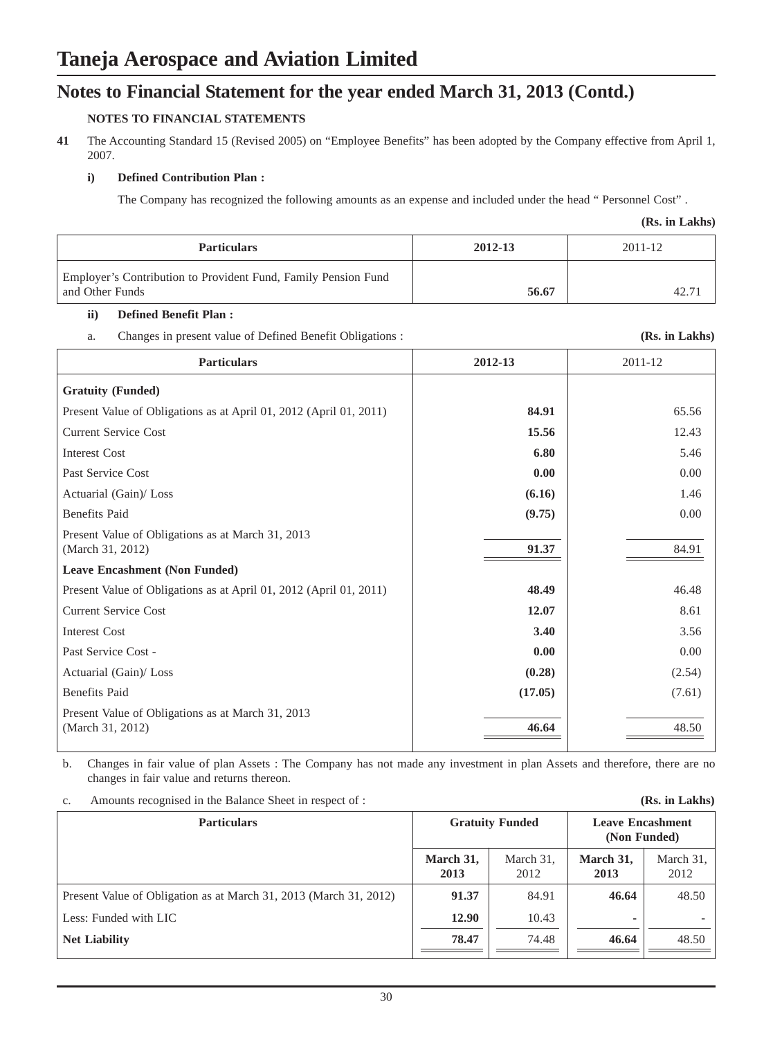# Taneja Aerospace and Aviation Limited

## Notes to Financial Statement for the year ended March 31, 2013 (Contd.)

### NOTES TO FINANCIAL STATEMENTS

**41** The Accounting Standard 15 (Revised 2005) on "Employee Benefits" has been adopted by the Company effective from April 1, 2007.

**i) Defined Contribution Plan :**

The Company has recognized the following amounts as an expense and included under the head " Personnel Cost" .

**(Rs. in Lakhs)**

| Particulars | 2012-13 | 2011-12 |
|---|---|---|
| Employer's Contribution to Provident Fund, Family Pension Fund and Other Funds | **56.67** | 42.71 |

**ii) Defined Benefit Plan :**

a. Changes in present value of Defined Benefit Obligations : **(Rs. in Lakhs)**

| Particulars | 2012-13 | 2011-12 |
|---|---|---|
| **Gratuity (Funded)** | | |
| Present Value of Obligations as at April 01, 2012 (April 01, 2011) | **84.91** | 65.56 |
| Current Service Cost | **15.56** | 12.43 |
| Interest Cost | **6.80** | 5.46 |
| Past Service Cost | **0.00** | 0.00 |
| Actuarial (Gain)/ Loss | **(6.16)** | 1.46 |
| Benefits Paid | **(9.75)** | 0.00 |
| Present Value of Obligations as at March 31, 2013 (March 31, 2012) | **91.37** | 84.91 |
| **Leave Encashment (Non Funded)** | | |
| Present Value of Obligations as at April 01, 2012 (April 01, 2011) | **48.49** | 46.48 |
| Current Service Cost | **12.07** | 8.61 |
| Interest Cost | **3.40** | 3.56 |
| Past Service Cost - | **0.00** | 0.00 |
| Actuarial (Gain)/ Loss | **(0.28)** | (2.54) |
| Benefits Paid | **(17.05)** | (7.61) |
| Present Value of Obligations as at March 31, 2013 (March 31, 2012) | **46.64** | 48.50 |

b. Changes in fair value of plan Assets : The Company has not made any investment in plan Assets and therefore, there are no changes in fair value and returns thereon.

c. Amounts recognised in the Balance Sheet in respect of : **(Rs. in Lakhs)**

| Particulars | Gratuity Funded | | Leave Encashment (Non Funded) | |
|---|---|---|---|---|
| | **March 31, 2013** | March 31, 2012 | **March 31, 2013** | March 31, 2012 |
| Present Value of Obligation as at March 31, 2013 (March 31, 2012) | **91.37** | 84.91 | **46.64** | 48.50 |
| Less: Funded with LIC | **12.90** | 10.43 | **-** | - |
| **Net Liability** | **78.47** | 74.48 | **46.64** | 48.50 |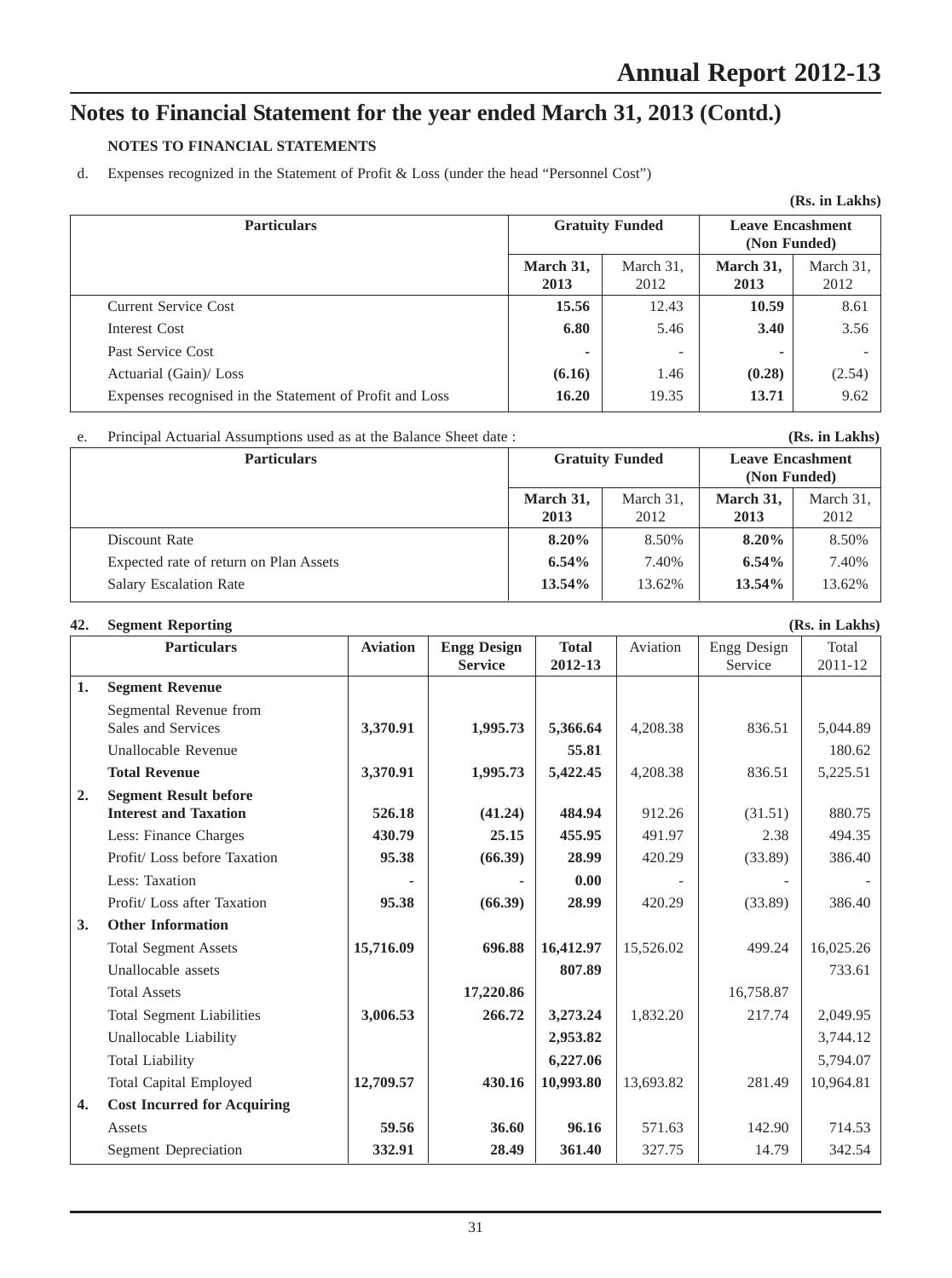# Notes to Financial Statement for the year ended March 31, 2013 (Contd.)

**NOTES TO FINANCIAL STATEMENTS**

d. Expenses recognized in the Statement of Profit & Loss (under the head "Personnel Cost")

**(Rs. in Lakhs)**

| Particulars | Gratuity Funded | | Leave Encashment (Non Funded) | |
|---|---|---|---|---|
| | **March 31, 2013** | March 31, 2012 | **March 31, 2013** | March 31, 2012 |
| Current Service Cost | **15.56** | 12.43 | **10.59** | 8.61 |
| Interest Cost | **6.80** | 5.46 | **3.40** | 3.56 |
| Past Service Cost | **-** | - | **-** | - |
| Actuarial (Gain)/ Loss | **(6.16)** | 1.46 | **(0.28)** | (2.54) |
| Expenses recognised in the Statement of Profit and Loss | **16.20** | 19.35 | **13.71** | 9.62 |

e. Principal Actuarial Assumptions used as at the Balance Sheet date : **(Rs. in Lakhs)**

| Particulars | Gratuity Funded | | Leave Encashment (Non Funded) | |
|---|---|---|---|---|
| | **March 31, 2013** | March 31, 2012 | **March 31, 2013** | March 31, 2012 |
| Discount Rate | **8.20%** | 8.50% | **8.20%** | 8.50% |
| Expected rate of return on Plan Assets | **6.54%** | 7.40% | **6.54%** | 7.40% |
| Salary Escalation Rate | **13.54%** | 13.62% | **13.54%** | 13.62% |

## 42. Segment Reporting

**(Rs. in Lakhs)**

| | Particulars | Aviation | Engg Design Service | Total 2012-13 | Aviation | Engg Design Service | Total 2011-12 |
|---|---|---|---|---|---|---|---|
| **1.** | **Segment Revenue** | | | | | | |
| | Segmental Revenue from Sales and Services | **3,370.91** | **1,995.73** | **5,366.64** | 4,208.38 | 836.51 | 5,044.89 |
| | Unallocable Revenue | | | **55.81** | | | 180.62 |
| | **Total Revenue** | **3,370.91** | **1,995.73** | **5,422.45** | 4,208.38 | 836.51 | 5,225.51 |
| **2.** | **Segment Result before Interest and Taxation** | **526.18** | **(41.24)** | **484.94** | 912.26 | (31.51) | 880.75 |
| | Less: Finance Charges | **430.79** | **25.15** | **455.95** | 491.97 | 2.38 | 494.35 |
| | Profit/ Loss before Taxation | **95.38** | **(66.39)** | **28.99** | 420.29 | (33.89) | 386.40 |
| | Less: Taxation | **-** | **-** | **0.00** | - | - | - |
| | Profit/ Loss after Taxation | **95.38** | **(66.39)** | **28.99** | 420.29 | (33.89) | 386.40 |
| **3.** | **Other Information** | | | | | | |
| | Total Segment Assets | **15,716.09** | **696.88** | **16,412.97** | 15,526.02 | 499.24 | 16,025.26 |
| | Unallocable assets | | | **807.89** | | | 733.61 |
| | Total Assets | | **17,220.86** | | | 16,758.87 | |
| | Total Segment Liabilities | **3,006.53** | **266.72** | **3,273.24** | 1,832.20 | 217.74 | 2,049.95 |
| | Unallocable Liability | | | **2,953.82** | | | 3,744.12 |
| | Total Liability | | | **6,227.06** | | | 5,794.07 |
| | Total Capital Employed | **12,709.57** | **430.16** | **10,993.80** | 13,693.82 | 281.49 | 10,964.81 |
| **4.** | **Cost Incurred for Acquiring** | | | | | | |
| | Assets | **59.56** | **36.60** | **96.16** | 571.63 | 142.90 | 714.53 |
| | Segment Depreciation | **332.91** | **28.49** | **361.40** | 327.75 | 14.79 | 342.54 |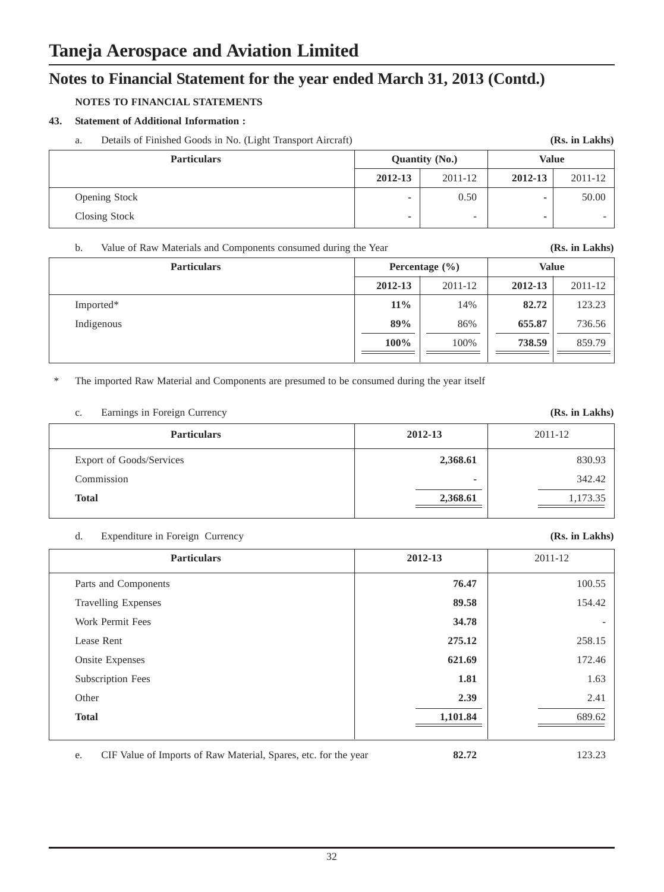# Taneja Aerospace and Aviation Limited

## Notes to Financial Statement for the year ended March 31, 2013 (Contd.)

**NOTES TO FINANCIAL STATEMENTS**

**43. Statement of Additional Information :**

a. Details of Finished Goods in No. (Light Transport Aircraft) **(Rs. in Lakhs)**

| Particulars | Quantity (No.) | | Value | |
|---|---|---|---|---|
| | **2012-13** | 2011-12 | **2012-13** | 2011-12 |
| Opening Stock | - | 0.50 | - | 50.00 |
| Closing Stock | - | - | - | - |

b. Value of Raw Materials and Components consumed during the Year **(Rs. in Lakhs)**

| Particulars | Percentage (%) | | Value | |
|---|---|---|---|---|
| | **2012-13** | 2011-12 | **2012-13** | 2011-12 |
| Imported* | **11%** | 14% | **82.72** | 123.23 |
| Indigenous | **89%** | 86% | **655.87** | 736.56 |
| | **100%** | 100% | **738.59** | 859.79 |

\* The imported Raw Material and Components are presumed to be consumed during the year itself

c. Earnings in Foreign Currency **(Rs. in Lakhs)**

| Particulars | 2012-13 | 2011-12 |
|---|---|---|
| Export of Goods/Services | **2,368.61** | 830.93 |
| Commission | - | 342.42 |
| **Total** | **2,368.61** | 1,173.35 |

d. Expenditure in Foreign Currency **(Rs. in Lakhs)**

| Particulars | 2012-13 | 2011-12 |
|---|---|---|
| Parts and Components | **76.47** | 100.55 |
| Travelling Expenses | **89.58** | 154.42 |
| Work Permit Fees | **34.78** | - |
| Lease Rent | **275.12** | 258.15 |
| Onsite Expenses | **621.69** | 172.46 |
| Subscription Fees | **1.81** | 1.63 |
| Other | **2.39** | 2.41 |
| **Total** | **1,101.84** | 689.62 |

e. CIF Value of Imports of Raw Material, Spares, etc. for the year **82.72** 123.23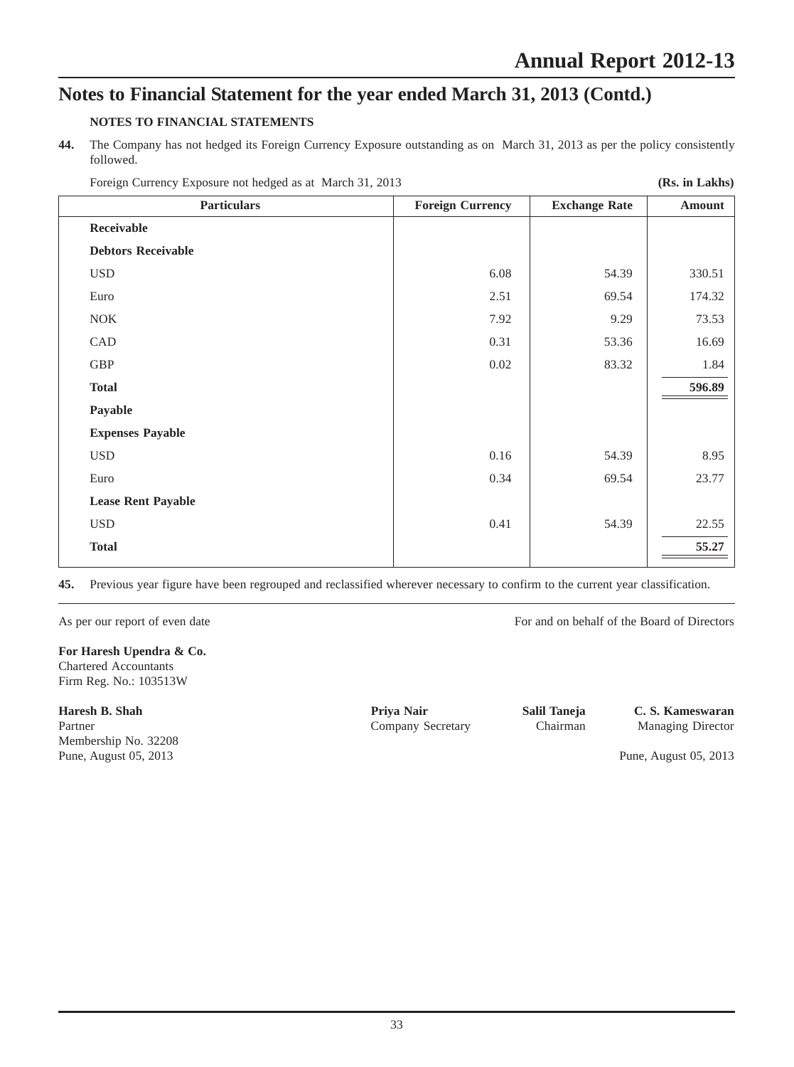# Notes to Financial Statement for the year ended March 31, 2013 (Contd.)

**NOTES TO FINANCIAL STATEMENTS**

**44.** The Company has not hedged its Foreign Currency Exposure outstanding as on March 31, 2013 as per the policy consistently followed.

Foreign Currency Exposure not hedged as at March 31, 2013 **(Rs. in Lakhs)**

| Particulars | Foreign Currency | Exchange Rate | Amount |
|---|---|---|---|
| **Receivable** | | | |
| **Debtors Receivable** | | | |
| USD | 6.08 | 54.39 | 330.51 |
| Euro | 2.51 | 69.54 | 174.32 |
| NOK | 7.92 | 9.29 | 73.53 |
| CAD | 0.31 | 53.36 | 16.69 |
| GBP | 0.02 | 83.32 | 1.84 |
| **Total** | | | **596.89** |
| **Payable** | | | |
| **Expenses Payable** | | | |
| USD | 0.16 | 54.39 | 8.95 |
| Euro | 0.34 | 69.54 | 23.77 |
| **Lease Rent Payable** | | | |
| USD | 0.41 | 54.39 | 22.55 |
| **Total** | | | **55.27** |

**45.** Previous year figure have been regrouped and reclassified wherever necessary to confirm to the current year classification.

As per our report of even date

For and on behalf of the Board of Directors

**For Haresh Upendra & Co.**
Chartered Accountants
Firm Reg. No.: 103513W

**Haresh B. Shah**
Partner
Membership No. 32208
Pune, August 05, 2013

**Priya Nair**
Company Secretary

**Salil Taneja**
Chairman

**C. S. Kameswaran**
Managing Director

Pune, August 05, 2013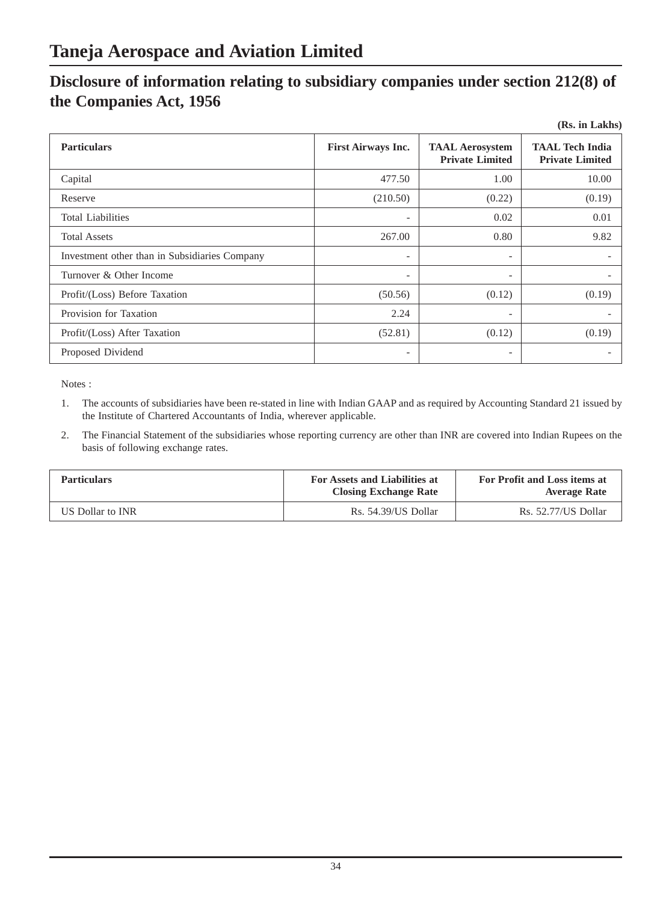# Taneja Aerospace and Aviation Limited

## Disclosure of information relating to subsidiary companies under section 212(8) of the Companies Act, 1956

**(Rs. in Lakhs)**

| Particulars | First Airways Inc. | TAAL Aerosystem Private Limited | TAAL Tech India Private Limited |
|---|---|---|---|
| Capital | 477.50 | 1.00 | 10.00 |
| Reserve | (210.50) | (0.22) | (0.19) |
| Total Liabilities | - | 0.02 | 0.01 |
| Total Assets | 267.00 | 0.80 | 9.82 |
| Investment other than in Subsidiaries Company | - | - | - |
| Turnover & Other Income | - | - | - |
| Profit/(Loss) Before Taxation | (50.56) | (0.12) | (0.19) |
| Provision for Taxation | 2.24 | - | - |
| Profit/(Loss) After Taxation | (52.81) | (0.12) | (0.19) |
| Proposed Dividend | - | - | - |

Notes :

1. The accounts of subsidiaries have been re-stated in line with Indian GAAP and as required by Accounting Standard 21 issued by the Institute of Chartered Accountants of India, wherever applicable.

2. The Financial Statement of the subsidiaries whose reporting currency are other than INR are covered into Indian Rupees on the basis of following exchange rates.

| Particulars | For Assets and Liabilities at Closing Exchange Rate | For Profit and Loss items at Average Rate |
|---|---|---|
| US Dollar to INR | Rs. 54.39/US Dollar | Rs. 52.77/US Dollar |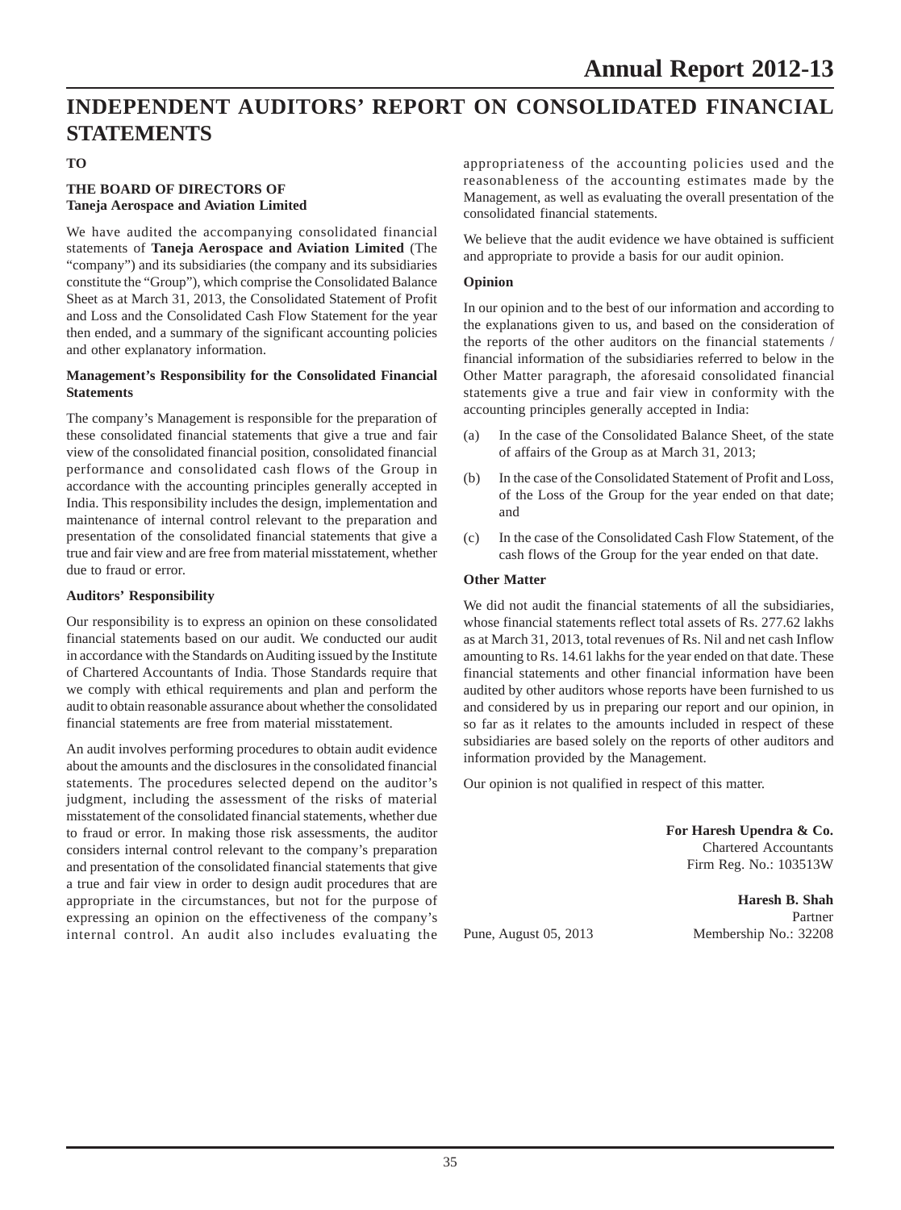# INDEPENDENT AUDITORS' REPORT ON CONSOLIDATED FINANCIAL STATEMENTS

**TO**

**THE BOARD OF DIRECTORS OF**
**Taneja Aerospace and Aviation Limited**

We have audited the accompanying consolidated financial statements of **Taneja Aerospace and Aviation Limited** (The "company") and its subsidiaries (the company and its subsidiaries constitute the "Group"), which comprise the Consolidated Balance Sheet as at March 31, 2013, the Consolidated Statement of Profit and Loss and the Consolidated Cash Flow Statement for the year then ended, and a summary of the significant accounting policies and other explanatory information.

**Management's Responsibility for the Consolidated Financial Statements**

The company's Management is responsible for the preparation of these consolidated financial statements that give a true and fair view of the consolidated financial position, consolidated financial performance and consolidated cash flows of the Group in accordance with the accounting principles generally accepted in India. This responsibility includes the design, implementation and maintenance of internal control relevant to the preparation and presentation of the consolidated financial statements that give a true and fair view and are free from material misstatement, whether due to fraud or error.

**Auditors' Responsibility**

Our responsibility is to express an opinion on these consolidated financial statements based on our audit. We conducted our audit in accordance with the Standards on Auditing issued by the Institute of Chartered Accountants of India. Those Standards require that we comply with ethical requirements and plan and perform the audit to obtain reasonable assurance about whether the consolidated financial statements are free from material misstatement.

An audit involves performing procedures to obtain audit evidence about the amounts and the disclosures in the consolidated financial statements. The procedures selected depend on the auditor's judgment, including the assessment of the risks of material misstatement of the consolidated financial statements, whether due to fraud or error. In making those risk assessments, the auditor considers internal control relevant to the company's preparation and presentation of the consolidated financial statements that give a true and fair view in order to design audit procedures that are appropriate in the circumstances, but not for the purpose of expressing an opinion on the effectiveness of the company's internal control. An audit also includes evaluating the appropriateness of the accounting policies used and the reasonableness of the accounting estimates made by the Management, as well as evaluating the overall presentation of the consolidated financial statements.

We believe that the audit evidence we have obtained is sufficient and appropriate to provide a basis for our audit opinion.

**Opinion**

In our opinion and to the best of our information and according to the explanations given to us, and based on the consideration of the reports of the other auditors on the financial statements / financial information of the subsidiaries referred to below in the Other Matter paragraph, the aforesaid consolidated financial statements give a true and fair view in conformity with the accounting principles generally accepted in India:

(a) In the case of the Consolidated Balance Sheet, of the state of affairs of the Group as at March 31, 2013;

(b) In the case of the Consolidated Statement of Profit and Loss, of the Loss of the Group for the year ended on that date; and

(c) In the case of the Consolidated Cash Flow Statement, of the cash flows of the Group for the year ended on that date.

**Other Matter**

We did not audit the financial statements of all the subsidiaries, whose financial statements reflect total assets of Rs. 277.62 lakhs as at March 31, 2013, total revenues of Rs. Nil and net cash Inflow amounting to Rs. 14.61 lakhs for the year ended on that date. These financial statements and other financial information have been audited by other auditors whose reports have been furnished to us and considered by us in preparing our report and our opinion, in so far as it relates to the amounts included in respect of these subsidiaries are based solely on the reports of other auditors and information provided by the Management.

Our opinion is not qualified in respect of this matter.

**For Haresh Upendra & Co.**
Chartered Accountants
Firm Reg. No.: 103513W

**Haresh B. Shah**
Partner
Membership No.: 32208

Pune, August 05, 2013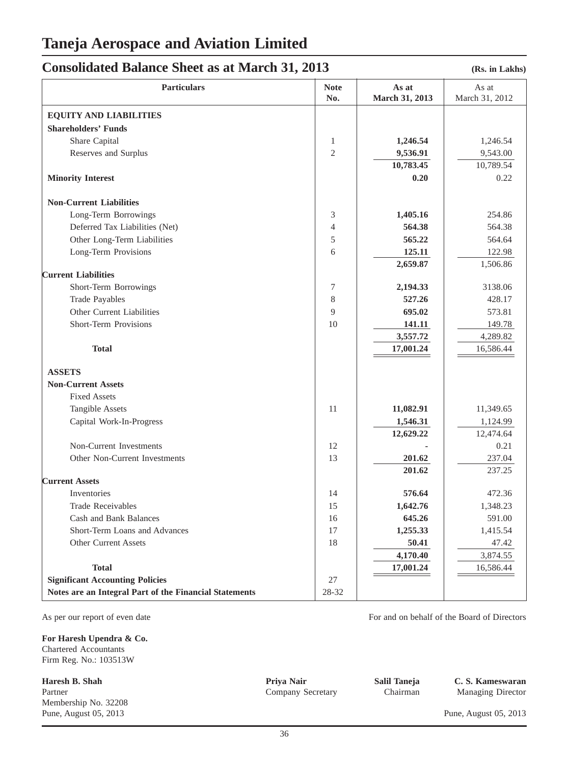# Taneja Aerospace and Aviation Limited

## Consolidated Balance Sheet as at March 31, 2013

**(Rs. in Lakhs)**

| Particulars | Note No. | As at March 31, 2013 | As at March 31, 2012 |
|---|---|---|---|
| **EQUITY AND LIABILITIES** | | | |
| **Shareholders' Funds** | | | |
| Share Capital | 1 | **1,246.54** | 1,246.54 |
| Reserves and Surplus | 2 | **9,536.91** | 9,543.00 |
| | | **10,783.45** | 10,789.54 |
| **Minority Interest** | | **0.20** | 0.22 |
| **Non-Current Liabilities** | | | |
| Long-Term Borrowings | 3 | **1,405.16** | 254.86 |
| Deferred Tax Liabilities (Net) | 4 | **564.38** | 564.38 |
| Other Long-Term Liabilities | 5 | **565.22** | 564.64 |
| Long-Term Provisions | 6 | **125.11** | 122.98 |
| | | **2,659.87** | 1,506.86 |
| **Current Liabilities** | | | |
| Short-Term Borrowings | 7 | **2,194.33** | 3138.06 |
| Trade Payables | 8 | **527.26** | 428.17 |
| Other Current Liabilities | 9 | **695.02** | 573.81 |
| Short-Term Provisions | 10 | **141.11** | 149.78 |
| | | **3,557.72** | 4,289.82 |
| **Total** | | **17,001.24** | 16,586.44 |
| **ASSETS** | | | |
| **Non-Current Assets** | | | |
| Fixed Assets | | | |
| Tangible Assets | 11 | **11,082.91** | 11,349.65 |
| Capital Work-In-Progress | | **1,546.31** | 1,124.99 |
| | | **12,629.22** | 12,474.64 |
| Non-Current Investments | 12 | **-** | 0.21 |
| Other Non-Current Investments | 13 | **201.62** | 237.04 |
| | | **201.62** | 237.25 |
| **Current Assets** | | | |
| Inventories | 14 | **576.64** | 472.36 |
| Trade Receivables | 15 | **1,642.76** | 1,348.23 |
| Cash and Bank Balances | 16 | **645.26** | 591.00 |
| Short-Term Loans and Advances | 17 | **1,255.33** | 1,415.54 |
| Other Current Assets | 18 | **50.41** | 47.42 |
| | | **4,170.40** | 3,874.55 |
| **Total** | | **17,001.24** | 16,586.44 |
| **Significant Accounting Policies** | 27 | | |
| **Notes are an Integral Part of the Financial Statements** | 28-32 | | |

As per our report of even date

For and on behalf of the Board of Directors

**For Haresh Upendra & Co.**
Chartered Accountants
Firm Reg. No.: 103513W

**Haresh B. Shah**
Partner
Membership No. 32208
Pune, August 05, 2013

**Priya Nair**
Company Secretary

**Salil Taneja**
Chairman

**C. S. Kameswaran**
Managing Director

Pune, August 05, 2013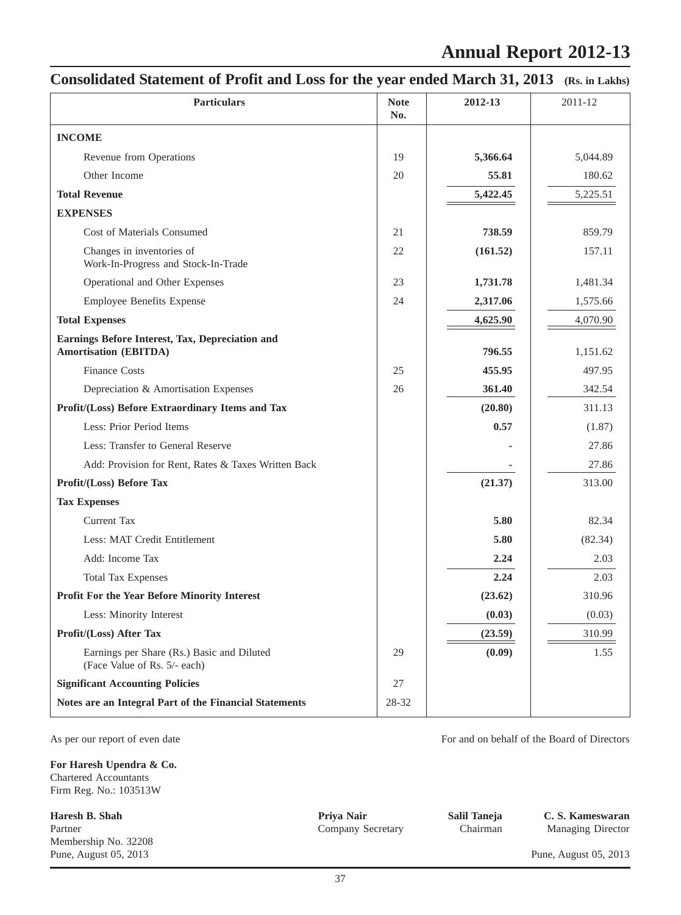## Consolidated Statement of Profit and Loss for the year ended March 31, 2013 (Rs. in Lakhs)

| Particulars | Note No. | 2012-13 | 2011-12 |
|---|---|---|---|
| **INCOME** | | | |
| Revenue from Operations | 19 | **5,366.64** | 5,044.89 |
| Other Income | 20 | **55.81** | 180.62 |
| **Total Revenue** | | **5,422.45** | 5,225.51 |
| **EXPENSES** | | | |
| Cost of Materials Consumed | 21 | **738.59** | 859.79 |
| Changes in inventories of Work-In-Progress and Stock-In-Trade | 22 | **(161.52)** | 157.11 |
| Operational and Other Expenses | 23 | **1,731.78** | 1,481.34 |
| Employee Benefits Expense | 24 | **2,317.06** | 1,575.66 |
| **Total Expenses** | | **4,625.90** | 4,070.90 |
| **Earnings Before Interest, Tax, Depreciation and Amortisation (EBITDA)** | | **796.55** | 1,151.62 |
| Finance Costs | 25 | **455.95** | 497.95 |
| Depreciation & Amortisation Expenses | 26 | **361.40** | 342.54 |
| **Profit/(Loss) Before Extraordinary Items and Tax** | | **(20.80)** | 311.13 |
| Less: Prior Period Items | | **0.57** | (1.87) |
| Less: Transfer to General Reserve | | - | 27.86 |
| Add: Provision for Rent, Rates & Taxes Written Back | | - | 27.86 |
| **Profit/(Loss) Before Tax** | | **(21.37)** | 313.00 |
| **Tax Expenses** | | | |
| Current Tax | | **5.80** | 82.34 |
| Less: MAT Credit Entitlement | | **5.80** | (82.34) |
| Add: Income Tax | | **2.24** | 2.03 |
| Total Tax Expenses | | **2.24** | 2.03 |
| **Profit For the Year Before Minority Interest** | | **(23.62)** | 310.96 |
| Less: Minority Interest | | **(0.03)** | (0.03) |
| **Profit/(Loss) After Tax** | | **(23.59)** | 310.99 |
| Earnings per Share (Rs.) Basic and Diluted (Face Value of Rs. 5/- each) | 29 | **(0.09)** | 1.55 |
| **Significant Accounting Policies** | 27 | | |
| **Notes are an Integral Part of the Financial Statements** | 28-32 | | |

As per our report of even date

**For Haresh Upendra & Co.**
Chartered Accountants
Firm Reg. No.: 103513W

**Haresh B. Shah**
Partner
Membership No. 32208
Pune, August 05, 2013

For and on behalf of the Board of Directors

**Priya Nair**
Company Secretary

**Salil Taneja**
Chairman

**C. S. Kameswaran**
Managing Director

Pune, August 05, 2013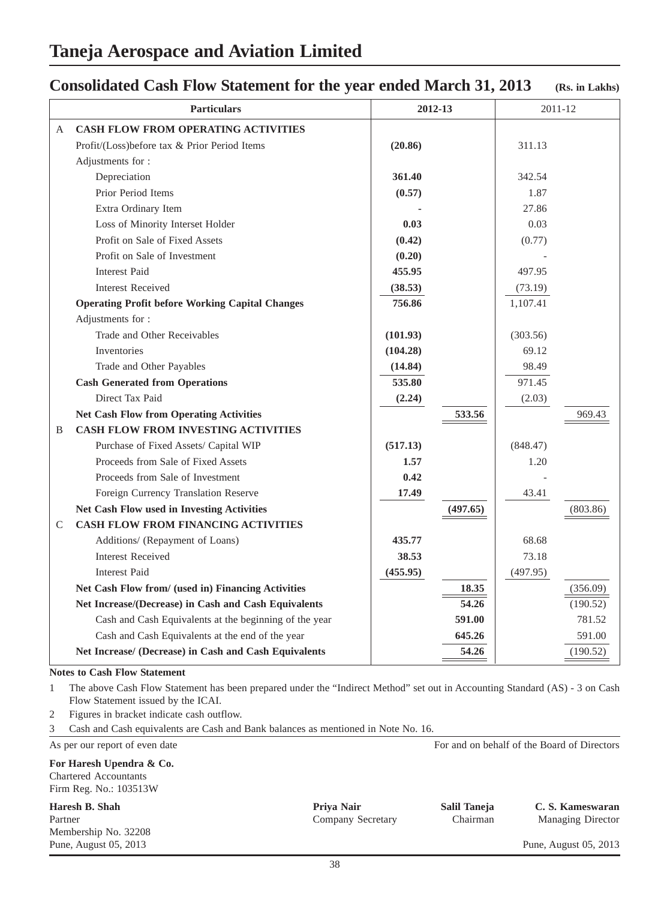# Taneja Aerospace and Aviation Limited

## Consolidated Cash Flow Statement for the year ended March 31, 2013

(Rs. in Lakhs)

| | Particulars | 2012-13 | | 2011-12 | |
|---|---|---|---|---|---|
| A | **CASH FLOW FROM OPERATING ACTIVITIES** | | | | |
| | Profit/(Loss)before tax & Prior Period Items | **(20.86)** | | 311.13 | |
| | Adjustments for : | | | | |
| | Depreciation | **361.40** | | 342.54 | |
| | Prior Period Items | **(0.57)** | | 1.87 | |
| | Extra Ordinary Item | **-** | | 27.86 | |
| | Loss of Minority Interset Holder | **0.03** | | 0.03 | |
| | Profit on Sale of Fixed Assets | **(0.42)** | | (0.77) | |
| | Profit on Sale of Investment | **(0.20)** | | - | |
| | Interest Paid | **455.95** | | 497.95 | |
| | Interest Received | **(38.53)** | | (73.19) | |
| | **Operating Profit before Working Capital Changes** | **756.86** | | 1,107.41 | |
| | Adjustments for : | | | | |
| | Trade and Other Receivables | **(101.93)** | | (303.56) | |
| | Inventories | **(104.28)** | | 69.12 | |
| | Trade and Other Payables | **(14.84)** | | 98.49 | |
| | **Cash Generated from Operations** | **535.80** | | 971.45 | |
| | Direct Tax Paid | **(2.24)** | | (2.03) | |
| | **Net Cash Flow from Operating Activities** | | **533.56** | | 969.43 |
| B | **CASH FLOW FROM INVESTING ACTIVITIES** | | | | |
| | Purchase of Fixed Assets/ Capital WIP | **(517.13)** | | (848.47) | |
| | Proceeds from Sale of Fixed Assets | **1.57** | | 1.20 | |
| | Proceeds from Sale of Investment | **0.42** | | - | |
| | Foreign Currency Translation Reserve | **17.49** | | 43.41 | |
| | **Net Cash Flow used in Investing Activities** | | **(497.65)** | | (803.86) |
| C | **CASH FLOW FROM FINANCING ACTIVITIES** | | | | |
| | Additions/ (Repayment of Loans) | **435.77** | | 68.68 | |
| | Interest Received | **38.53** | | 73.18 | |
| | Interest Paid | **(455.95)** | | (497.95) | |
| | **Net Cash Flow from/ (used in) Financing Activities** | | **18.35** | | (356.09) |
| | **Net Increase/(Decrease) in Cash and Cash Equivalents** | | **54.26** | | (190.52) |
| | Cash and Cash Equivalents at the beginning of the year | | **591.00** | | 781.52 |
| | Cash and Cash Equivalents at the end of the year | | **645.26** | | 591.00 |
| | **Net Increase/ (Decrease) in Cash and Cash Equivalents** | | **54.26** | | (190.52) |

**Notes to Cash Flow Statement**

1. The above Cash Flow Statement has been prepared under the "Indirect Method" set out in Accounting Standard (AS) - 3 on Cash Flow Statement issued by the ICAI.
2. Figures in bracket indicate cash outflow.
3. Cash and Cash equivalents are Cash and Bank balances as mentioned in Note No. 16.

As per our report of even date

For and on behalf of the Board of Directors

**For Haresh Upendra & Co.**
Chartered Accountants
Firm Reg. No.: 103513W

**Haresh B. Shah**
Partner
Membership No. 32208
Pune, August 05, 2013

**Priya Nair**
Company Secretary

**Salil Taneja**
Chairman

**C. S. Kameswaran**
Managing Director

Pune, August 05, 2013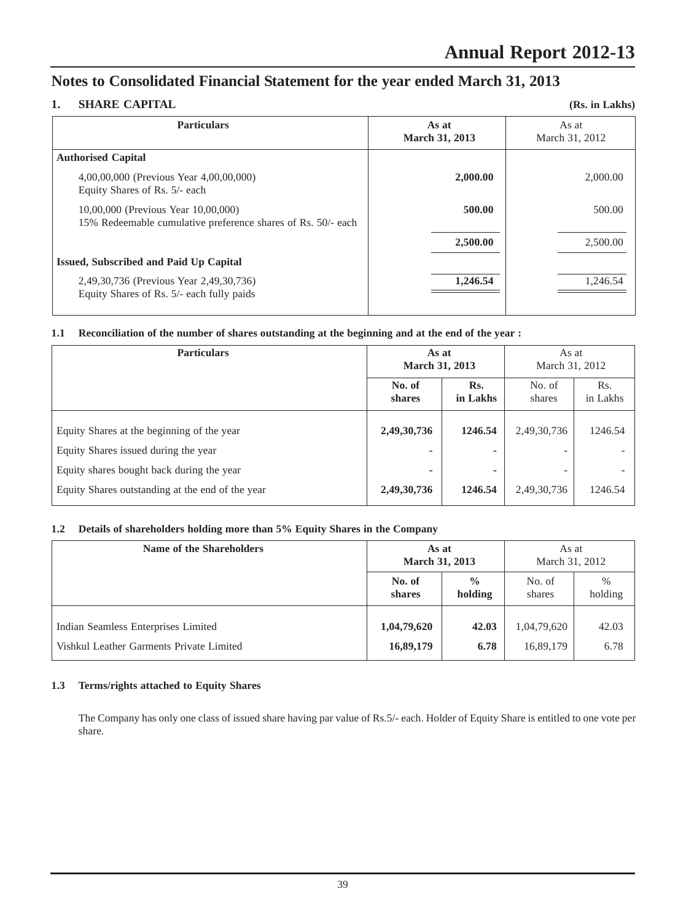# Notes to Consolidated Financial Statement for the year ended March 31, 2013

## 1. SHARE CAPITAL

(Rs. in Lakhs)

| Particulars | As at March 31, 2013 | As at March 31, 2012 |
|---|---|---|
| **Authorised Capital** | | |
| 4,00,00,000 (Previous Year 4,00,00,000) Equity Shares of Rs. 5/- each | **2,000.00** | 2,000.00 |
| 10,00,000 (Previous Year 10,00,000) 15% Redeemable cumulative preference shares of Rs. 50/- each | **500.00** | 500.00 |
| | **2,500.00** | 2,500.00 |
| **Issued, Subscribed and Paid Up Capital** | | |
| 2,49,30,736 (Previous Year 2,49,30,736) Equity Shares of Rs. 5/- each fully paids | **1,246.54** | 1,246.54 |

### 1.1 Reconciliation of the number of shares outstanding at the beginning and at the end of the year :

| Particulars | As at March 31, 2013 | | As at March 31, 2012 | |
|---|---|---|---|---|
| | No. of shares | Rs. in Lakhs | No. of shares | Rs. in Lakhs |
| Equity Shares at the beginning of the year | **2,49,30,736** | **1246.54** | 2,49,30,736 | 1246.54 |
| Equity Shares issued during the year | - | - | - | - |
| Equity shares bought back during the year | - | - | - | - |
| Equity Shares outstanding at the end of the year | **2,49,30,736** | **1246.54** | 2,49,30,736 | 1246.54 |

### 1.2 Details of shareholders holding more than 5% Equity Shares in the Company

| Name of the Shareholders | As at March 31, 2013 | | As at March 31, 2012 | |
|---|---|---|---|---|
| | No. of shares | % holding | No. of shares | % holding |
| Indian Seamless Enterprises Limited | **1,04,79,620** | **42.03** | 1,04,79,620 | 42.03 |
| Vishkul Leather Garments Private Limited | **16,89,179** | **6.78** | 16,89,179 | 6.78 |

### 1.3 Terms/rights attached to Equity Shares

The Company has only one class of issued share having par value of Rs.5/- each. Holder of Equity Share is entitled to one vote per share.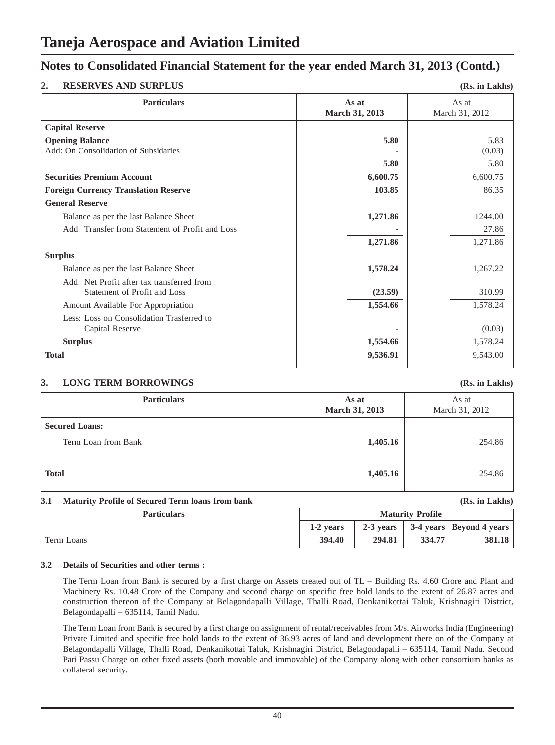# Taneja Aerospace and Aviation Limited

## Notes to Consolidated Financial Statement for the year ended March 31, 2013 (Contd.)

### 2. RESERVES AND SURPLUS

(Rs. in Lakhs)

| Particulars | As at March 31, 2013 | As at March 31, 2012 |
|---|---|---|
| **Capital Reserve** | | |
| **Opening Balance** | **5.80** | 5.83 |
| Add: On Consolidation of Subsidaries | - | (0.03) |
| | **5.80** | 5.80 |
| **Securities Premium Account** | **6,600.75** | 6,600.75 |
| **Foreign Currency Translation Reserve** | **103.85** | 86.35 |
| **General Reserve** | | |
| Balance as per the last Balance Sheet | **1,271.86** | 1244.00 |
| Add: Transfer from Statement of Profit and Loss | - | 27.86 |
| | **1,271.86** | 1,271.86 |
| **Surplus** | | |
| Balance as per the last Balance Sheet | **1,578.24** | 1,267.22 |
| Add: Net Profit after tax transferred from Statement of Profit and Loss | **(23.59)** | 310.99 |
| Amount Available For Appropriation | **1,554.66** | 1,578.24 |
| Less: Loss on Consolidation Trasferred to Capital Reserve | - | (0.03) |
| **Surplus** | **1,554.66** | 1,578.24 |
| **Total** | **9,536.91** | 9,543.00 |

### 3. LONG TERM BORROWINGS

(Rs. in Lakhs)

| Particulars | As at March 31, 2013 | As at March 31, 2012 |
|---|---|---|
| **Secured Loans:** | | |
| Term Loan from Bank | **1,405.16** | 254.86 |
| **Total** | **1,405.16** | 254.86 |

**3.1 Maturity Profile of Secured Term loans from bank** (Rs. in Lakhs)

| Particulars | Maturity Profile | | | |
|---|---|---|---|---|
| | 1-2 years | 2-3 years | 3-4 years | Beyond 4 years |
| Term Loans | **394.40** | **294.81** | **334.77** | **381.18** |

**3.2 Details of Securities and other terms :**

The Term Loan from Bank is secured by a first charge on Assets created out of TL – Building Rs. 4.60 Crore and Plant and Machinery Rs. 10.48 Crore of the Company and second charge on specific free hold lands to the extent of 26.87 acres and construction thereon of the Company at Belagondapalli Village, Thalli Road, Denkanikottai Taluk, Krishnagiri District, Belagondapalli – 635114, Tamil Nadu.

The Term Loan from Bank is secured by a first charge on assignment of rental/receivables from M/s. Airworks India (Engineering) Private Limited and specific free hold lands to the extent of 36.93 acres of land and development there on of the Company at Belagondapalli Village, Thalli Road, Denkanikottai Taluk, Krishnagiri District, Belagondapalli – 635114, Tamil Nadu. Second Pari Passu Charge on other fixed assets (both movable and immovable) of the Company along with other consortium banks as collateral security.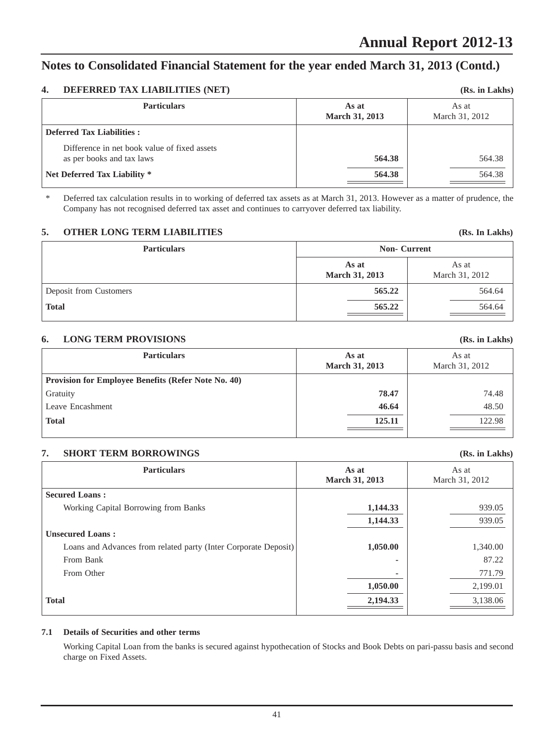## Notes to Consolidated Financial Statement for the year ended March 31, 2013 (Contd.)

### 4. DEFERRED TAX LIABILITIES (NET)

(Rs. in Lakhs)

| Particulars | As at March 31, 2013 | As at March 31, 2012 |
|---|---|---|
| **Deferred Tax Liabilities :** | | |
| Difference in net book value of fixed assets as per books and tax laws | **564.38** | 564.38 |
| **Net Deferred Tax Liability *** | **564.38** | 564.38 |

\* Deferred tax calculation results in to working of deferred tax assets as at March 31, 2013. However as a matter of prudence, the Company has not recognised deferred tax asset and continues to carryover deferred tax liability.

### 5. OTHER LONG TERM LIABILITIES

(Rs. In Lakhs)

| Particulars | Non- Current | |
|---|---|---|
| | As at March 31, 2013 | As at March 31, 2012 |
| Deposit from Customers | **565.22** | 564.64 |
| **Total** | **565.22** | 564.64 |

### 6. LONG TERM PROVISIONS

(Rs. in Lakhs)

| Particulars | As at March 31, 2013 | As at March 31, 2012 |
|---|---|---|
| **Provision for Employee Benefits (Refer Note No. 40)** | | |
| Gratuity | **78.47** | 74.48 |
| Leave Encashment | **46.64** | 48.50 |
| **Total** | **125.11** | 122.98 |

### 7. SHORT TERM BORROWINGS

(Rs. in Lakhs)

| Particulars | As at March 31, 2013 | As at March 31, 2012 |
|---|---|---|
| **Secured Loans :** | | |
| Working Capital Borrowing from Banks | **1,144.33** | 939.05 |
| | **1,144.33** | 939.05 |
| **Unsecured Loans :** | | |
| Loans and Advances from related party (Inter Corporate Deposit) | **1,050.00** | 1,340.00 |
| From Bank | - | 87.22 |
| From Other | - | 771.79 |
| | **1,050.00** | 2,199.01 |
| **Total** | **2,194.33** | 3,138.06 |

#### 7.1 Details of Securities and other terms

Working Capital Loan from the banks is secured against hypothecation of Stocks and Book Debts on pari-passu basis and second charge on Fixed Assets.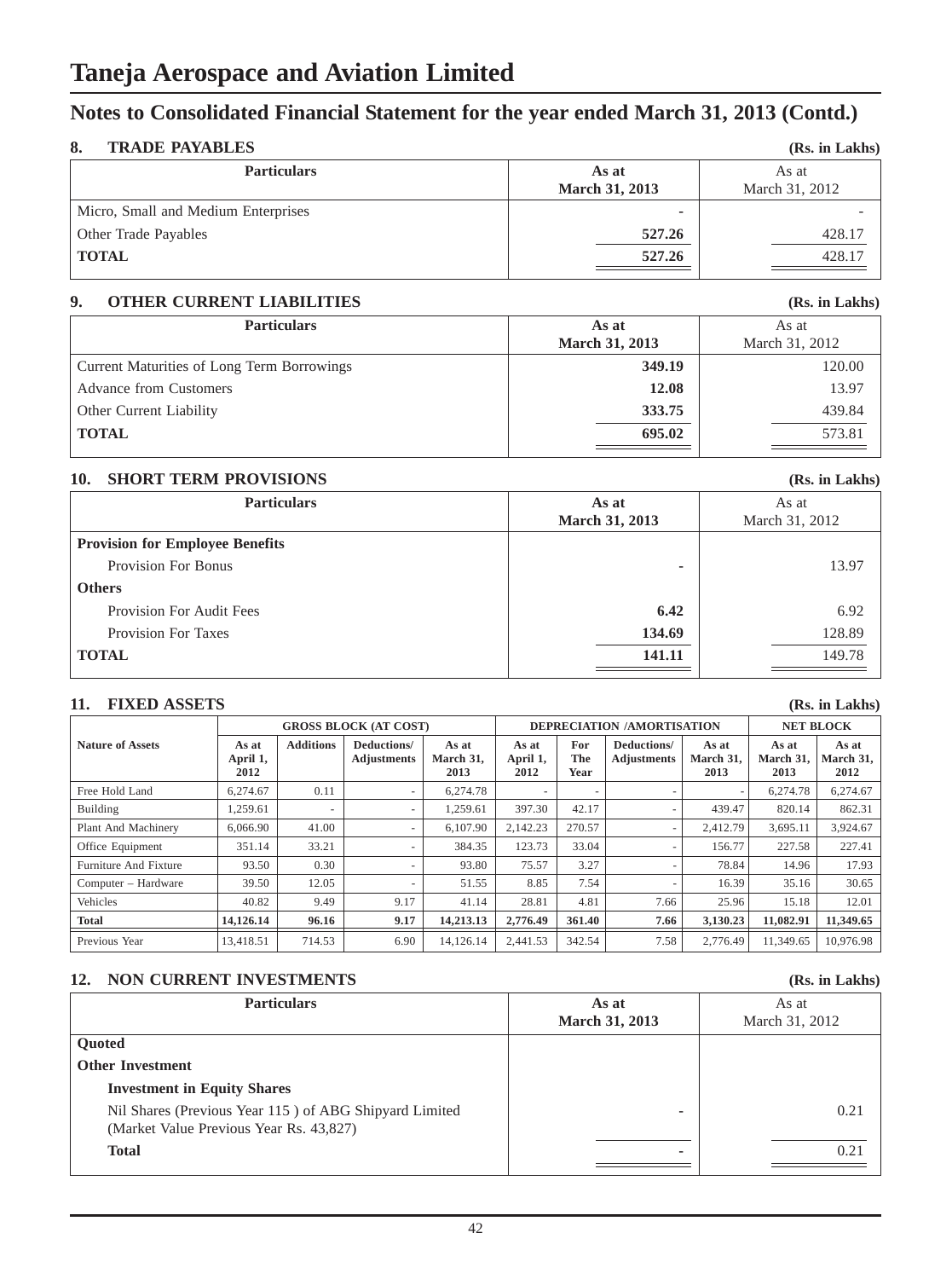# Taneja Aerospace and Aviation Limited

## Notes to Consolidated Financial Statement for the year ended March 31, 2013 (Contd.)

### 8. TRADE PAYABLES

(Rs. in Lakhs)

| Particulars | As at March 31, 2013 | As at March 31, 2012 |
|---|---|---|
| Micro, Small and Medium Enterprises | - | - |
| Other Trade Payables | **527.26** | 428.17 |
| **TOTAL** | **527.26** | 428.17 |

### 9. OTHER CURRENT LIABILITIES

(Rs. in Lakhs)

| Particulars | As at March 31, 2013 | As at March 31, 2012 |
|---|---|---|
| Current Maturities of Long Term Borrowings | **349.19** | 120.00 |
| Advance from Customers | **12.08** | 13.97 |
| Other Current Liability | **333.75** | 439.84 |
| **TOTAL** | **695.02** | 573.81 |

### 10. SHORT TERM PROVISIONS

(Rs. in Lakhs)

| Particulars | As at March 31, 2013 | As at March 31, 2012 |
|---|---|---|
| **Provision for Employee Benefits** | | |
| Provision For Bonus | - | 13.97 |
| **Others** | | |
| Provision For Audit Fees | **6.42** | 6.92 |
| Provision For Taxes | **134.69** | 128.89 |
| **TOTAL** | **141.11** | 149.78 |

### 11. FIXED ASSETS

(Rs. in Lakhs)

| Nature of Assets | GROSS BLOCK (AT COST) | | | | DEPRECIATION /AMORTISATION | | | | NET BLOCK | |
|---|---|---|---|---|---|---|---|---|---|---|
| | As at April 1, 2012 | Additions | Deductions/ Adjustments | As at March 31, 2013 | As at April 1, 2012 | For The Year | Deductions/ Adjustments | As at March 31, 2013 | As at March 31, 2013 | As at March 31, 2012 |
| Free Hold Land | 6,274.67 | 0.11 | - | 6,274.78 | - | - | - | - | 6,274.78 | 6,274.67 |
| Building | 1,259.61 | - | - | 1,259.61 | 397.30 | 42.17 | - | 439.47 | 820.14 | 862.31 |
| Plant And Machinery | 6,066.90 | 41.00 | - | 6,107.90 | 2,142.23 | 270.57 | - | 2,412.79 | 3,695.11 | 3,924.67 |
| Office Equipment | 351.14 | 33.21 | - | 384.35 | 123.73 | 33.04 | - | 156.77 | 227.58 | 227.41 |
| Furniture And Fixture | 93.50 | 0.30 | - | 93.80 | 75.57 | 3.27 | - | 78.84 | 14.96 | 17.93 |
| Computer – Hardware | 39.50 | 12.05 | - | 51.55 | 8.85 | 7.54 | - | 16.39 | 35.16 | 30.65 |
| Vehicles | 40.82 | 9.49 | 9.17 | 41.14 | 28.81 | 4.81 | 7.66 | 25.96 | 15.18 | 12.01 |
| **Total** | **14,126.14** | **96.16** | **9.17** | **14,213.13** | **2,776.49** | **361.40** | **7.66** | **3,130.23** | **11,082.91** | **11,349.65** |
| Previous Year | 13,418.51 | 714.53 | 6.90 | 14,126.14 | 2,441.53 | 342.54 | 7.58 | 2,776.49 | 11,349.65 | 10,976.98 |

### 12. NON CURRENT INVESTMENTS

(Rs. in Lakhs)

| Particulars | As at March 31, 2013 | As at March 31, 2012 |
|---|---|---|
| **Quoted** | | |
| **Other Investment** | | |
| **Investment in Equity Shares** | | |
| Nil Shares (Previous Year 115 ) of ABG Shipyard Limited (Market Value Previous Year Rs. 43,827) | - | 0.21 |
| **Total** | - | 0.21 |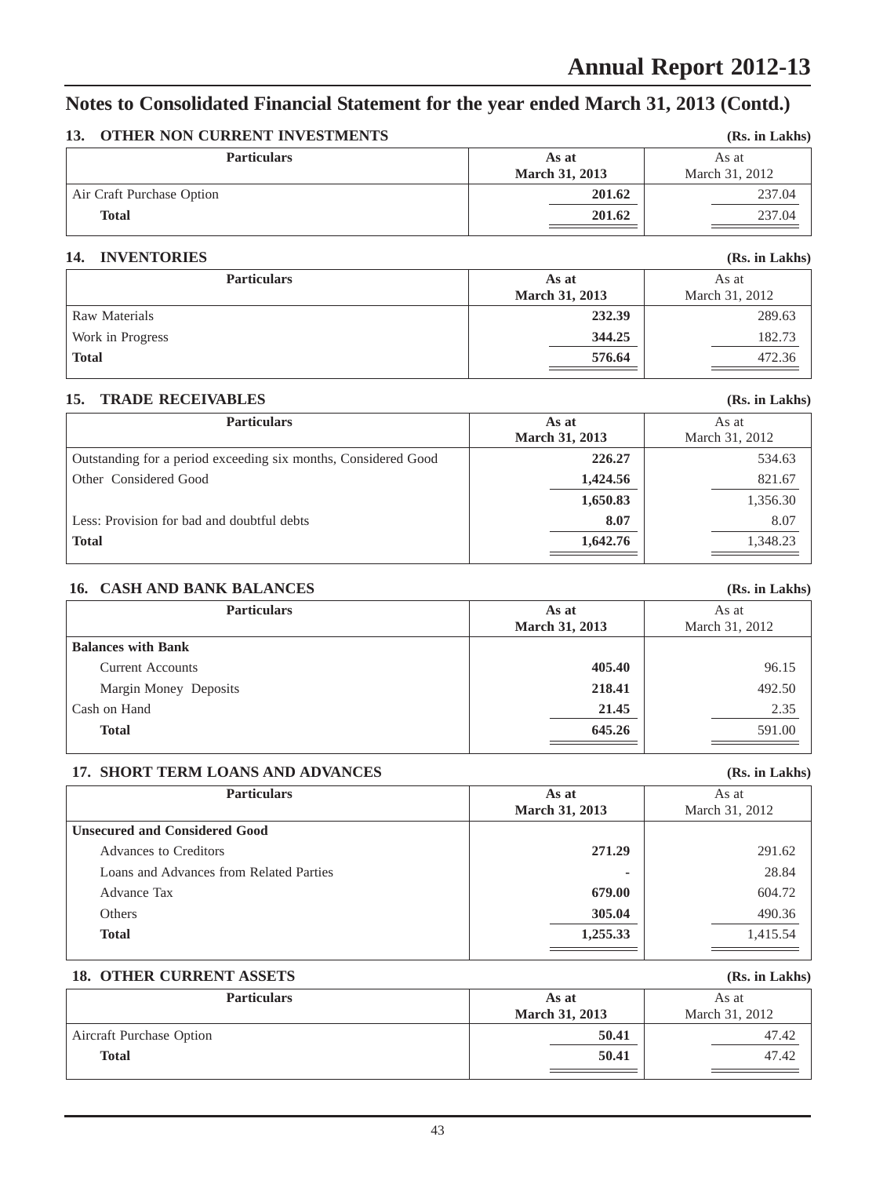# Notes to Consolidated Financial Statement for the year ended March 31, 2013 (Contd.)

## 13. OTHER NON CURRENT INVESTMENTS

(Rs. in Lakhs)

| Particulars | As at March 31, 2013 | As at March 31, 2012 |
|---|---|---|
| Air Craft Purchase Option | **201.62** | 237.04 |
| **Total** | **201.62** | 237.04 |

## 14. INVENTORIES

(Rs. in Lakhs)

| Particulars | As at March 31, 2013 | As at March 31, 2012 |
|---|---|---|
| Raw Materials | **232.39** | 289.63 |
| Work in Progress | **344.25** | 182.73 |
| **Total** | **576.64** | 472.36 |

## 15. TRADE RECEIVABLES

(Rs. in Lakhs)

| Particulars | As at March 31, 2013 | As at March 31, 2012 |
|---|---|---|
| Outstanding for a period exceeding six months, Considered Good | **226.27** | 534.63 |
| Other Considered Good | **1,424.56** | 821.67 |
| | **1,650.83** | 1,356.30 |
| Less: Provision for bad and doubtful debts | **8.07** | 8.07 |
| **Total** | **1,642.76** | 1,348.23 |

## 16. CASH AND BANK BALANCES

(Rs. in Lakhs)

| Particulars | As at March 31, 2013 | As at March 31, 2012 |
|---|---|---|
| **Balances with Bank** | | |
| Current Accounts | **405.40** | 96.15 |
| Margin Money Deposits | **218.41** | 492.50 |
| Cash on Hand | **21.45** | 2.35 |
| **Total** | **645.26** | 591.00 |

## 17. SHORT TERM LOANS AND ADVANCES

(Rs. in Lakhs)

| Particulars | As at March 31, 2013 | As at March 31, 2012 |
|---|---|---|
| **Unsecured and Considered Good** | | |
| Advances to Creditors | **271.29** | 291.62 |
| Loans and Advances from Related Parties | - | 28.84 |
| Advance Tax | **679.00** | 604.72 |
| Others | **305.04** | 490.36 |
| **Total** | **1,255.33** | 1,415.54 |

## 18. OTHER CURRENT ASSETS

(Rs. in Lakhs)

| Particulars | As at March 31, 2013 | As at March 31, 2012 |
|---|---|---|
| Aircraft Purchase Option | **50.41** | 47.42 |
| **Total** | **50.41** | 47.42 |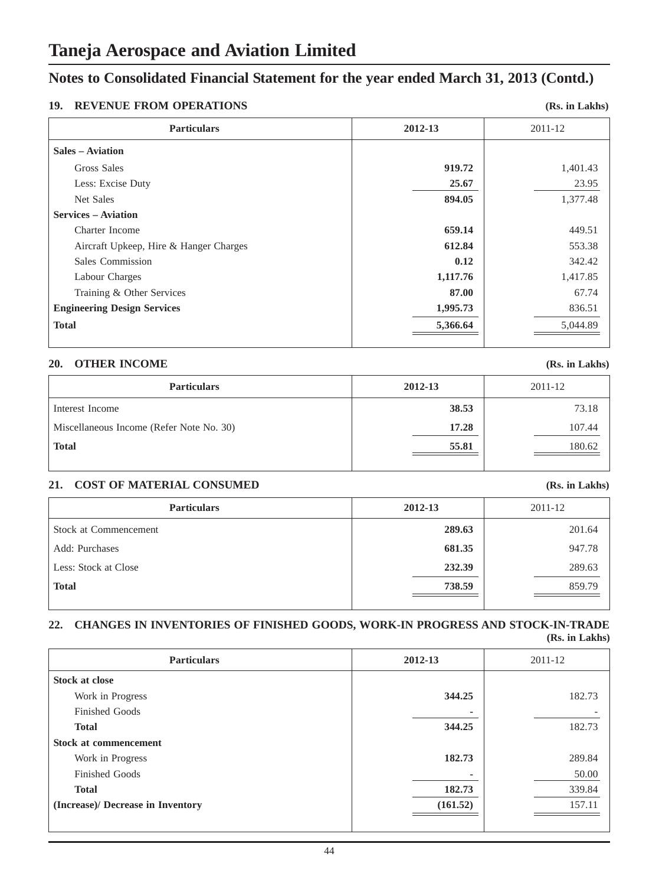# Taneja Aerospace and Aviation Limited

## Notes to Consolidated Financial Statement for the year ended March 31, 2013 (Contd.)

### 19. REVENUE FROM OPERATIONS

**(Rs. in Lakhs)**

| Particulars | 2012-13 | 2011-12 |
|---|---|---|
| **Sales – Aviation** | | |
| Gross Sales | **919.72** | 1,401.43 |
| Less: Excise Duty | **25.67** | 23.95 |
| Net Sales | **894.05** | 1,377.48 |
| **Services – Aviation** | | |
| Charter Income | **659.14** | 449.51 |
| Aircraft Upkeep, Hire & Hanger Charges | **612.84** | 553.38 |
| Sales Commission | **0.12** | 342.42 |
| Labour Charges | **1,117.76** | 1,417.85 |
| Training & Other Services | **87.00** | 67.74 |
| **Engineering Design Services** | **1,995.73** | 836.51 |
| **Total** | **5,366.64** | 5,044.89 |

### 20. OTHER INCOME

**(Rs. in Lakhs)**

| Particulars | 2012-13 | 2011-12 |
|---|---|---|
| Interest Income | **38.53** | 73.18 |
| Miscellaneous Income (Refer Note No. 30) | **17.28** | 107.44 |
| **Total** | **55.81** | 180.62 |

### 21. COST OF MATERIAL CONSUMED

**(Rs. in Lakhs)**

| Particulars | 2012-13 | 2011-12 |
|---|---|---|
| Stock at Commencement | **289.63** | 201.64 |
| Add: Purchases | **681.35** | 947.78 |
| Less: Stock at Close | **232.39** | 289.63 |
| **Total** | **738.59** | 859.79 |

### 22. CHANGES IN INVENTORIES OF FINISHED GOODS, WORK-IN PROGRESS AND STOCK-IN-TRADE

**(Rs. in Lakhs)**

| Particulars | 2012-13 | 2011-12 |
|---|---|---|
| **Stock at close** | | |
| Work in Progress | **344.25** | 182.73 |
| Finished Goods | - | - |
| **Total** | **344.25** | 182.73 |
| **Stock at commencement** | | |
| Work in Progress | **182.73** | 289.84 |
| Finished Goods | - | 50.00 |
| **Total** | **182.73** | 339.84 |
| **(Increase)/ Decrease in Inventory** | **(161.52)** | 157.11 |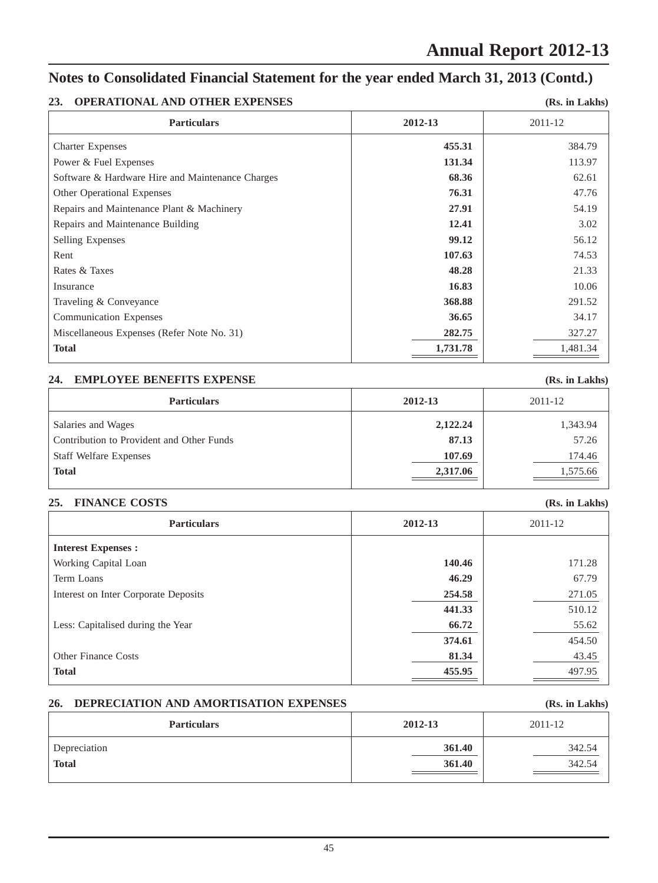## Notes to Consolidated Financial Statement for the year ended March 31, 2013 (Contd.)

### 23. OPERATIONAL AND OTHER EXPENSES

(Rs. in Lakhs)

| Particulars | 2012-13 | 2011-12 |
|---|---|---|
| Charter Expenses | **455.31** | 384.79 |
| Power & Fuel Expenses | **131.34** | 113.97 |
| Software & Hardware Hire and Maintenance Charges | **68.36** | 62.61 |
| Other Operational Expenses | **76.31** | 47.76 |
| Repairs and Maintenance Plant & Machinery | **27.91** | 54.19 |
| Repairs and Maintenance Building | **12.41** | 3.02 |
| Selling Expenses | **99.12** | 56.12 |
| Rent | **107.63** | 74.53 |
| Rates & Taxes | **48.28** | 21.33 |
| Insurance | **16.83** | 10.06 |
| Traveling & Conveyance | **368.88** | 291.52 |
| Communication Expenses | **36.65** | 34.17 |
| Miscellaneous Expenses (Refer Note No. 31) | **282.75** | 327.27 |
| **Total** | **1,731.78** | 1,481.34 |

### 24. EMPLOYEE BENEFITS EXPENSE

(Rs. in Lakhs)

| Particulars | 2012-13 | 2011-12 |
|---|---|---|
| Salaries and Wages | **2,122.24** | 1,343.94 |
| Contribution to Provident and Other Funds | **87.13** | 57.26 |
| Staff Welfare Expenses | **107.69** | 174.46 |
| **Total** | **2,317.06** | 1,575.66 |

### 25. FINANCE COSTS

(Rs. in Lakhs)

| Particulars | 2012-13 | 2011-12 |
|---|---|---|
| **Interest Expenses :** | | |
| Working Capital Loan | **140.46** | 171.28 |
| Term Loans | **46.29** | 67.79 |
| Interest on Inter Corporate Deposits | **254.58** | 271.05 |
| | **441.33** | 510.12 |
| Less: Capitalised during the Year | **66.72** | 55.62 |
| | **374.61** | 454.50 |
| Other Finance Costs | **81.34** | 43.45 |
| **Total** | **455.95** | 497.95 |

### 26. DEPRECIATION AND AMORTISATION EXPENSES

(Rs. in Lakhs)

| Particulars | 2012-13 | 2011-12 |
|---|---|---|
| Depreciation | **361.40** | 342.54 |
| **Total** | **361.40** | 342.54 |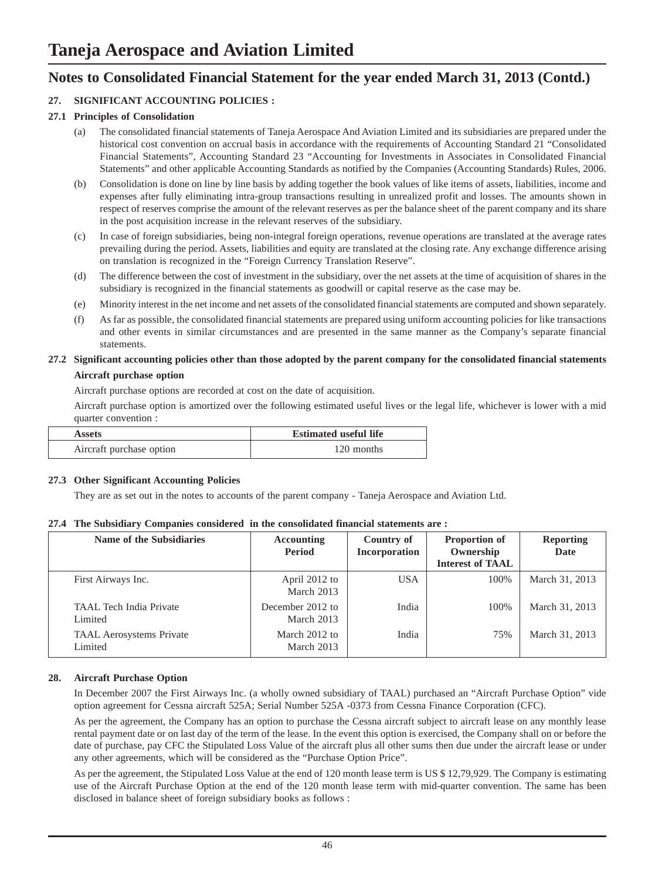# Taneja Aerospace and Aviation Limited

## Notes to Consolidated Financial Statement for the year ended March 31, 2013 (Contd.)

### 27. SIGNIFICANT ACCOUNTING POLICIES :

#### 27.1 Principles of Consolidation

(a) The consolidated financial statements of Taneja Aerospace And Aviation Limited and its subsidiaries are prepared under the historical cost convention on accrual basis in accordance with the requirements of Accounting Standard 21 "Consolidated Financial Statements", Accounting Standard 23 "Accounting for Investments in Associates in Consolidated Financial Statements" and other applicable Accounting Standards as notified by the Companies (Accounting Standards) Rules, 2006.

(b) Consolidation is done on line by line basis by adding together the book values of like items of assets, liabilities, income and expenses after fully eliminating intra-group transactions resulting in unrealized profit and losses. The amounts shown in respect of reserves comprise the amount of the relevant reserves as per the balance sheet of the parent company and its share in the post acquisition increase in the relevant reserves of the subsidiary.

(c) In case of foreign subsidiaries, being non-integral foreign operations, revenue operations are translated at the average rates prevailing during the period. Assets, liabilities and equity are translated at the closing rate. Any exchange difference arising on translation is recognized in the "Foreign Currency Translation Reserve".

(d) The difference between the cost of investment in the subsidiary, over the net assets at the time of acquisition of shares in the subsidiary is recognized in the financial statements as goodwill or capital reserve as the case may be.

(e) Minority interest in the net income and net assets of the consolidated financial statements are computed and shown separately.

(f) As far as possible, the consolidated financial statements are prepared using uniform accounting policies for like transactions and other events in similar circumstances and are presented in the same manner as the Company's separate financial statements.

#### 27.2 Significant accounting policies other than those adopted by the parent company for the consolidated financial statements

**Aircraft purchase option**

Aircraft purchase options are recorded at cost on the date of acquisition.

Aircraft purchase option is amortized over the following estimated useful lives or the legal life, whichever is lower with a mid quarter convention :

| Assets | Estimated useful life |
|---|---|
| Aircraft purchase option | 120 months |

#### 27.3 Other Significant Accounting Policies

They are as set out in the notes to accounts of the parent company - Taneja Aerospace and Aviation Ltd.

#### 27.4 The Subsidiary Companies considered in the consolidated financial statements are :

| Name of the Subsidiaries | Accounting Period | Country of Incorporation | Proportion of Ownership Interest of TAAL | Reporting Date |
|---|---|---|---|---|
| First Airways Inc. | April 2012 to March 2013 | USA | 100% | March 31, 2013 |
| TAAL Tech India Private Limited | December 2012 to March 2013 | India | 100% | March 31, 2013 |
| TAAL Aerosystems Private Limited | March 2012 to March 2013 | India | 75% | March 31, 2013 |

### 28. Aircraft Purchase Option

In December 2007 the First Airways Inc. (a wholly owned subsidiary of TAAL) purchased an "Aircraft Purchase Option" vide option agreement for Cessna aircraft 525A; Serial Number 525A -0373 from Cessna Finance Corporation (CFC).

As per the agreement, the Company has an option to purchase the Cessna aircraft subject to aircraft lease on any monthly lease rental payment date or on last day of the term of the lease. In the event this option is exercised, the Company shall on or before the date of purchase, pay CFC the Stipulated Loss Value of the aircraft plus all other sums then due under the aircraft lease or under any other agreements, which will be considered as the "Purchase Option Price".

As per the agreement, the Stipulated Loss Value at the end of 120 month lease term is US $ 12,79,929. The Company is estimating use of the Aircraft Purchase Option at the end of the 120 month lease term with mid-quarter convention. The same has been disclosed in balance sheet of foreign subsidiary books as follows :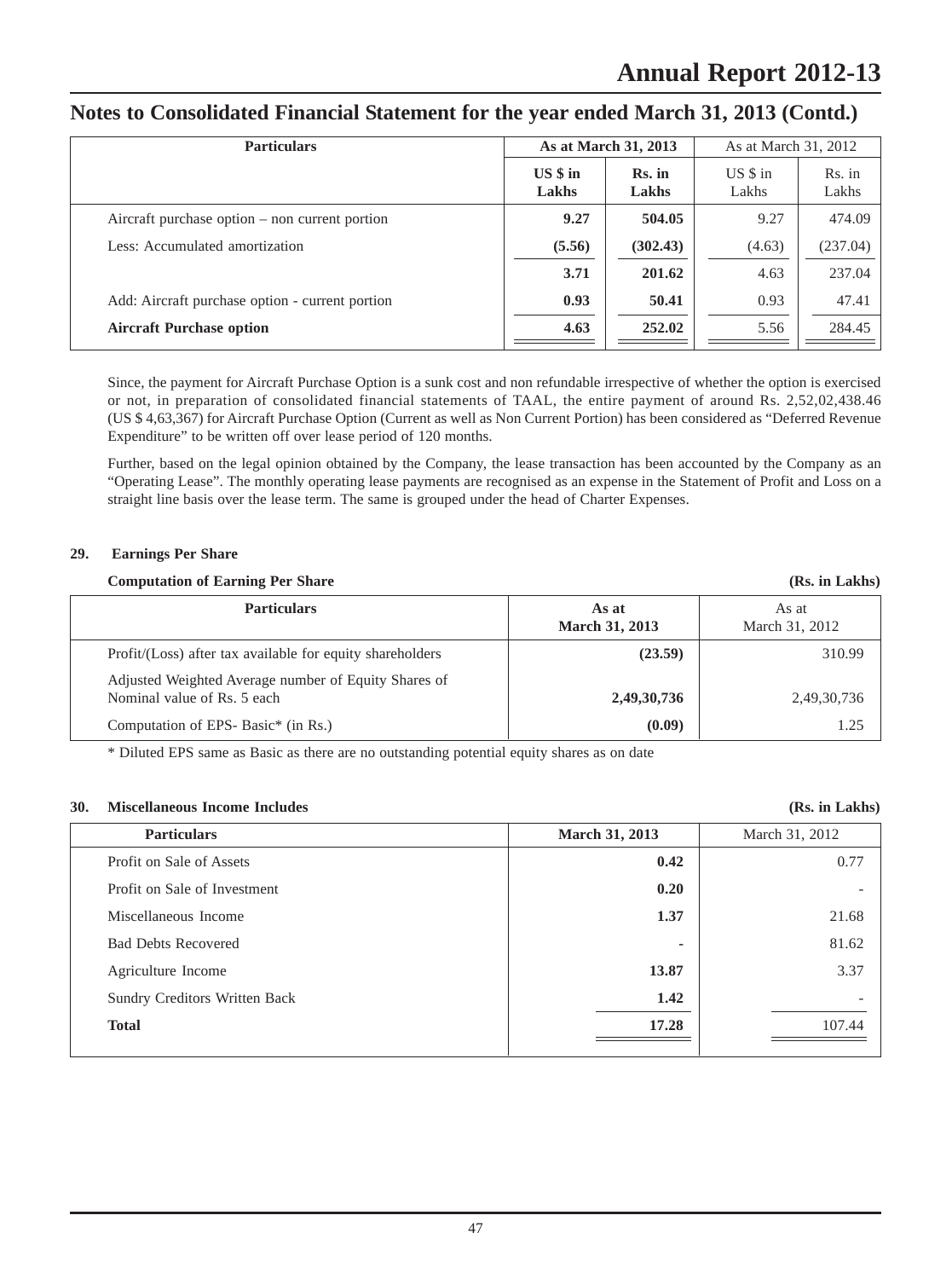# Notes to Consolidated Financial Statement for the year ended March 31, 2013 (Contd.)

| Particulars | As at March 31, 2013 | | As at March 31, 2012 | |
|---|---|---|---|---|
| | **US $ in Lakhs** | **Rs. in Lakhs** | US $ in Lakhs | Rs. in Lakhs |
| Aircraft purchase option – non current portion | **9.27** | **504.05** | 9.27 | 474.09 |
| Less: Accumulated amortization | **(5.56)** | **(302.43)** | (4.63) | (237.04) |
| | **3.71** | **201.62** | 4.63 | 237.04 |
| Add: Aircraft purchase option - current portion | **0.93** | **50.41** | 0.93 | 47.41 |
| **Aircraft Purchase option** | **4.63** | **252.02** | 5.56 | 284.45 |

Since, the payment for Aircraft Purchase Option is a sunk cost and non refundable irrespective of whether the option is exercised or not, in preparation of consolidated financial statements of TAAL, the entire payment of around Rs. 2,52,02,438.46 (US $ 4,63,367) for Aircraft Purchase Option (Current as well as Non Current Portion) has been considered as "Deferred Revenue Expenditure" to be written off over lease period of 120 months.

Further, based on the legal opinion obtained by the Company, the lease transaction has been accounted by the Company as an "Operating Lease". The monthly operating lease payments are recognised as an expense in the Statement of Profit and Loss on a straight line basis over the lease term. The same is grouped under the head of Charter Expenses.

## 29. Earnings Per Share

**Computation of Earning Per Share** **(Rs. in Lakhs)**

| Particulars | As at March 31, 2013 | As at March 31, 2012 |
|---|---|---|
| Profit/(Loss) after tax available for equity shareholders | **(23.59)** | 310.99 |
| Adjusted Weighted Average number of Equity Shares of Nominal value of Rs. 5 each | **2,49,30,736** | 2,49,30,736 |
| Computation of EPS- Basic* (in Rs.) | **(0.09)** | 1.25 |

* Diluted EPS same as Basic as there are no outstanding potential equity shares as on date

## 30. Miscellaneous Income Includes

**(Rs. in Lakhs)**

| Particulars | March 31, 2013 | March 31, 2012 |
|---|---|---|
| Profit on Sale of Assets | **0.42** | 0.77 |
| Profit on Sale of Investment | **0.20** | - |
| Miscellaneous Income | **1.37** | 21.68 |
| Bad Debts Recovered | **-** | 81.62 |
| Agriculture Income | **13.87** | 3.37 |
| Sundry Creditors Written Back | **1.42** | - |
| **Total** | **17.28** | 107.44 |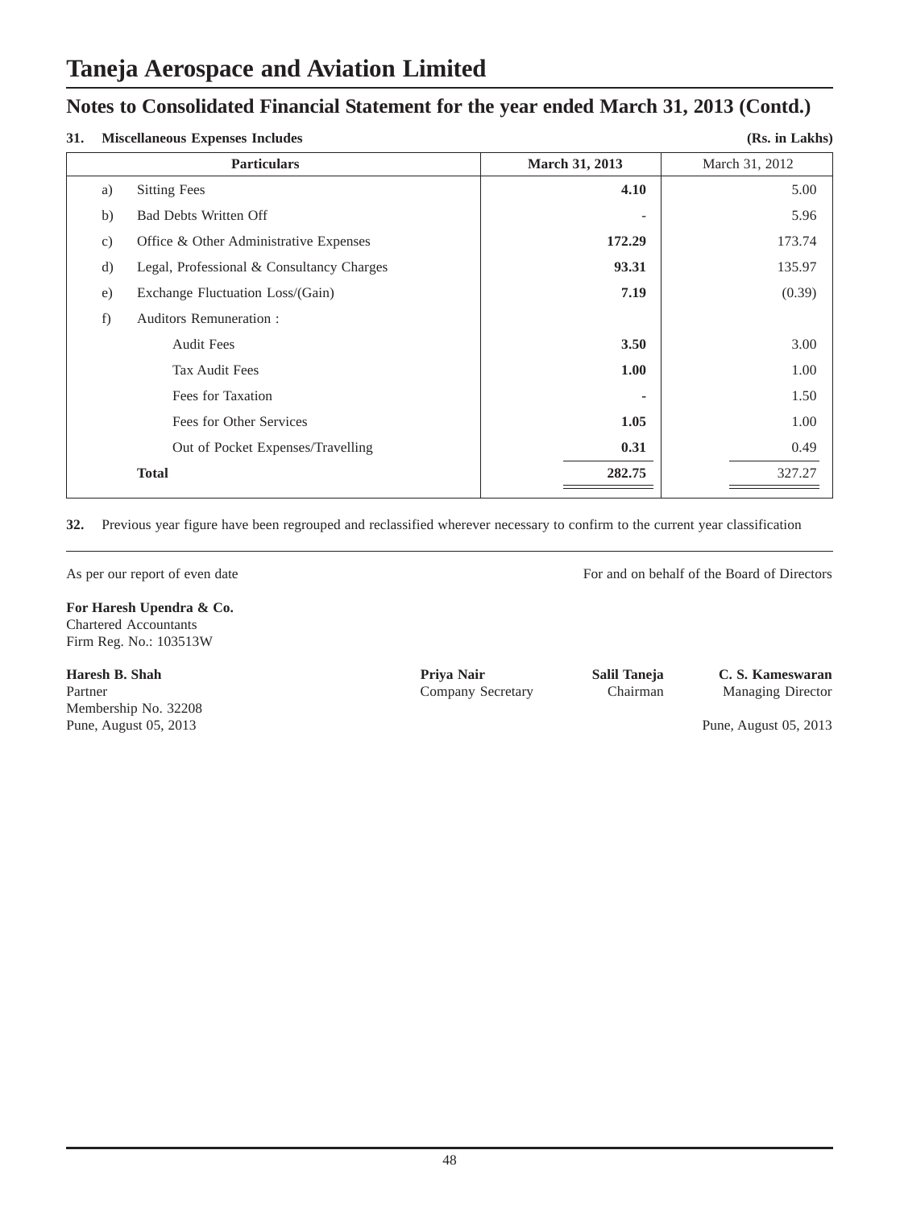# Taneja Aerospace and Aviation Limited

## Notes to Consolidated Financial Statement for the year ended March 31, 2013 (Contd.)

**31. Miscellaneous Expenses Includes** **(Rs. in Lakhs)**

| | Particulars | March 31, 2013 | March 31, 2012 |
|---|---|---|---|
| a) | Sitting Fees | **4.10** | 5.00 |
| b) | Bad Debts Written Off | - | 5.96 |
| c) | Office & Other Administrative Expenses | **172.29** | 173.74 |
| d) | Legal, Professional & Consultancy Charges | **93.31** | 135.97 |
| e) | Exchange Fluctuation Loss/(Gain) | **7.19** | (0.39) |
| f) | Auditors Remuneration : | | |
| | Audit Fees | **3.50** | 3.00 |
| | Tax Audit Fees | **1.00** | 1.00 |
| | Fees for Taxation | - | 1.50 |
| | Fees for Other Services | **1.05** | 1.00 |
| | Out of Pocket Expenses/Travelling | **0.31** | 0.49 |
| | **Total** | **282.75** | 327.27 |

**32.** Previous year figure have been regrouped and reclassified wherever necessary to confirm to the current year classification

As per our report of even date

For and on behalf of the Board of Directors

**For Haresh Upendra & Co.**
Chartered Accountants
Firm Reg. No.: 103513W

**Haresh B. Shah**
Partner
Membership No. 32208
Pune, August 05, 2013

**Priya Nair**
Company Secretary

**Salil Taneja**
Chairman

**C. S. Kameswaran**
Managing Director

Pune, August 05, 2013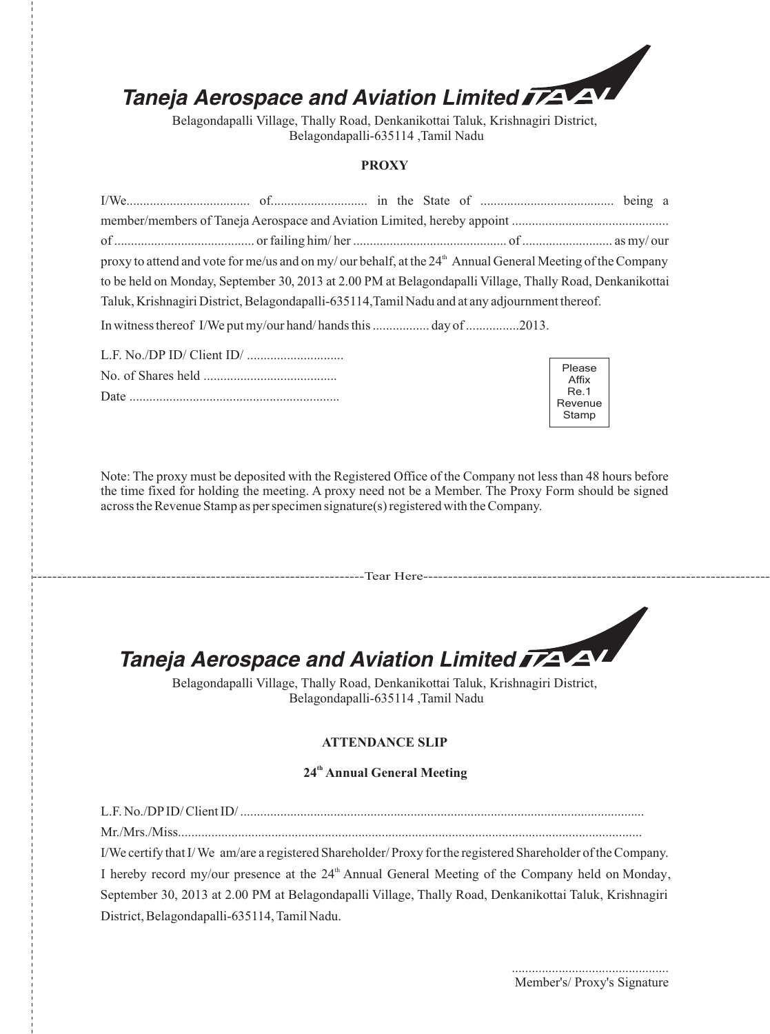# Taneja Aerospace and Aviation Limited

Belagondapalli Village, Thally Road, Denkanikottai Taluk, Krishnagiri District, Belagondapalli-635114 ,Tamil Nadu

## PROXY

I/We..................................... of............................ in the State of ....................................... being a member/members of Taneja Aerospace and Aviation Limited, hereby appoint .............................................. of .......................................... or failing him/ her ............................................. of ........................... as my/ our proxy to attend and vote for me/us and on my/ our behalf, at the 24th Annual General Meeting of the Company to be held on Monday, September 30, 2013 at 2.00 PM at Belagondapalli Village, Thally Road, Denkanikottai Taluk, Krishnagiri District, Belagondapalli-635114,Tamil Nadu and at any adjournment thereof.

In witness thereof I/We put my/our hand/ hands this ................. day of ................2013.

L.F. No./DP ID/ Client ID/ ............................

No. of Shares held ........................................

Date ..............................................................

Please Affix Re.1 Revenue Stamp

Note: The proxy must be deposited with the Registered Office of the Company not less than 48 hours before the time fixed for holding the meeting. A proxy need not be a Member. The Proxy Form should be signed across the Revenue Stamp as per specimen signature(s) registered with the Company.

---------------------------------------------------------------Tear Here---------------------------------------------------------------

# Taneja Aerospace and Aviation Limited

Belagondapalli Village, Thally Road, Denkanikottai Taluk, Krishnagiri District, Belagondapalli-635114 ,Tamil Nadu

## ATTENDANCE SLIP

### 24th Annual General Meeting

L.F. No./DP ID/ Client ID/ ........................................................................................................................

Mr./Mrs./Miss..........................................................................................................................................

I/We certify that I/ We am/are a registered Shareholder/ Proxy for the registered Shareholder of the Company. I hereby record my/our presence at the 24th Annual General Meeting of the Company held on Monday, September 30, 2013 at 2.00 PM at Belagondapalli Village, Thally Road, Denkanikottai Taluk, Krishnagiri District, Belagondapalli-635114, Tamil Nadu.

...............................................

Member's/ Proxy's Signature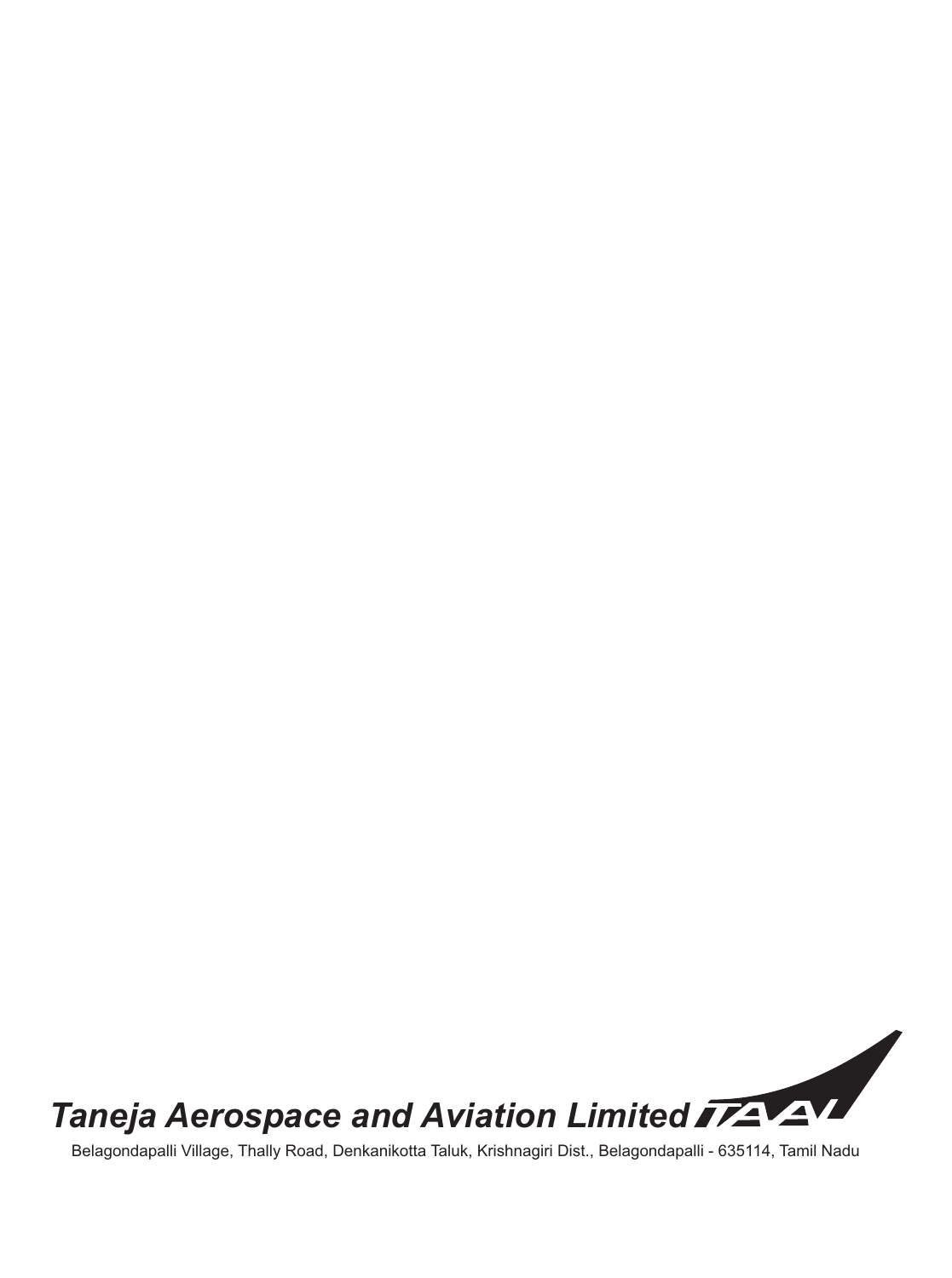***Taneja Aerospace and Aviation Limited***

Belagondapalli Village, Thally Road, Denkanikotta Taluk, Krishnagiri Dist., Belagondapalli - 635114, Tamil Nadu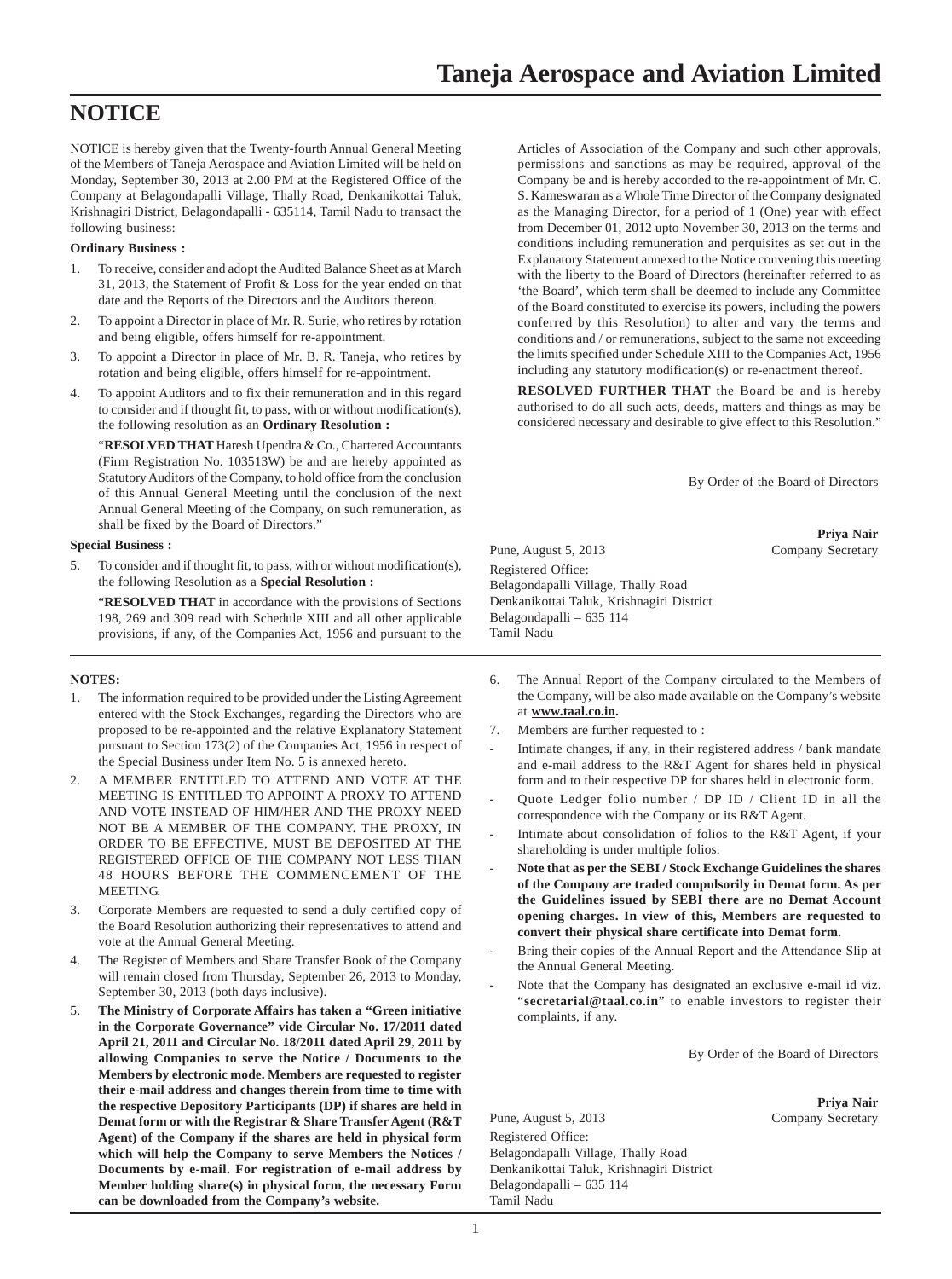# NOTICE

NOTICE is hereby given that the Twenty-fourth Annual General Meeting of the Members of Taneja Aerospace and Aviation Limited will be held on Monday, September 30, 2013 at 2.00 PM at the Registered Office of the Company at Belagondapalli Village, Thally Road, Denkanikottai Taluk, Krishnagiri District, Belagondapalli - 635114, Tamil Nadu to transact the following business:

**Ordinary Business :**

1. To receive, consider and adopt the Audited Balance Sheet as at March 31, 2013, the Statement of Profit & Loss for the year ended on that date and the Reports of the Directors and the Auditors thereon.
2. To appoint a Director in place of Mr. R. Surie, who retires by rotation and being eligible, offers himself for re-appointment.
3. To appoint a Director in place of Mr. B. R. Taneja, who retires by rotation and being eligible, offers himself for re-appointment.
4. To appoint Auditors and to fix their remuneration and in this regard to consider and if thought fit, to pass, with or without modification(s), the following resolution as an **Ordinary Resolution :**

   "**RESOLVED THAT** Haresh Upendra & Co., Chartered Accountants (Firm Registration No. 103513W) be and are hereby appointed as Statutory Auditors of the Company, to hold office from the conclusion of this Annual General Meeting until the conclusion of the next Annual General Meeting of the Company, on such remuneration, as shall be fixed by the Board of Directors."

**Special Business :**

5. To consider and if thought fit, to pass, with or without modification(s), the following Resolution as a **Special Resolution :**

   "**RESOLVED THAT** in accordance with the provisions of Sections 198, 269 and 309 read with Schedule XIII and all other applicable provisions, if any, of the Companies Act, 1956 and pursuant to the Articles of Association of the Company and such other approvals, permissions and sanctions as may be required, approval of the Company be and is hereby accorded to the re-appointment of Mr. C. S. Kameswaran as a Whole Time Director of the Company designated as the Managing Director, for a period of 1 (One) year with effect from December 01, 2012 upto November 30, 2013 on the terms and conditions including remuneration and perquisites as set out in the Explanatory Statement annexed to the Notice convening this meeting with the liberty to the Board of Directors (hereinafter referred to as 'the Board', which term shall be deemed to include any Committee of the Board constituted to exercise its powers, including the powers conferred by this Resolution) to alter and vary the terms and conditions and / or remunerations, subject to the same not exceeding the limits specified under Schedule XIII to the Companies Act, 1956 including any statutory modification(s) or re-enactment thereof.

   **RESOLVED FURTHER THAT** the Board be and is hereby authorised to do all such acts, deeds, matters and things as may be considered necessary and desirable to give effect to this Resolution."

By Order of the Board of Directors

**Priya Nair**
Company Secretary

Pune, August 5, 2013

Registered Office:
Belagondapalli Village, Thally Road
Denkanikottai Taluk, Krishnagiri District
Belagondapalli – 635 114
Tamil Nadu

**NOTES:**

1. The information required to be provided under the Listing Agreement entered with the Stock Exchanges, regarding the Directors who are proposed to be re-appointed and the relative Explanatory Statement pursuant to Section 173(2) of the Companies Act, 1956 in respect of the Special Business under Item No. 5 is annexed hereto.
2. A MEMBER ENTITLED TO ATTEND AND VOTE AT THE MEETING IS ENTITLED TO APPOINT A PROXY TO ATTEND AND VOTE INSTEAD OF HIM/HER AND THE PROXY NEED NOT BE A MEMBER OF THE COMPANY. THE PROXY, IN ORDER TO BE EFFECTIVE, MUST BE DEPOSITED AT THE REGISTERED OFFICE OF THE COMPANY NOT LESS THAN 48 HOURS BEFORE THE COMMENCEMENT OF THE MEETING.
3. Corporate Members are requested to send a duly certified copy of the Board Resolution authorizing their representatives to attend and vote at the Annual General Meeting.
4. The Register of Members and Share Transfer Book of the Company will remain closed from Thursday, September 26, 2013 to Monday, September 30, 2013 (both days inclusive).
5. **The Ministry of Corporate Affairs has taken a "Green initiative in the Corporate Governance" vide Circular No. 17/2011 dated April 21, 2011 and Circular No. 18/2011 dated April 29, 2011 by allowing Companies to serve the Notice / Documents to the Members by electronic mode. Members are requested to register their e-mail address and changes therein from time to time with the respective Depository Participants (DP) if shares are held in Demat form or with the Registrar & Share Transfer Agent (R&T Agent) of the Company if the shares are held in physical form which will help the Company to serve Members the Notices / Documents by e-mail. For registration of e-mail address by Member holding share(s) in physical form, the necessary Form can be downloaded from the Company's website.**
6. The Annual Report of the Company circulated to the Members of the Company, will be also made available on the Company's website at **www.taal.co.in.**
7. Members are further requested to :
   - Intimate changes, if any, in their registered address / bank mandate and e-mail address to the R&T Agent for shares held in physical form and to their respective DP for shares held in electronic form.
   - Quote Ledger folio number / DP ID / Client ID in all the correspondence with the Company or its R&T Agent.
   - Intimate about consolidation of folios to the R&T Agent, if your shareholding is under multiple folios.
   - **Note that as per the SEBI / Stock Exchange Guidelines the shares of the Company are traded compulsorily in Demat form. As per the Guidelines issued by SEBI there are no Demat Account opening charges. In view of this, Members are requested to convert their physical share certificate into Demat form.**
   - Bring their copies of the Annual Report and the Attendance Slip at the Annual General Meeting.
   - Note that the Company has designated an exclusive e-mail id viz. "**secretarial@taal.co.in**" to enable investors to register their complaints, if any.

By Order of the Board of Directors

**Priya Nair**
Company Secretary

Pune, August 5, 2013

Registered Office:
Belagondapalli Village, Thally Road
Denkanikottai Taluk, Krishnagiri District
Belagondapalli – 635 114
Tamil Nadu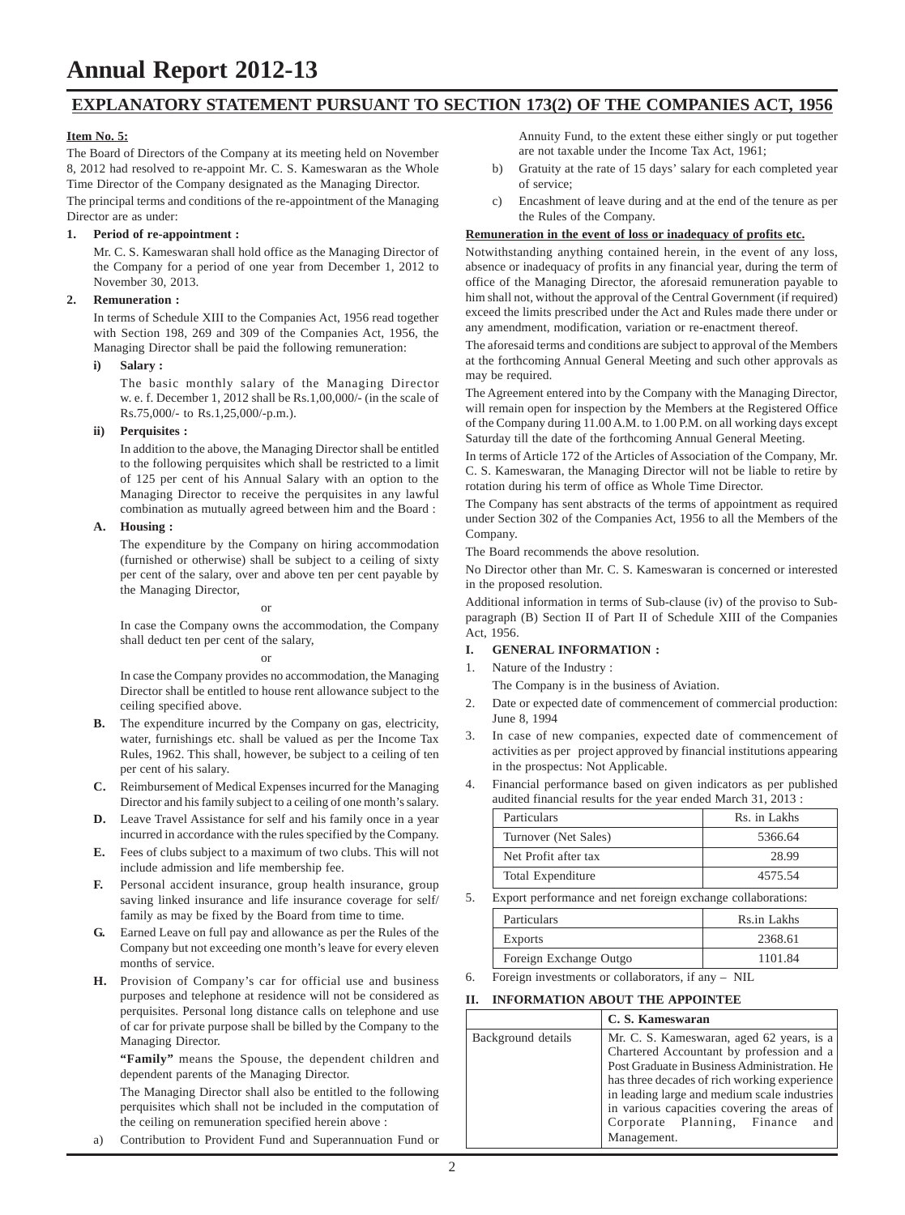# EXPLANATORY STATEMENT PURSUANT TO SECTION 173(2) OF THE COMPANIES ACT, 1956

**Item No. 5:**

The Board of Directors of the Company at its meeting held on November 8, 2012 had resolved to re-appoint Mr. C. S. Kameswaran as the Whole Time Director of the Company designated as the Managing Director.

The principal terms and conditions of the re-appointment of the Managing Director are as under:

**1. Period of re-appointment :**

Mr. C. S. Kameswaran shall hold office as the Managing Director of the Company for a period of one year from December 1, 2012 to November 30, 2013.

**2. Remuneration :**

In terms of Schedule XIII to the Companies Act, 1956 read together with Section 198, 269 and 309 of the Companies Act, 1956, the Managing Director shall be paid the following remuneration:

**i) Salary :**

The basic monthly salary of the Managing Director w. e. f. December 1, 2012 shall be Rs.1,00,000/- (in the scale of Rs.75,000/- to Rs.1,25,000/-p.m.).

**ii) Perquisites :**

In addition to the above, the Managing Director shall be entitled to the following perquisites which shall be restricted to a limit of 125 per cent of his Annual Salary with an option to the Managing Director to receive the perquisites in any lawful combination as mutually agreed between him and the Board :

**A. Housing :**

The expenditure by the Company on hiring accommodation (furnished or otherwise) shall be subject to a ceiling of sixty per cent of the salary, over and above ten per cent payable by the Managing Director,

or

In case the Company owns the accommodation, the Company shall deduct ten per cent of the salary,

or

In case the Company provides no accommodation, the Managing Director shall be entitled to house rent allowance subject to the ceiling specified above.

**B.** The expenditure incurred by the Company on gas, electricity, water, furnishings etc. shall be valued as per the Income Tax Rules, 1962. This shall, however, be subject to a ceiling of ten per cent of his salary.

**C.** Reimbursement of Medical Expenses incurred for the Managing Director and his family subject to a ceiling of one month's salary.

**D.** Leave Travel Assistance for self and his family once in a year incurred in accordance with the rules specified by the Company.

**E.** Fees of clubs subject to a maximum of two clubs. This will not include admission and life membership fee.

**F.** Personal accident insurance, group health insurance, group saving linked insurance and life insurance coverage for self/ family as may be fixed by the Board from time to time.

**G.** Earned Leave on full pay and allowance as per the Rules of the Company but not exceeding one month's leave for every eleven months of service.

**H.** Provision of Company's car for official use and business purposes and telephone at residence will not be considered as perquisites. Personal long distance calls on telephone and use of car for private purpose shall be billed by the Company to the Managing Director.

**"Family"** means the Spouse, the dependent children and dependent parents of the Managing Director.

The Managing Director shall also be entitled to the following perquisites which shall not be included in the computation of the ceiling on remuneration specified herein above :

a) Contribution to Provident Fund and Superannuation Fund or Annuity Fund, to the extent these either singly or put together are not taxable under the Income Tax Act, 1961;

b) Gratuity at the rate of 15 days' salary for each completed year of service;

c) Encashment of leave during and at the end of the tenure as per the Rules of the Company.

**Remuneration in the event of loss or inadequacy of profits etc.**

Notwithstanding anything contained herein, in the event of any loss, absence or inadequacy of profits in any financial year, during the term of office of the Managing Director, the aforesaid remuneration payable to him shall not, without the approval of the Central Government (if required) exceed the limits prescribed under the Act and Rules made there under or any amendment, modification, variation or re-enactment thereof.

The aforesaid terms and conditions are subject to approval of the Members at the forthcoming Annual General Meeting and such other approvals as may be required.

The Agreement entered into by the Company with the Managing Director, will remain open for inspection by the Members at the Registered Office of the Company during 11.00 A.M. to 1.00 P.M. on all working days except Saturday till the date of the forthcoming Annual General Meeting.

In terms of Article 172 of the Articles of Association of the Company, Mr. C. S. Kameswaran, the Managing Director will not be liable to retire by rotation during his term of office as Whole Time Director.

The Company has sent abstracts of the terms of appointment as required under Section 302 of the Companies Act, 1956 to all the Members of the Company.

The Board recommends the above resolution.

No Director other than Mr. C. S. Kameswaran is concerned or interested in the proposed resolution.

Additional information in terms of Sub-clause (iv) of the proviso to Sub-paragraph (B) Section II of Part II of Schedule XIII of the Companies Act, 1956.

**I. GENERAL INFORMATION :**

1. Nature of the Industry :

   The Company is in the business of Aviation.

2. Date or expected date of commencement of commercial production: June 8, 1994

3. In case of new companies, expected date of commencement of activities as per project approved by financial institutions appearing in the prospectus: Not Applicable.

4. Financial performance based on given indicators as per published audited financial results for the year ended March 31, 2013 :

| Particulars | Rs. in Lakhs |
|---|---|
| Turnover (Net Sales) | 5366.64 |
| Net Profit after tax | 28.99 |
| Total Expenditure | 4575.54 |

5. Export performance and net foreign exchange collaborations:

| Particulars | Rs.in Lakhs |
|---|---|
| Exports | 2368.61 |
| Foreign Exchange Outgo | 1101.84 |

6. Foreign investments or collaborators, if any – NIL

**II. INFORMATION ABOUT THE APPOINTEE**

| | C. S. Kameswaran |
|---|---|
| Background details | Mr. C. S. Kameswaran, aged 62 years, is a Chartered Accountant by profession and a Post Graduate in Business Administration. He has three decades of rich working experience in leading large and medium scale industries in various capacities covering the areas of Corporate Planning, Finance and Management. |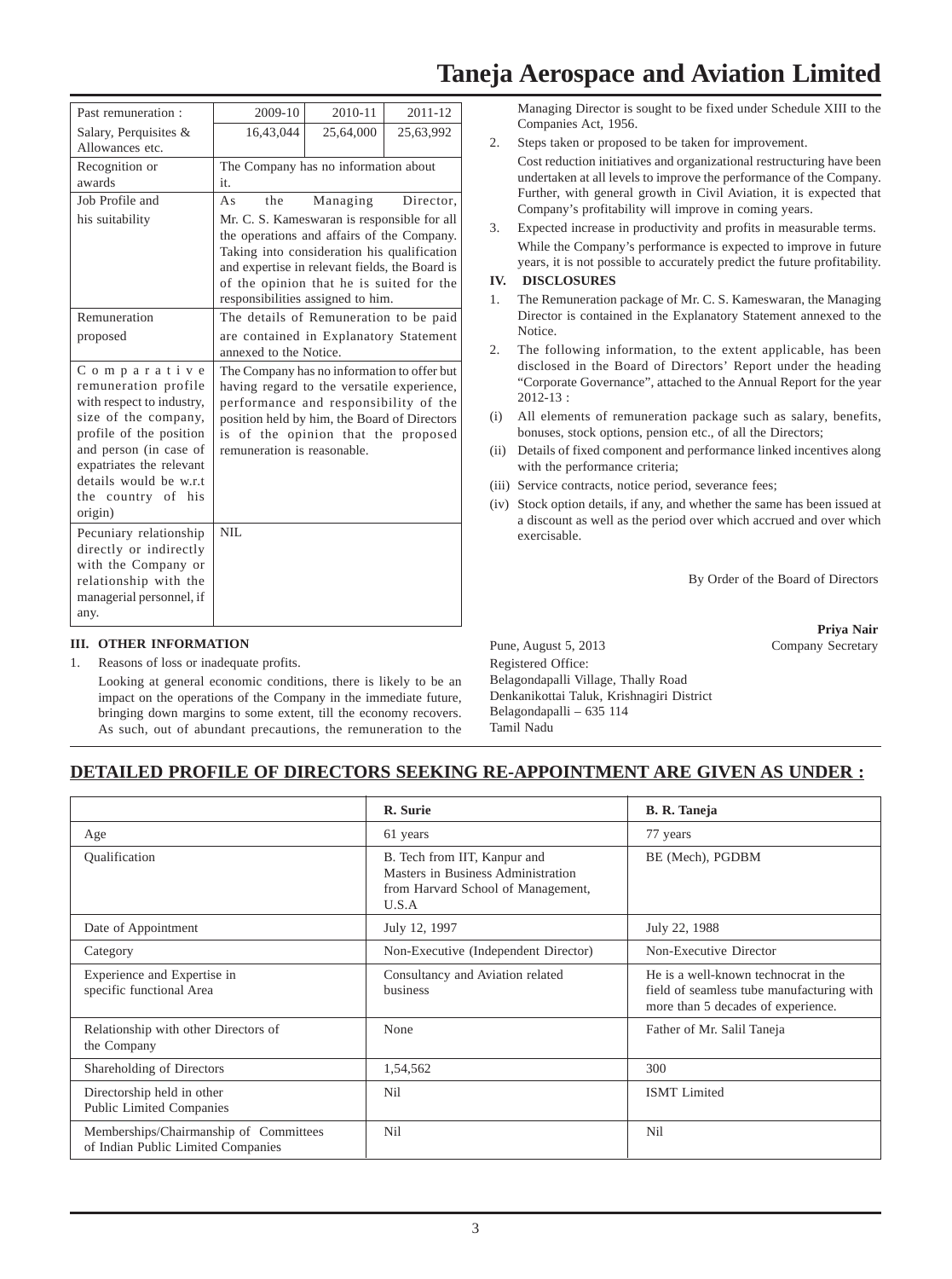| Past remuneration : | 2009-10 | 2010-11 | 2011-12 |
|---|---|---|---|
| Salary, Perquisites & Allowances etc. | 16,43,044 | 25,64,000 | 25,63,992 |
| Recognition or awards | The Company has no information about it. | | |
| Job Profile and his suitability | As the Managing Director, Mr. C. S. Kameswaran is responsible for all the operations and affairs of the Company. Taking into consideration his qualification and expertise in relevant fields, the Board is of the opinion that he is suited for the responsibilities assigned to him. | | |
| Remuneration proposed | The details of Remuneration to be paid are contained in Explanatory Statement annexed to the Notice. | | |
| Comparative remuneration profile with respect to industry, size of the company, profile of the position and person (in case of expatriates the relevant details would be w.r.t the country of his origin) | The Company has no information to offer but having regard to the versatile experience, performance and responsibility of the position held by him, the Board of Directors is of the opinion that the proposed remuneration is reasonable. | | |
| Pecuniary relationship directly or indirectly with the Company or relationship with the managerial personnel, if any. | NIL | | |

**III. OTHER INFORMATION**

1. Reasons of loss or inadequate profits.

   Looking at general economic conditions, there is likely to be an impact on the operations of the Company in the immediate future, bringing down margins to some extent, till the economy recovers. As such, out of abundant precautions, the remuneration to the Managing Director is sought to be fixed under Schedule XIII to the Companies Act, 1956.

2. Steps taken or proposed to be taken for improvement.

   Cost reduction initiatives and organizational restructuring have been undertaken at all levels to improve the performance of the Company. Further, with general growth in Civil Aviation, it is expected that Company's profitability will improve in coming years.

3. Expected increase in productivity and profits in measurable terms.

   While the Company's performance is expected to improve in future years, it is not possible to accurately predict the future profitability.

**IV. DISCLOSURES**

1. The Remuneration package of Mr. C. S. Kameswaran, the Managing Director is contained in the Explanatory Statement annexed to the Notice.
2. The following information, to the extent applicable, has been disclosed in the Board of Directors' Report under the heading "Corporate Governance", attached to the Annual Report for the year 2012-13 :

(i) All elements of remuneration package such as salary, benefits, bonuses, stock options, pension etc., of all the Directors;

(ii) Details of fixed component and performance linked incentives along with the performance criteria;

(iii) Service contracts, notice period, severance fees;

(iv) Stock option details, if any, and whether the same has been issued at a discount as well as the period over which accrued and over which exercisable.

By Order of the Board of Directors

**Priya Nair**
Company Secretary

Pune, August 5, 2013

Registered Office:
Belagondapalli Village, Thally Road
Denkanikottai Taluk, Krishnagiri District
Belagondapalli – 635 114
Tamil Nadu

## DETAILED PROFILE OF DIRECTORS SEEKING RE-APPOINTMENT ARE GIVEN AS UNDER :

| | **R. Surie** | **B. R. Taneja** |
|---|---|---|
| Age | 61 years | 77 years |
| Qualification | B. Tech from IIT, Kanpur and Masters in Business Administration from Harvard School of Management, U.S.A | BE (Mech), PGDBM |
| Date of Appointment | July 12, 1997 | July 22, 1988 |
| Category | Non-Executive (Independent Director) | Non-Executive Director |
| Experience and Expertise in specific functional Area | Consultancy and Aviation related business | He is a well-known technocrat in the field of seamless tube manufacturing with more than 5 decades of experience. |
| Relationship with other Directors of the Company | None | Father of Mr. Salil Taneja |
| Shareholding of Directors | 1,54,562 | 300 |
| Directorship held in other Public Limited Companies | Nil | ISMT Limited |
| Memberships/Chairmanship of Committees of Indian Public Limited Companies | Nil | Nil |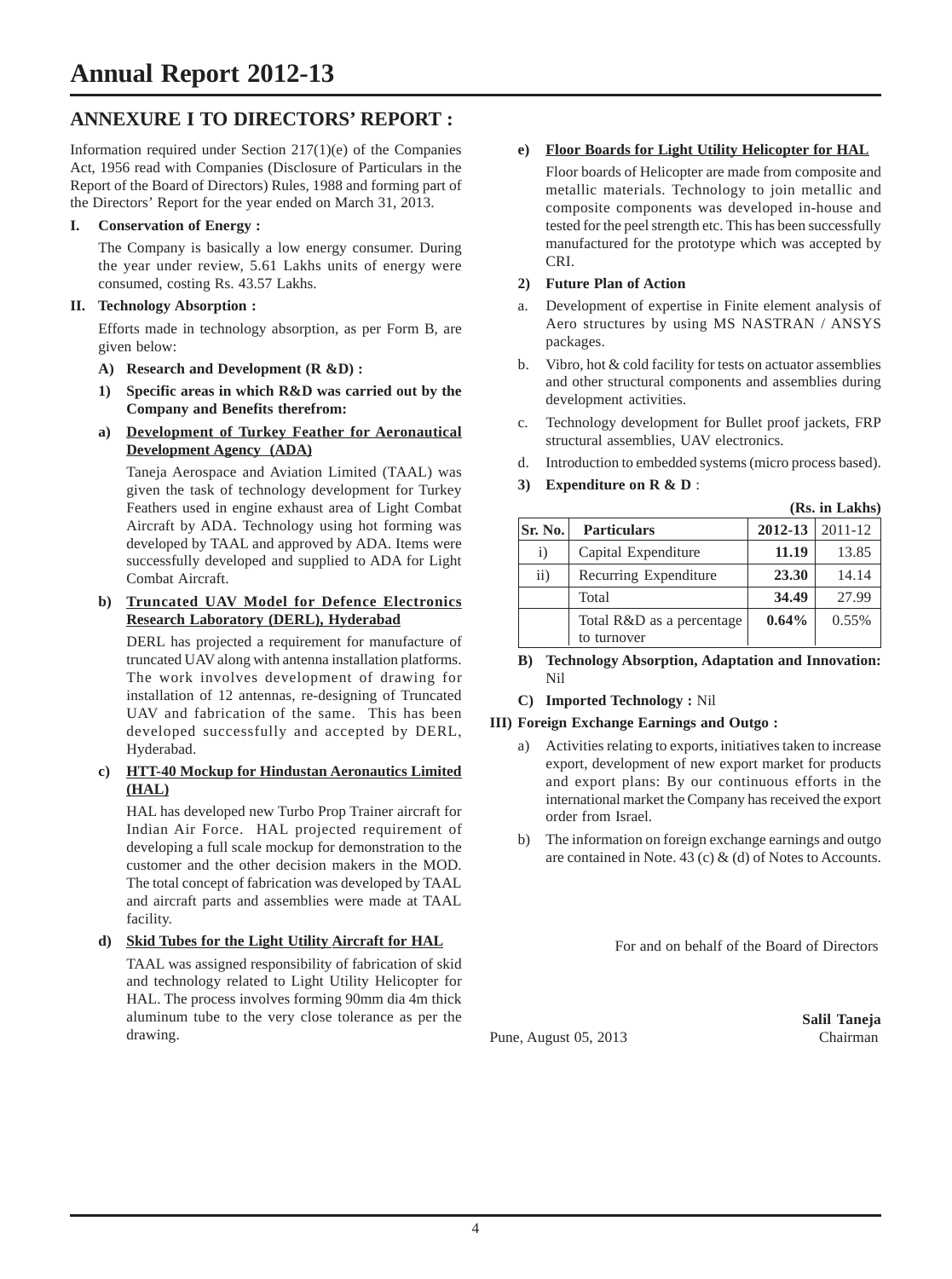## ANNEXURE I TO DIRECTORS' REPORT :

Information required under Section 217(1)(e) of the Companies Act, 1956 read with Companies (Disclosure of Particulars in the Report of the Board of Directors) Rules, 1988 and forming part of the Directors' Report for the year ended on March 31, 2013.

**I. Conservation of Energy :**

The Company is basically a low energy consumer. During the year under review, 5.61 Lakhs units of energy were consumed, costing Rs. 43.57 Lakhs.

**II. Technology Absorption :**

Efforts made in technology absorption, as per Form B, are given below:

**A) Research and Development (R &D) :**

**1) Specific areas in which R&D was carried out by the Company and Benefits therefrom:**

**a) Development of Turkey Feather for Aeronautical Development Agency (ADA)**

Taneja Aerospace and Aviation Limited (TAAL) was given the task of technology development for Turkey Feathers used in engine exhaust area of Light Combat Aircraft by ADA. Technology using hot forming was developed by TAAL and approved by ADA. Items were successfully developed and supplied to ADA for Light Combat Aircraft.

**b) Truncated UAV Model for Defence Electronics Research Laboratory (DERL), Hyderabad**

DERL has projected a requirement for manufacture of truncated UAV along with antenna installation platforms. The work involves development of drawing for installation of 12 antennas, re-designing of Truncated UAV and fabrication of the same. This has been developed successfully and accepted by DERL, Hyderabad.

**c) HTT-40 Mockup for Hindustan Aeronautics Limited (HAL)**

HAL has developed new Turbo Prop Trainer aircraft for Indian Air Force. HAL projected requirement of developing a full scale mockup for demonstration to the customer and the other decision makers in the MOD. The total concept of fabrication was developed by TAAL and aircraft parts and assemblies were made at TAAL facility.

**d) Skid Tubes for the Light Utility Aircraft for HAL**

TAAL was assigned responsibility of fabrication of skid and technology related to Light Utility Helicopter for HAL. The process involves forming 90mm dia 4m thick aluminum tube to the very close tolerance as per the drawing.

**e) Floor Boards for Light Utility Helicopter for HAL**

Floor boards of Helicopter are made from composite and metallic materials. Technology to join metallic and composite components was developed in-house and tested for the peel strength etc. This has been successfully manufactured for the prototype which was accepted by CRI.

**2) Future Plan of Action**

a. Development of expertise in Finite element analysis of Aero structures by using MS NASTRAN / ANSYS packages.

b. Vibro, hot & cold facility for tests on actuator assemblies and other structural components and assemblies during development activities.

c. Technology development for Bullet proof jackets, FRP structural assemblies, UAV electronics.

d. Introduction to embedded systems (micro process based).

**3) Expenditure on R & D** :

**(Rs. in Lakhs)**

| Sr. No. | Particulars | 2012-13 | 2011-12 |
|---|---|---|---|
| i) | Capital Expenditure | **11.19** | 13.85 |
| ii) | Recurring Expenditure | **23.30** | 14.14 |
| | Total | **34.49** | 27.99 |
| | Total R&D as a percentage to turnover | **0.64%** | 0.55% |

**B) Technology Absorption, Adaptation and Innovation:** Nil

**C) Imported Technology :** Nil

**III) Foreign Exchange Earnings and Outgo :**

a) Activities relating to exports, initiatives taken to increase export, development of new export market for products and export plans: By our continuous efforts in the international market the Company has received the export order from Israel.

b) The information on foreign exchange earnings and outgo are contained in Note. 43 (c) & (d) of Notes to Accounts.

For and on behalf of the Board of Directors

Pune, August 05, 2013

**Salil Taneja**
Chairman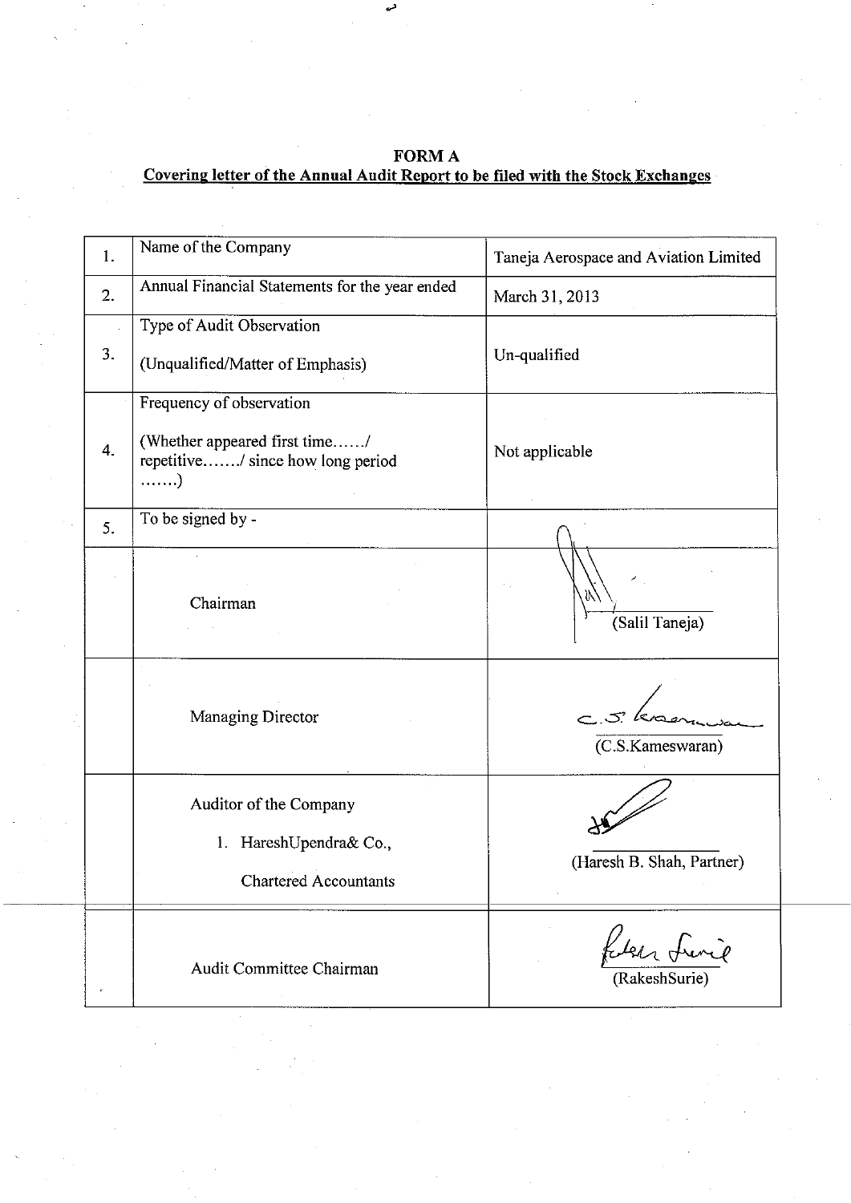**FORM A**

**Covering letter of the Annual Audit Report to be filed with the Stock Exchanges**

| | | |
|---|---|---|
| 1. | Name of the Company | Taneja Aerospace and Aviation Limited |
| 2. | Annual Financial Statements for the year ended | March 31, 2013 |
| 3. | Type of Audit Observation<br><br>(Unqualified/Matter of Emphasis) | Un-qualified |
| 4. | Frequency of observation<br><br>(Whether appeared first time....../ repetitive......./ since how long period .......) | Not applicable |
| 5. | To be signed by - | |
| | Chairman | (Salil Taneja) |
| | Managing Director | (C.S.Kameswaran) |
| | Auditor of the Company<br><br>1. HareshUpendra& Co.,<br><br>Chartered Accountants | (Haresh B. Shah, Partner) |
| | Audit Committee Chairman | (RakeshSurie) |